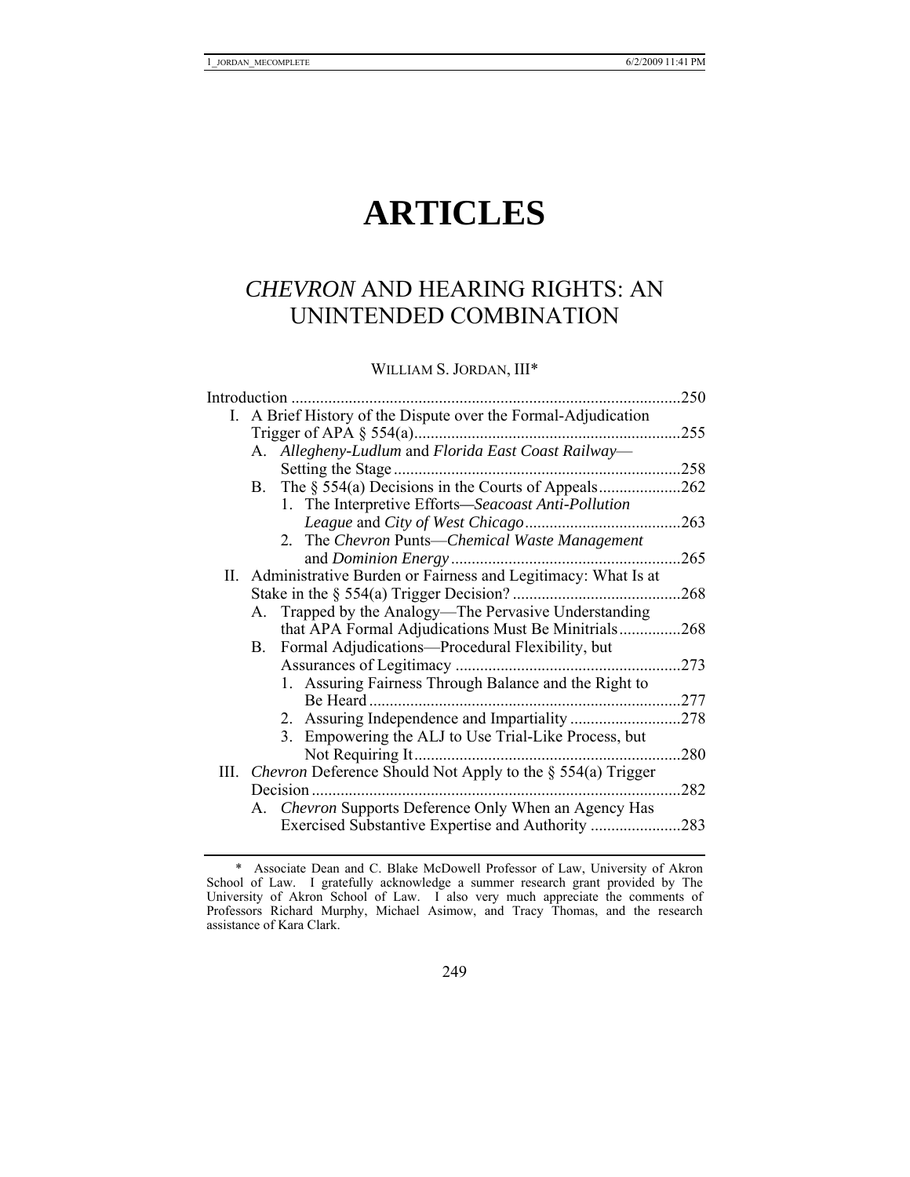# ARTICLES

## *CHEVRON* AND HEARING RIGHTS: AN UNINTENDED COMBINATION

WILLIAM S. JORDAN, III*

Introduction .....250
- I. A Brief History of the Dispute over the Formal-Adjudication Trigger of APA § 554(a) .....255
  - A. *Allegheny-Ludlum* and *Florida East Coast Railway*—Setting the Stage .....258
  - B. The § 554(a) Decisions in the Courts of Appeals .....262
    - 1. The Interpretive Efforts—*Seacoast Anti-Pollution League* and *City of West Chicago* .....263
    - 2. The *Chevron* Punts—*Chemical Waste Management* and *Dominion Energy* .....265
- II. Administrative Burden or Fairness and Legitimacy: What Is at Stake in the § 554(a) Trigger Decision? .....268
  - A. Trapped by the Analogy—The Pervasive Understanding that APA Formal Adjudications Must Be Minitrials .....268
  - B. Formal Adjudications—Procedural Flexibility, but Assurances of Legitimacy .....273
    - 1. Assuring Fairness Through Balance and the Right to Be Heard .....277
    - 2. Assuring Independence and Impartiality .....278
    - 3. Empowering the ALJ to Use Trial-Like Process, but Not Requiring It .....280
- III. *Chevron* Deference Should Not Apply to the § 554(a) Trigger Decision .....282
  - A. *Chevron* Supports Deference Only When an Agency Has Exercised Substantive Expertise and Authority .....283

---

\* Associate Dean and C. Blake McDowell Professor of Law, University of Akron School of Law. I gratefully acknowledge a summer research grant provided by The University of Akron School of Law. I also very much appreciate the comments of Professors Richard Murphy, Michael Asimow, and Tracy Thomas, and the research assistance of Kara Clark.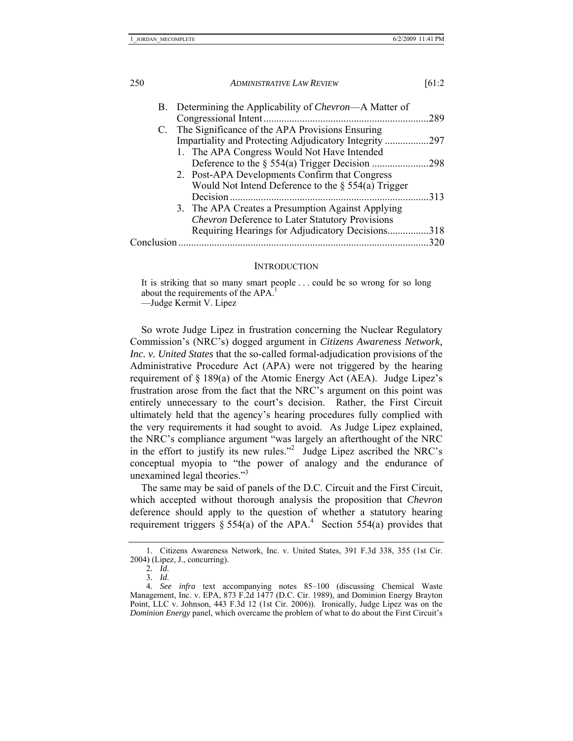B. Determining the Applicability of *Chevron*—A Matter of Congressional Intent ................................................................289

C. The Significance of the APA Provisions Ensuring Impartiality and Protecting Adjudicatory Integrity .................297

1. The APA Congress Would Not Have Intended Deference to the § 554(a) Trigger Decision ......................298
2. Post-APA Developments Confirm that Congress Would Not Intend Deference to the § 554(a) Trigger Decision ............................................................................313
3. The APA Creates a Presumption Against Applying *Chevron* Deference to Later Statutory Provisions Requiring Hearings for Adjudicatory Decisions................318

Conclusion ................................................................................................320

## INTRODUCTION

> It is striking that so many smart people . . . could be so wrong for so long about the requirements of the APA.[1]
>
> —Judge Kermit V. Lipez

So wrote Judge Lipez in frustration concerning the Nuclear Regulatory Commission's (NRC's) dogged argument in *Citizens Awareness Network, Inc. v. United States* that the so-called formal-adjudication provisions of the Administrative Procedure Act (APA) were not triggered by the hearing requirement of § 189(a) of the Atomic Energy Act (AEA). Judge Lipez's frustration arose from the fact that the NRC's argument on this point was entirely unnecessary to the court's decision. Rather, the First Circuit ultimately held that the agency's hearing procedures fully complied with the very requirements it had sought to avoid. As Judge Lipez explained, the NRC's compliance argument "was largely an afterthought of the NRC in the effort to justify its new rules."[2] Judge Lipez ascribed the NRC's conceptual myopia to "the power of analogy and the endurance of unexamined legal theories."[3]

The same may be said of panels of the D.C. Circuit and the First Circuit, which accepted without thorough analysis the proposition that *Chevron* deference should apply to the question of whether a statutory hearing requirement triggers § 554(a) of the APA.[4] Section 554(a) provides that

---

1. Citizens Awareness Network, Inc. v. United States, 391 F.3d 338, 355 (1st Cir. 2004) (Lipez, J., concurring).

2. *Id*.

3. *Id*.

4. *See infra* text accompanying notes 85–100 (discussing Chemical Waste Management, Inc. v. EPA, 873 F.2d 1477 (D.C. Cir. 1989), and Dominion Energy Brayton Point, LLC v. Johnson, 443 F.3d 12 (1st Cir. 2006)). Ironically, Judge Lipez was on the *Dominion Energy* panel, which overcame the problem of what to do about the First Circuit's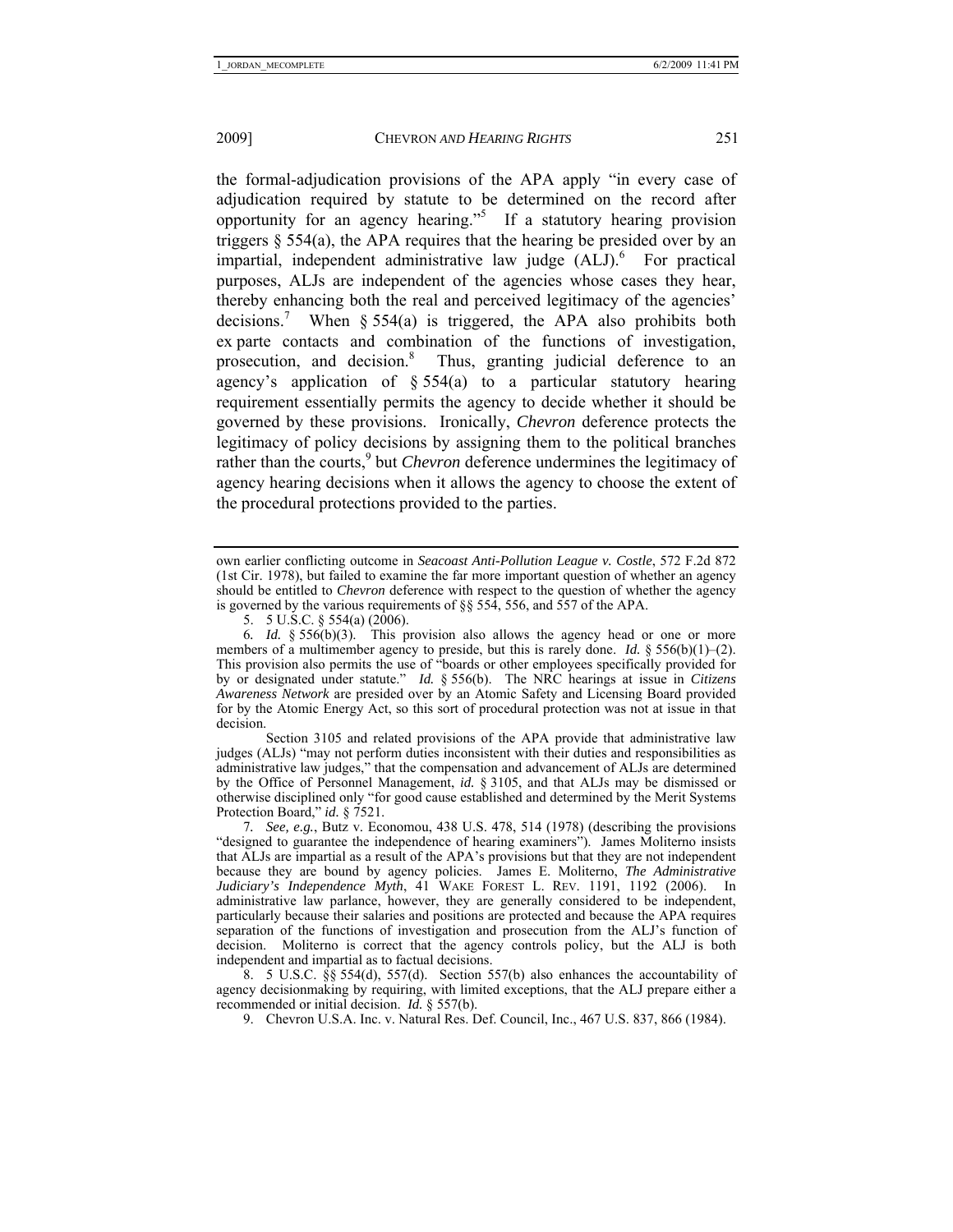the formal-adjudication provisions of the APA apply "in every case of adjudication required by statute to be determined on the record after opportunity for an agency hearing."[5] If a statutory hearing provision triggers § 554(a), the APA requires that the hearing be presided over by an impartial, independent administrative law judge (ALJ).[6] For practical purposes, ALJs are independent of the agencies whose cases they hear, thereby enhancing both the real and perceived legitimacy of the agencies' decisions.[7] When § 554(a) is triggered, the APA also prohibits both ex parte contacts and combination of the functions of investigation, prosecution, and decision.[8] Thus, granting judicial deference to an agency's application of § 554(a) to a particular statutory hearing requirement essentially permits the agency to decide whether it should be governed by these provisions. Ironically, *Chevron* deference protects the legitimacy of policy decisions by assigning them to the political branches rather than the courts,[9] but *Chevron* deference undermines the legitimacy of agency hearing decisions when it allows the agency to choose the extent of the procedural protections provided to the parties.

---

own earlier conflicting outcome in *Seacoast Anti-Pollution League v. Costle*, 572 F.2d 872 (1st Cir. 1978), but failed to examine the far more important question of whether an agency should be entitled to *Chevron* deference with respect to the question of whether the agency is governed by the various requirements of §§ 554, 556, and 557 of the APA.

5. 5 U.S.C. § 554(a) (2006).

6. *Id.* § 556(b)(3). This provision also allows the agency head or one or more members of a multimember agency to preside, but this is rarely done. *Id.* § 556(b)(1)–(2). This provision also permits the use of "boards or other employees specifically provided for by or designated under statute." *Id.* § 556(b). The NRC hearings at issue in *Citizens Awareness Network* are presided over by an Atomic Safety and Licensing Board provided for by the Atomic Energy Act, so this sort of procedural protection was not at issue in that decision.

Section 3105 and related provisions of the APA provide that administrative law judges (ALJs) "may not perform duties inconsistent with their duties and responsibilities as administrative law judges," that the compensation and advancement of ALJs are determined by the Office of Personnel Management, *id.* § 3105, and that ALJs may be dismissed or otherwise disciplined only "for good cause established and determined by the Merit Systems Protection Board," *id.* § 7521.

7. *See, e.g.*, Butz v. Economou, 438 U.S. 478, 514 (1978) (describing the provisions "designed to guarantee the independence of hearing examiners"). James Moliterno insists that ALJs are impartial as a result of the APA's provisions but that they are not independent because they are bound by agency policies. James E. Moliterno, *The Administrative Judiciary's Independence Myth*, 41 WAKE FOREST L. REV. 1191, 1192 (2006). In administrative law parlance, however, they are generally considered to be independent, particularly because their salaries and positions are protected and because the APA requires separation of the functions of investigation and prosecution from the ALJ's function of decision. Moliterno is correct that the agency controls policy, but the ALJ is both independent and impartial as to factual decisions.

8. 5 U.S.C. §§ 554(d), 557(d). Section 557(b) also enhances the accountability of agency decisionmaking by requiring, with limited exceptions, that the ALJ prepare either a recommended or initial decision. *Id.* § 557(b).

9. Chevron U.S.A. Inc. v. Natural Res. Def. Council, Inc., 467 U.S. 837, 866 (1984).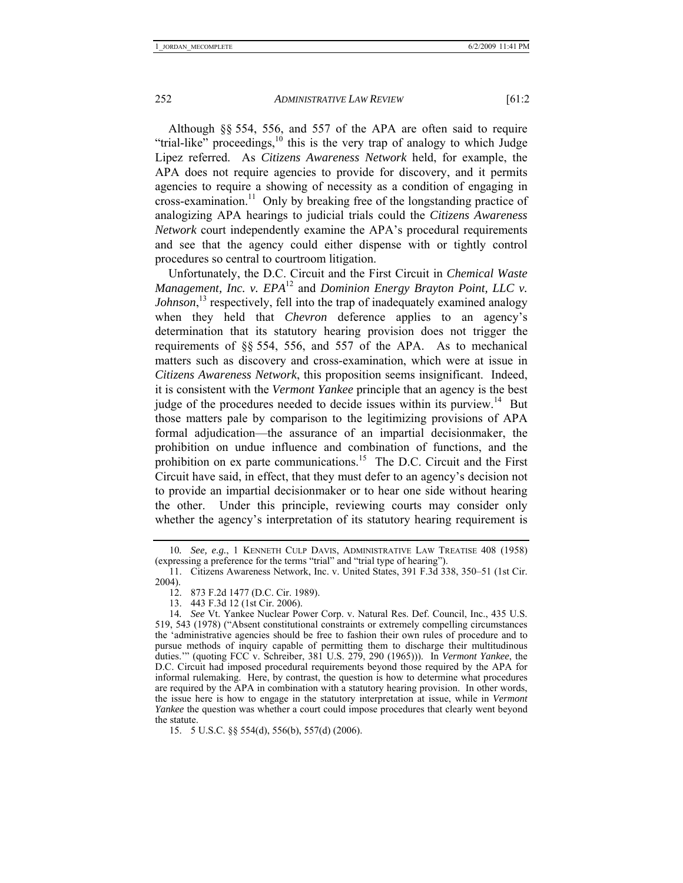Although §§ 554, 556, and 557 of the APA are often said to require "trial-like" proceedings,[10] this is the very trap of analogy to which Judge Lipez referred. As *Citizens Awareness Network* held, for example, the APA does not require agencies to provide for discovery, and it permits agencies to require a showing of necessity as a condition of engaging in cross-examination.[11] Only by breaking free of the longstanding practice of analogizing APA hearings to judicial trials could the *Citizens Awareness Network* court independently examine the APA's procedural requirements and see that the agency could either dispense with or tightly control procedures so central to courtroom litigation.

Unfortunately, the D.C. Circuit and the First Circuit in *Chemical Waste Management, Inc. v. EPA*[12] and *Dominion Energy Brayton Point, LLC v. Johnson*,[13] respectively, fell into the trap of inadequately examined analogy when they held that *Chevron* deference applies to an agency's determination that its statutory hearing provision does not trigger the requirements of §§ 554, 556, and 557 of the APA. As to mechanical matters such as discovery and cross-examination, which were at issue in *Citizens Awareness Network*, this proposition seems insignificant. Indeed, it is consistent with the *Vermont Yankee* principle that an agency is the best judge of the procedures needed to decide issues within its purview.[14] But those matters pale by comparison to the legitimizing provisions of APA formal adjudication—the assurance of an impartial decisionmaker, the prohibition on undue influence and combination of functions, and the prohibition on ex parte communications.[15] The D.C. Circuit and the First Circuit have said, in effect, that they must defer to an agency's decision not to provide an impartial decisionmaker or to hear one side without hearing the other. Under this principle, reviewing courts may consider only whether the agency's interpretation of its statutory hearing requirement is

---

10. *See, e.g.*, 1 KENNETH CULP DAVIS, ADMINISTRATIVE LAW TREATISE 408 (1958) (expressing a preference for the terms "trial" and "trial type of hearing").

11. Citizens Awareness Network, Inc. v. United States, 391 F.3d 338, 350–51 (1st Cir. 2004).

12. 873 F.2d 1477 (D.C. Cir. 1989).

13. 443 F.3d 12 (1st Cir. 2006).

14. *See* Vt. Yankee Nuclear Power Corp. v. Natural Res. Def. Council, Inc., 435 U.S. 519, 543 (1978) ("Absent constitutional constraints or extremely compelling circumstances the 'administrative agencies should be free to fashion their own rules of procedure and to pursue methods of inquiry capable of permitting them to discharge their multitudinous duties.'" (quoting FCC v. Schreiber, 381 U.S. 279, 290 (1965))). In *Vermont Yankee*, the D.C. Circuit had imposed procedural requirements beyond those required by the APA for informal rulemaking. Here, by contrast, the question is how to determine what procedures are required by the APA in combination with a statutory hearing provision. In other words, the issue here is how to engage in the statutory interpretation at issue, while in *Vermont Yankee* the question was whether a court could impose procedures that clearly went beyond the statute.

15. 5 U.S.C. §§ 554(d), 556(b), 557(d) (2006).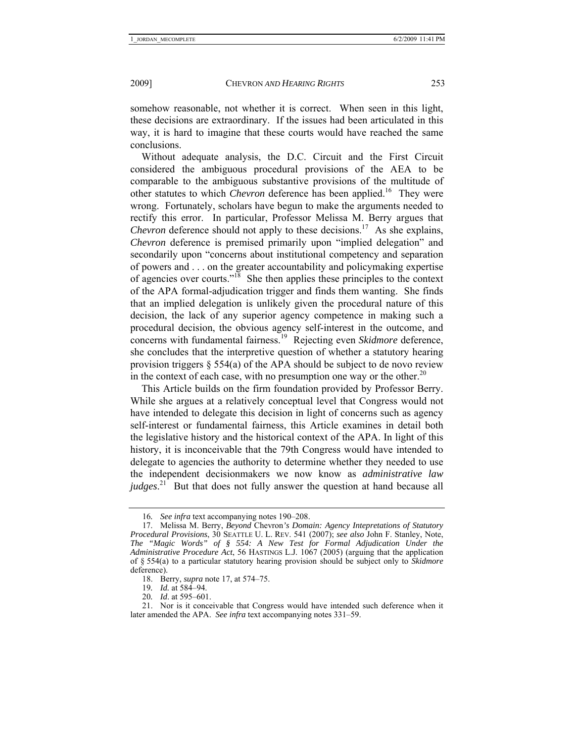somehow reasonable, not whether it is correct. When seen in this light, these decisions are extraordinary. If the issues had been articulated in this way, it is hard to imagine that these courts would have reached the same conclusions.

Without adequate analysis, the D.C. Circuit and the First Circuit considered the ambiguous procedural provisions of the AEA to be comparable to the ambiguous substantive provisions of the multitude of other statutes to which *Chevron* deference has been applied.[16] They were wrong. Fortunately, scholars have begun to make the arguments needed to rectify this error. In particular, Professor Melissa M. Berry argues that *Chevron* deference should not apply to these decisions.[17] As she explains, *Chevron* deference is premised primarily upon "implied delegation" and secondarily upon "concerns about institutional competency and separation of powers and . . . on the greater accountability and policymaking expertise of agencies over courts."[18] She then applies these principles to the context of the APA formal-adjudication trigger and finds them wanting. She finds that an implied delegation is unlikely given the procedural nature of this decision, the lack of any superior agency competence in making such a procedural decision, the obvious agency self-interest in the outcome, and concerns with fundamental fairness.[19] Rejecting even *Skidmore* deference, she concludes that the interpretive question of whether a statutory hearing provision triggers § 554(a) of the APA should be subject to de novo review in the context of each case, with no presumption one way or the other.[20]

This Article builds on the firm foundation provided by Professor Berry. While she argues at a relatively conceptual level that Congress would not have intended to delegate this decision in light of concerns such as agency self-interest or fundamental fairness, this Article examines in detail both the legislative history and the historical context of the APA. In light of this history, it is inconceivable that the 79th Congress would have intended to delegate to agencies the authority to determine whether they needed to use the independent decisionmakers we now know as *administrative law judges*.[21] But that does not fully answer the question at hand because all

16. *See infra* text accompanying notes 190–208.

17. Melissa M. Berry, *Beyond* Chevron*'s Domain: Agency Intepretations of Statutory Procedural Provisions*, 30 SEATTLE U. L. REV. 541 (2007); *see also* John F. Stanley, Note, *The "Magic Words" of § 554: A New Test for Formal Adjudication Under the Administrative Procedure Act*, 56 HASTINGS L.J. 1067 (2005) (arguing that the application of § 554(a) to a particular statutory hearing provision should be subject only to *Skidmore* deference).

18. Berry, *supra* note 17, at 574–75.

19. *Id.* at 584–94.

20. *Id*. at 595–601.

21. Nor is it conceivable that Congress would have intended such deference when it later amended the APA. *See infra* text accompanying notes 331–59.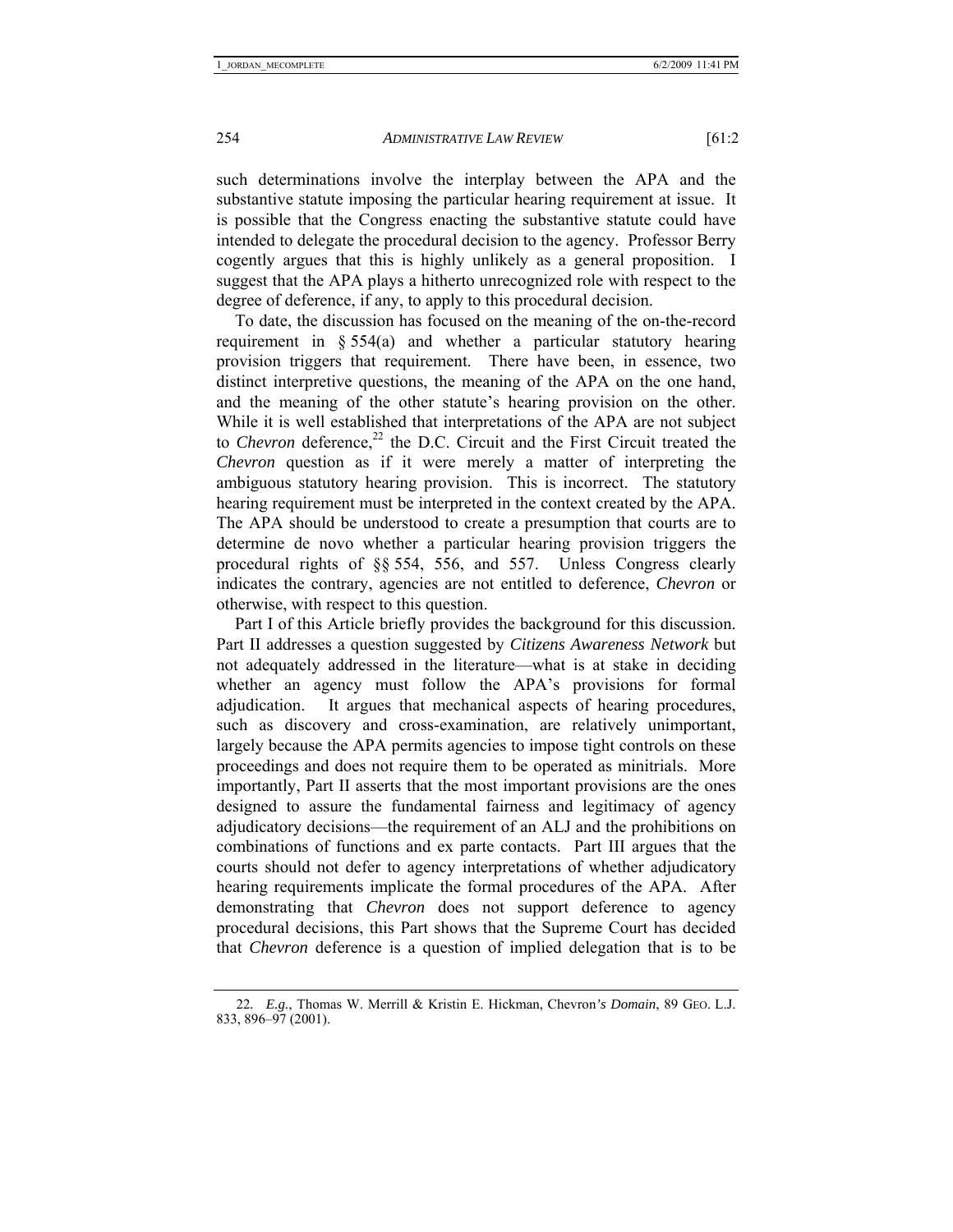such determinations involve the interplay between the APA and the substantive statute imposing the particular hearing requirement at issue. It is possible that the Congress enacting the substantive statute could have intended to delegate the procedural decision to the agency. Professor Berry cogently argues that this is highly unlikely as a general proposition. I suggest that the APA plays a hitherto unrecognized role with respect to the degree of deference, if any, to apply to this procedural decision.

To date, the discussion has focused on the meaning of the on-the-record requirement in § 554(a) and whether a particular statutory hearing provision triggers that requirement. There have been, in essence, two distinct interpretive questions, the meaning of the APA on the one hand, and the meaning of the other statute's hearing provision on the other. While it is well established that interpretations of the APA are not subject to *Chevron* deference,[22] the D.C. Circuit and the First Circuit treated the *Chevron* question as if it were merely a matter of interpreting the ambiguous statutory hearing provision. This is incorrect. The statutory hearing requirement must be interpreted in the context created by the APA. The APA should be understood to create a presumption that courts are to determine de novo whether a particular hearing provision triggers the procedural rights of §§ 554, 556, and 557. Unless Congress clearly indicates the contrary, agencies are not entitled to deference, *Chevron* or otherwise, with respect to this question.

Part I of this Article briefly provides the background for this discussion. Part II addresses a question suggested by *Citizens Awareness Network* but not adequately addressed in the literature—what is at stake in deciding whether an agency must follow the APA's provisions for formal adjudication. It argues that mechanical aspects of hearing procedures, such as discovery and cross-examination, are relatively unimportant, largely because the APA permits agencies to impose tight controls on these proceedings and does not require them to be operated as minitrials. More importantly, Part II asserts that the most important provisions are the ones designed to assure the fundamental fairness and legitimacy of agency adjudicatory decisions—the requirement of an ALJ and the prohibitions on combinations of functions and ex parte contacts. Part III argues that the courts should not defer to agency interpretations of whether adjudicatory hearing requirements implicate the formal procedures of the APA. After demonstrating that *Chevron* does not support deference to agency procedural decisions, this Part shows that the Supreme Court has decided that *Chevron* deference is a question of implied delegation that is to be

---

22. *E.g.*, Thomas W. Merrill & Kristin E. Hickman, Chevron*'s Domain*, 89 GEO. L.J. 833, 896–97 (2001).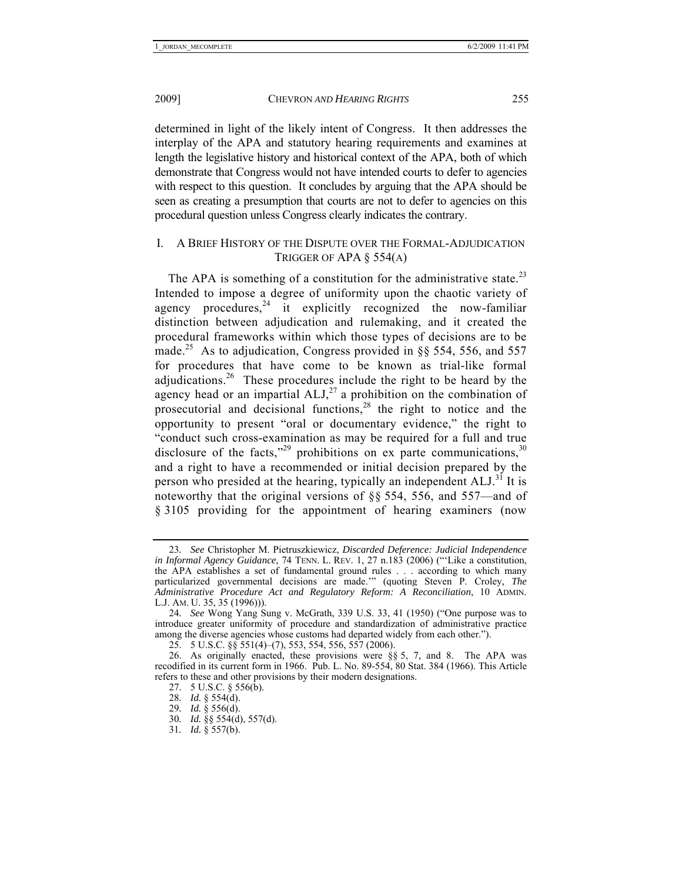determined in light of the likely intent of Congress. It then addresses the interplay of the APA and statutory hearing requirements and examines at length the legislative history and historical context of the APA, both of which demonstrate that Congress would not have intended courts to defer to agencies with respect to this question. It concludes by arguing that the APA should be seen as creating a presumption that courts are not to defer to agencies on this procedural question unless Congress clearly indicates the contrary.

## I. A Brief History of the Dispute over the Formal-Adjudication Trigger of APA § 554(a)

The APA is something of a constitution for the administrative state.[23] Intended to impose a degree of uniformity upon the chaotic variety of agency procedures,[24] it explicitly recognized the now-familiar distinction between adjudication and rulemaking, and it created the procedural frameworks within which those types of decisions are to be made.[25] As to adjudication, Congress provided in §§ 554, 556, and 557 for procedures that have come to be known as trial-like formal adjudications.[26] These procedures include the right to be heard by the agency head or an impartial ALJ,[27] a prohibition on the combination of prosecutorial and decisional functions,[28] the right to notice and the opportunity to present "oral or documentary evidence," the right to "conduct such cross-examination as may be required for a full and true disclosure of the facts,"[29] prohibitions on ex parte communications,[30] and a right to have a recommended or initial decision prepared by the person who presided at the hearing, typically an independent ALJ.[31] It is noteworthy that the original versions of §§ 554, 556, and 557—and of § 3105 providing for the appointment of hearing examiners (now

---

23. *See* Christopher M. Pietruszkiewicz, *Discarded Deference: Judicial Independence in Informal Agency Guidance*, 74 Tenn. L. Rev. 1, 27 n.183 (2006) ("'Like a constitution, the APA establishes a set of fundamental ground rules . . . according to which many particularized governmental decisions are made.'" (quoting Steven P. Croley, *The Administrative Procedure Act and Regulatory Reform: A Reconciliation*, 10 Admin. L.J. Am. U. 35, 35 (1996))).

24. *See* Wong Yang Sung v. McGrath, 339 U.S. 33, 41 (1950) ("One purpose was to introduce greater uniformity of procedure and standardization of administrative practice among the diverse agencies whose customs had departed widely from each other.").

25. 5 U.S.C. §§ 551(4)–(7), 553, 554, 556, 557 (2006).

26. As originally enacted, these provisions were §§ 5, 7, and 8. The APA was recodified in its current form in 1966. Pub. L. No. 89-554, 80 Stat. 384 (1966). This Article refers to these and other provisions by their modern designations.

27. 5 U.S.C. § 556(b).

28. *Id.* § 554(d).

29. *Id.* § 556(d).

30. *Id.* §§ 554(d), 557(d).

31. *Id.* § 557(b).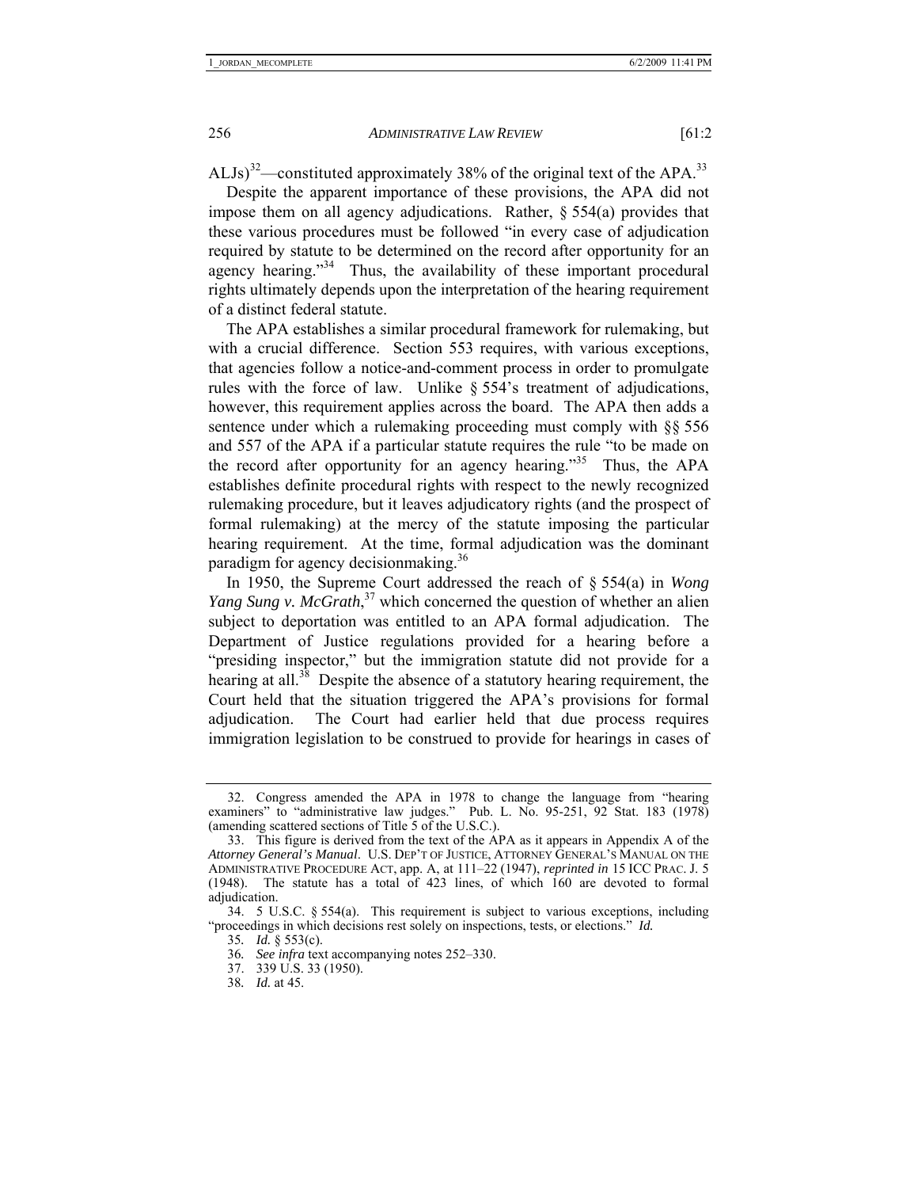ALJs)[32]—constituted approximately 38% of the original text of the APA.[33]

Despite the apparent importance of these provisions, the APA did not impose them on all agency adjudications. Rather, § 554(a) provides that these various procedures must be followed "in every case of adjudication required by statute to be determined on the record after opportunity for an agency hearing."[34] Thus, the availability of these important procedural rights ultimately depends upon the interpretation of the hearing requirement of a distinct federal statute.

The APA establishes a similar procedural framework for rulemaking, but with a crucial difference. Section 553 requires, with various exceptions, that agencies follow a notice-and-comment process in order to promulgate rules with the force of law. Unlike § 554's treatment of adjudications, however, this requirement applies across the board. The APA then adds a sentence under which a rulemaking proceeding must comply with §§ 556 and 557 of the APA if a particular statute requires the rule "to be made on the record after opportunity for an agency hearing."[35] Thus, the APA establishes definite procedural rights with respect to the newly recognized rulemaking procedure, but it leaves adjudicatory rights (and the prospect of formal rulemaking) at the mercy of the statute imposing the particular hearing requirement. At the time, formal adjudication was the dominant paradigm for agency decisionmaking.[36]

In 1950, the Supreme Court addressed the reach of § 554(a) in *Wong Yang Sung v. McGrath*,[37] which concerned the question of whether an alien subject to deportation was entitled to an APA formal adjudication. The Department of Justice regulations provided for a hearing before a "presiding inspector," but the immigration statute did not provide for a hearing at all.[38] Despite the absence of a statutory hearing requirement, the Court held that the situation triggered the APA's provisions for formal adjudication. The Court had earlier held that due process requires immigration legislation to be construed to provide for hearings in cases of

---

32. Congress amended the APA in 1978 to change the language from "hearing examiners" to "administrative law judges." Pub. L. No. 95-251, 92 Stat. 183 (1978) (amending scattered sections of Title 5 of the U.S.C.).

33. This figure is derived from the text of the APA as it appears in Appendix A of the *Attorney General's Manual*. U.S. DEP'T OF JUSTICE, ATTORNEY GENERAL'S MANUAL ON THE ADMINISTRATIVE PROCEDURE ACT, app. A, at 111–22 (1947), *reprinted in* 15 ICC PRAC. J. 5 (1948). The statute has a total of 423 lines, of which 160 are devoted to formal adjudication.

34. 5 U.S.C. § 554(a). This requirement is subject to various exceptions, including "proceedings in which decisions rest solely on inspections, tests, or elections." *Id.*

35. *Id.* § 553(c).

36. *See infra* text accompanying notes 252–330.

37. 339 U.S. 33 (1950).

38. *Id.* at 45.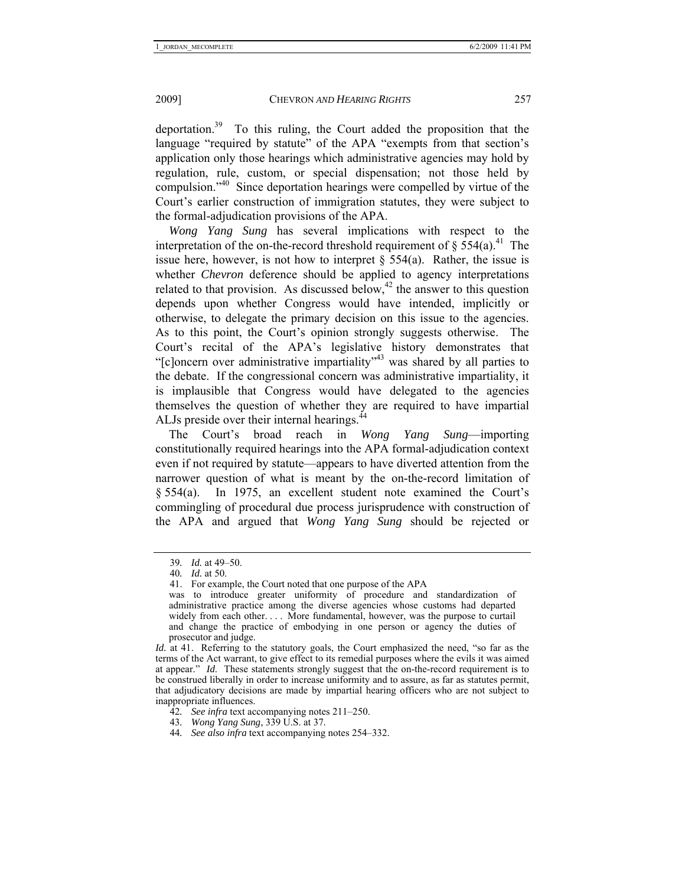deportation.[39] To this ruling, the Court added the proposition that the language "required by statute" of the APA "exempts from that section's application only those hearings which administrative agencies may hold by regulation, rule, custom, or special dispensation; not those held by compulsion."[40] Since deportation hearings were compelled by virtue of the Court's earlier construction of immigration statutes, they were subject to the formal-adjudication provisions of the APA.

*Wong Yang Sung* has several implications with respect to the interpretation of the on-the-record threshold requirement of § 554(a).[41] The issue here, however, is not how to interpret § 554(a). Rather, the issue is whether *Chevron* deference should be applied to agency interpretations related to that provision. As discussed below,[42] the answer to this question depends upon whether Congress would have intended, implicitly or otherwise, to delegate the primary decision on this issue to the agencies. As to this point, the Court's opinion strongly suggests otherwise. The Court's recital of the APA's legislative history demonstrates that "[c]oncern over administrative impartiality"[43] was shared by all parties to the debate. If the congressional concern was administrative impartiality, it is implausible that Congress would have delegated to the agencies themselves the question of whether they are required to have impartial ALJs preside over their internal hearings.[44]

The Court's broad reach in *Wong Yang Sung*—importing constitutionally required hearings into the APA formal-adjudication context even if not required by statute—appears to have diverted attention from the narrower question of what is meant by the on-the-record limitation of § 554(a). In 1975, an excellent student note examined the Court's commingling of procedural due process jurisprudence with construction of the APA and argued that *Wong Yang Sung* should be rejected or

---

39. *Id.* at 49–50.

40. *Id.* at 50.

41. For example, the Court noted that one purpose of the APA

> was to introduce greater uniformity of procedure and standardization of administrative practice among the diverse agencies whose customs had departed widely from each other. . . . More fundamental, however, was the purpose to curtail and change the practice of embodying in one person or agency the duties of prosecutor and judge.

*Id.* at 41. Referring to the statutory goals, the Court emphasized the need, "so far as the terms of the Act warrant, to give effect to its remedial purposes where the evils it was aimed at appear." *Id.* These statements strongly suggest that the on-the-record requirement is to be construed liberally in order to increase uniformity and to assure, as far as statutes permit, that adjudicatory decisions are made by impartial hearing officers who are not subject to inappropriate influences.

42. *See infra* text accompanying notes 211–250.

43. *Wong Yang Sung*, 339 U.S. at 37.

44. *See also infra* text accompanying notes 254–332.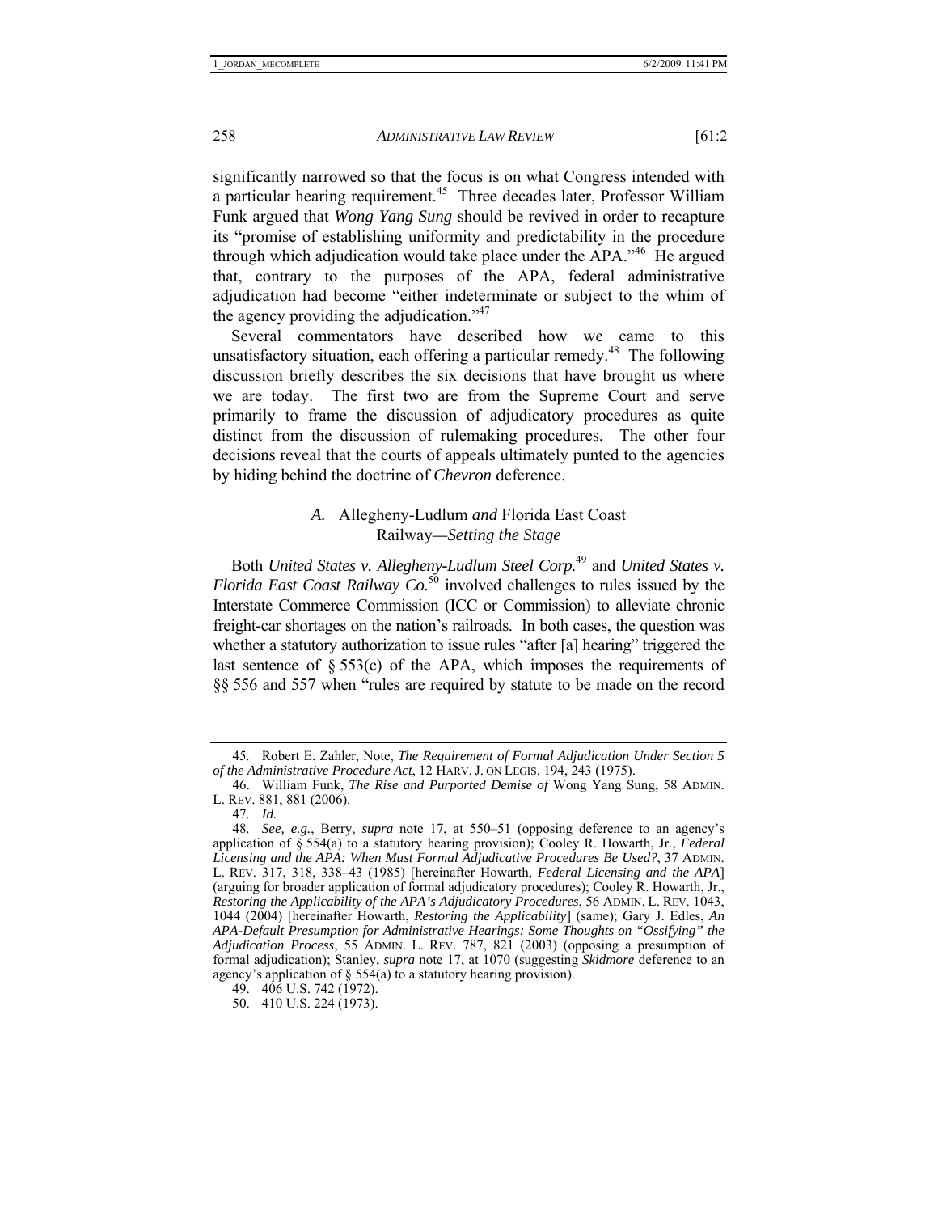significantly narrowed so that the focus is on what Congress intended with a particular hearing requirement.[45] Three decades later, Professor William Funk argued that *Wong Yang Sung* should be revived in order to recapture its "promise of establishing uniformity and predictability in the procedure through which adjudication would take place under the APA."[46] He argued that, contrary to the purposes of the APA, federal administrative adjudication had become "either indeterminate or subject to the whim of the agency providing the adjudication."[47]

Several commentators have described how we came to this unsatisfactory situation, each offering a particular remedy.[48] The following discussion briefly describes the six decisions that have brought us where we are today. The first two are from the Supreme Court and serve primarily to frame the discussion of adjudicatory procedures as quite distinct from the discussion of rulemaking procedures. The other four decisions reveal that the courts of appeals ultimately punted to the agencies by hiding behind the doctrine of *Chevron* deference.

### *A.* Allegheny-Ludlum *and* Florida East Coast Railway*—Setting the Stage*

Both *United States v. Allegheny-Ludlum Steel Corp.*[49] and *United States v. Florida East Coast Railway Co.*[50] involved challenges to rules issued by the Interstate Commerce Commission (ICC or Commission) to alleviate chronic freight-car shortages on the nation's railroads. In both cases, the question was whether a statutory authorization to issue rules "after [a] hearing" triggered the last sentence of § 553(c) of the APA, which imposes the requirements of §§ 556 and 557 when "rules are required by statute to be made on the record

---

45. Robert E. Zahler, Note, *The Requirement of Formal Adjudication Under Section 5 of the Administrative Procedure Act*, 12 HARV. J. ON LEGIS. 194, 243 (1975).

46. William Funk, *The Rise and Purported Demise of* Wong Yang Sung, 58 ADMIN. L. REV. 881, 881 (2006).

47. *Id.*

48. *See, e.g.*, Berry, *supra* note 17, at 550–51 (opposing deference to an agency's application of § 554(a) to a statutory hearing provision); Cooley R. Howarth, Jr., *Federal Licensing and the APA: When Must Formal Adjudicative Procedures Be Used?*, 37 ADMIN. L. REV. 317, 318, 338–43 (1985) [hereinafter Howarth, *Federal Licensing and the APA*] (arguing for broader application of formal adjudicatory procedures); Cooley R. Howarth, Jr., *Restoring the Applicability of the APA's Adjudicatory Procedures*, 56 ADMIN. L. REV. 1043, 1044 (2004) [hereinafter Howarth, *Restoring the Applicability*] (same); Gary J. Edles, *An APA-Default Presumption for Administrative Hearings: Some Thoughts on "Ossifying" the Adjudication Process*, 55 ADMIN. L. REV. 787, 821 (2003) (opposing a presumption of formal adjudication); Stanley, *supra* note 17, at 1070 (suggesting *Skidmore* deference to an agency's application of § 554(a) to a statutory hearing provision).

49. 406 U.S. 742 (1972).

50. 410 U.S. 224 (1973).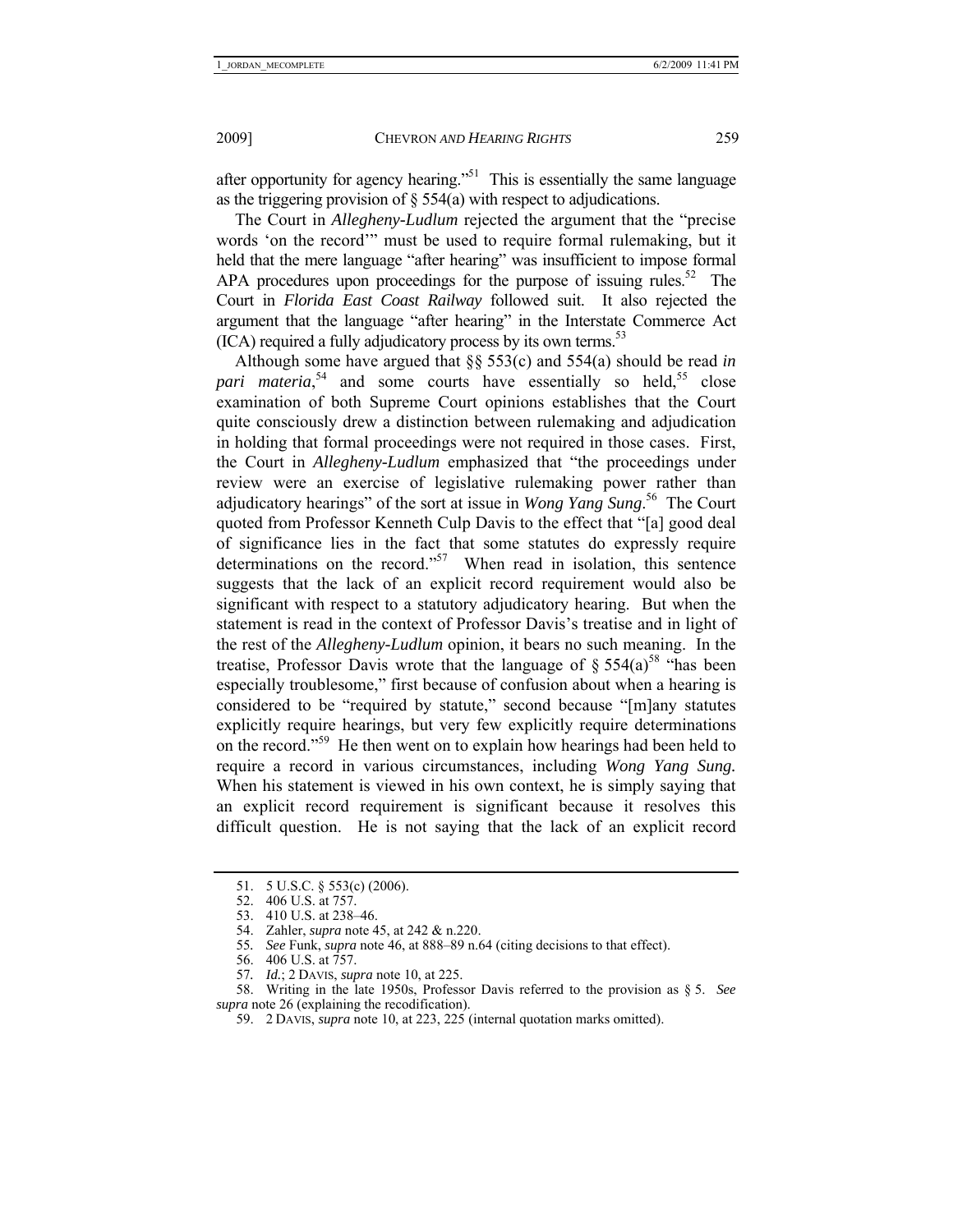after opportunity for agency hearing."[51] This is essentially the same language as the triggering provision of § 554(a) with respect to adjudications.

The Court in *Allegheny-Ludlum* rejected the argument that the "precise words 'on the record'" must be used to require formal rulemaking, but it held that the mere language "after hearing" was insufficient to impose formal APA procedures upon proceedings for the purpose of issuing rules.[52] The Court in *Florida East Coast Railway* followed suit. It also rejected the argument that the language "after hearing" in the Interstate Commerce Act (ICA) required a fully adjudicatory process by its own terms.[53]

Although some have argued that §§ 553(c) and 554(a) should be read *in pari materia*,[54] and some courts have essentially so held,[55] close examination of both Supreme Court opinions establishes that the Court quite consciously drew a distinction between rulemaking and adjudication in holding that formal proceedings were not required in those cases. First, the Court in *Allegheny-Ludlum* emphasized that "the proceedings under review were an exercise of legislative rulemaking power rather than adjudicatory hearings" of the sort at issue in *Wong Yang Sung*.[56] The Court quoted from Professor Kenneth Culp Davis to the effect that "[a] good deal of significance lies in the fact that some statutes do expressly require determinations on the record."[57] When read in isolation, this sentence suggests that the lack of an explicit record requirement would also be significant with respect to a statutory adjudicatory hearing. But when the statement is read in the context of Professor Davis's treatise and in light of the rest of the *Allegheny-Ludlum* opinion, it bears no such meaning. In the treatise, Professor Davis wrote that the language of § 554(a)[58] "has been especially troublesome," first because of confusion about when a hearing is considered to be "required by statute," second because "[m]any statutes explicitly require hearings, but very few explicitly require determinations on the record."[59] He then went on to explain how hearings had been held to require a record in various circumstances, including *Wong Yang Sung.* When his statement is viewed in his own context, he is simply saying that an explicit record requirement is significant because it resolves this difficult question. He is not saying that the lack of an explicit record

---

51. 5 U.S.C. § 553(c) (2006).

52. 406 U.S. at 757.

53. 410 U.S. at 238–46.

54. Zahler, *supra* note 45, at 242 & n.220.

55. *See* Funk, *supra* note 46, at 888–89 n.64 (citing decisions to that effect).

56. 406 U.S. at 757.

57. *Id.*; 2 DAVIS, *supra* note 10, at 225.

58. Writing in the late 1950s, Professor Davis referred to the provision as § 5. *See supra* note 26 (explaining the recodification).

59. 2 DAVIS, *supra* note 10, at 223, 225 (internal quotation marks omitted).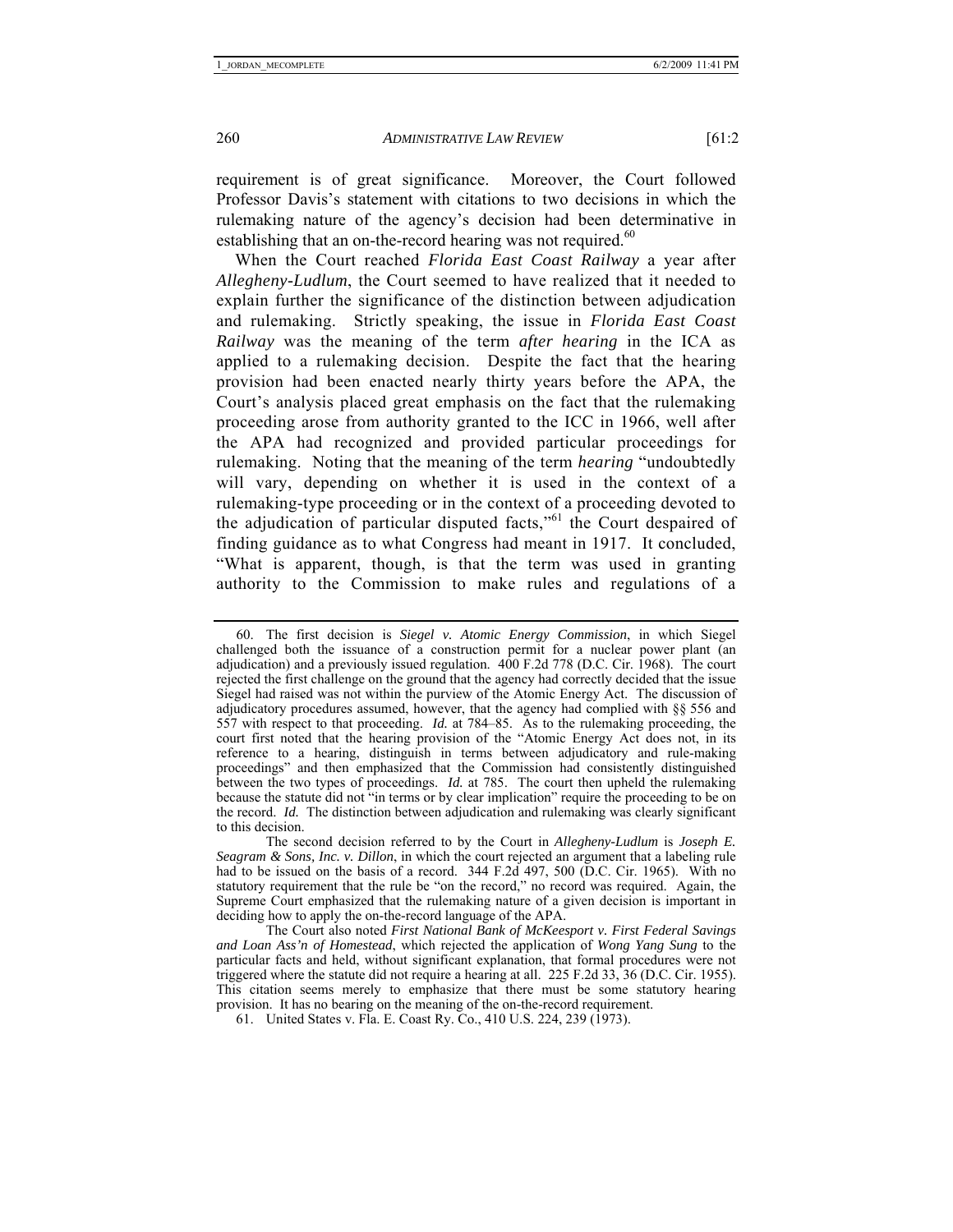requirement is of great significance. Moreover, the Court followed Professor Davis's statement with citations to two decisions in which the rulemaking nature of the agency's decision had been determinative in establishing that an on-the-record hearing was not required.[60]

When the Court reached *Florida East Coast Railway* a year after *Allegheny-Ludlum*, the Court seemed to have realized that it needed to explain further the significance of the distinction between adjudication and rulemaking. Strictly speaking, the issue in *Florida East Coast Railway* was the meaning of the term *after hearing* in the ICA as applied to a rulemaking decision. Despite the fact that the hearing provision had been enacted nearly thirty years before the APA, the Court's analysis placed great emphasis on the fact that the rulemaking proceeding arose from authority granted to the ICC in 1966, well after the APA had recognized and provided particular proceedings for rulemaking. Noting that the meaning of the term *hearing* "undoubtedly will vary, depending on whether it is used in the context of a rulemaking-type proceeding or in the context of a proceeding devoted to the adjudication of particular disputed facts,"[61] the Court despaired of finding guidance as to what Congress had meant in 1917. It concluded, "What is apparent, though, is that the term was used in granting authority to the Commission to make rules and regulations of a

---

60. The first decision is *Siegel v. Atomic Energy Commission*, in which Siegel challenged both the issuance of a construction permit for a nuclear power plant (an adjudication) and a previously issued regulation. 400 F.2d 778 (D.C. Cir. 1968). The court rejected the first challenge on the ground that the agency had correctly decided that the issue Siegel had raised was not within the purview of the Atomic Energy Act. The discussion of adjudicatory procedures assumed, however, that the agency had complied with §§ 556 and 557 with respect to that proceeding. *Id.* at 784–85. As to the rulemaking proceeding, the court first noted that the hearing provision of the "Atomic Energy Act does not, in its reference to a hearing, distinguish in terms between adjudicatory and rule-making proceedings" and then emphasized that the Commission had consistently distinguished between the two types of proceedings. *Id.* at 785. The court then upheld the rulemaking because the statute did not "in terms or by clear implication" require the proceeding to be on the record. *Id.* The distinction between adjudication and rulemaking was clearly significant to this decision.

The second decision referred to by the Court in *Allegheny-Ludlum* is *Joseph E. Seagram & Sons, Inc. v. Dillon*, in which the court rejected an argument that a labeling rule had to be issued on the basis of a record. 344 F.2d 497, 500 (D.C. Cir. 1965). With no statutory requirement that the rule be "on the record," no record was required. Again, the Supreme Court emphasized that the rulemaking nature of a given decision is important in deciding how to apply the on-the-record language of the APA.

The Court also noted *First National Bank of McKeesport v. First Federal Savings and Loan Ass'n of Homestead*, which rejected the application of *Wong Yang Sung* to the particular facts and held, without significant explanation, that formal procedures were not triggered where the statute did not require a hearing at all. 225 F.2d 33, 36 (D.C. Cir. 1955). This citation seems merely to emphasize that there must be some statutory hearing provision. It has no bearing on the meaning of the on-the-record requirement.

61. United States v. Fla. E. Coast Ry. Co., 410 U.S. 224, 239 (1973).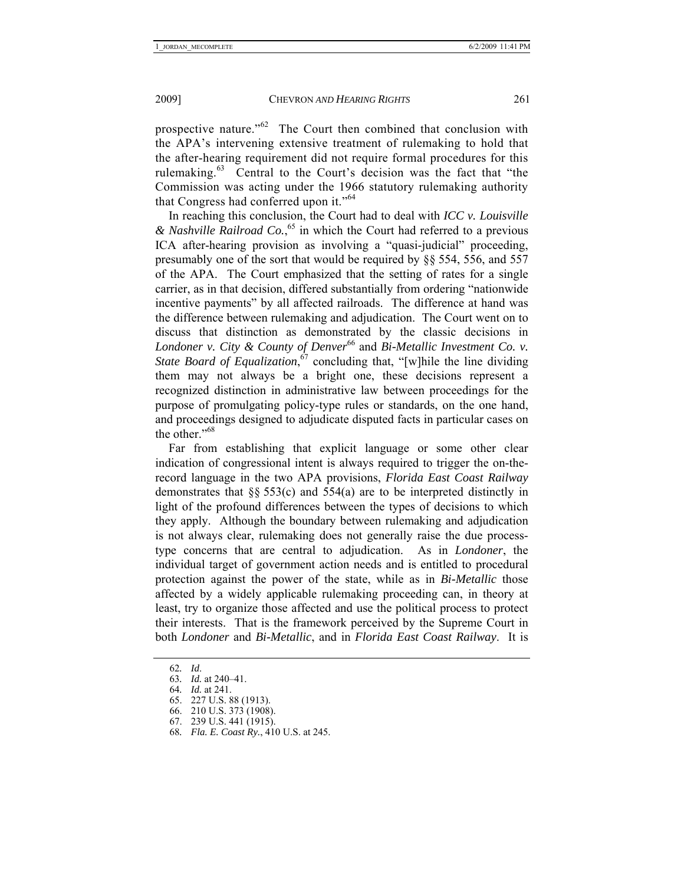prospective nature."[62] The Court then combined that conclusion with the APA's intervening extensive treatment of rulemaking to hold that the after-hearing requirement did not require formal procedures for this rulemaking.[63] Central to the Court's decision was the fact that "the Commission was acting under the 1966 statutory rulemaking authority that Congress had conferred upon it."[64]

In reaching this conclusion, the Court had to deal with *ICC v. Louisville & Nashville Railroad Co.*,[65] in which the Court had referred to a previous ICA after-hearing provision as involving a "quasi-judicial" proceeding, presumably one of the sort that would be required by §§ 554, 556, and 557 of the APA. The Court emphasized that the setting of rates for a single carrier, as in that decision, differed substantially from ordering "nationwide incentive payments" by all affected railroads. The difference at hand was the difference between rulemaking and adjudication. The Court went on to discuss that distinction as demonstrated by the classic decisions in *Londoner v. City & County of Denver*[66] and *Bi-Metallic Investment Co. v. State Board of Equalization*,[67] concluding that, "[w]hile the line dividing them may not always be a bright one, these decisions represent a recognized distinction in administrative law between proceedings for the purpose of promulgating policy-type rules or standards, on the one hand, and proceedings designed to adjudicate disputed facts in particular cases on the other."[68]

Far from establishing that explicit language or some other clear indication of congressional intent is always required to trigger the on-the-record language in the two APA provisions, *Florida East Coast Railway* demonstrates that §§ 553(c) and 554(a) are to be interpreted distinctly in light of the profound differences between the types of decisions to which they apply. Although the boundary between rulemaking and adjudication is not always clear, rulemaking does not generally raise the due process-type concerns that are central to adjudication. As in *Londoner*, the individual target of government action needs and is entitled to procedural protection against the power of the state, while as in *Bi-Metallic* those affected by a widely applicable rulemaking proceeding can, in theory at least, try to organize those affected and use the political process to protect their interests. That is the framework perceived by the Supreme Court in both *Londoner* and *Bi-Metallic*, and in *Florida East Coast Railway*. It is

---

62. *Id*.
63. *Id.* at 240–41.
64. *Id.* at 241.
65. 227 U.S. 88 (1913).
66. 210 U.S. 373 (1908).
67. 239 U.S. 441 (1915).
68. *Fla. E. Coast Ry.*, 410 U.S. at 245.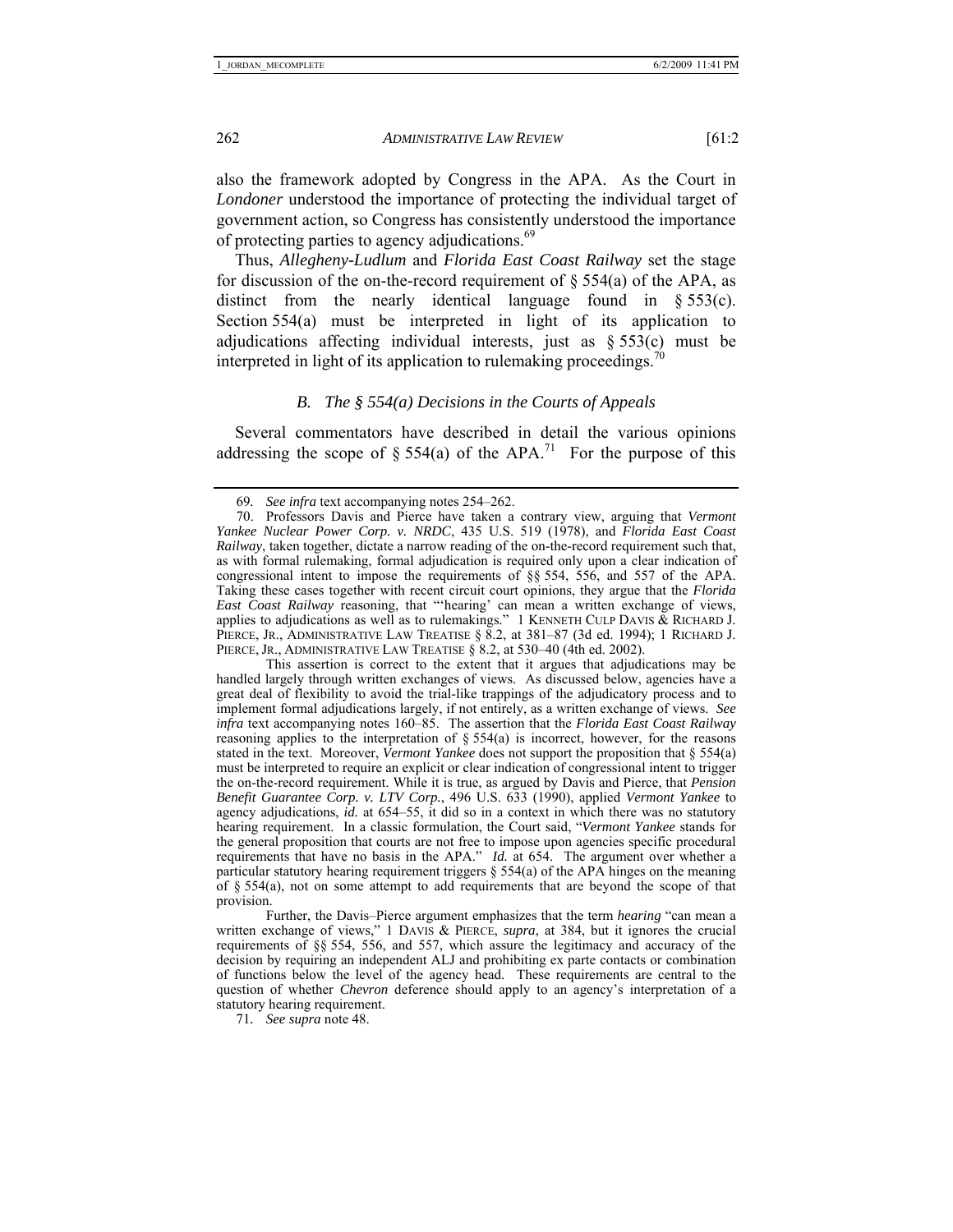also the framework adopted by Congress in the APA. As the Court in *Londoner* understood the importance of protecting the individual target of government action, so Congress has consistently understood the importance of protecting parties to agency adjudications.[69]

Thus, *Allegheny-Ludlum* and *Florida East Coast Railway* set the stage for discussion of the on-the-record requirement of § 554(a) of the APA, as distinct from the nearly identical language found in § 553(c). Section 554(a) must be interpreted in light of its application to adjudications affecting individual interests, just as § 553(c) must be interpreted in light of its application to rulemaking proceedings.[70]

### *B. The § 554(a) Decisions in the Courts of Appeals*

Several commentators have described in detail the various opinions addressing the scope of § 554(a) of the APA.[71] For the purpose of this

---

69. *See infra* text accompanying notes 254–262.

70. Professors Davis and Pierce have taken a contrary view, arguing that *Vermont Yankee Nuclear Power Corp. v. NRDC*, 435 U.S. 519 (1978), and *Florida East Coast Railway*, taken together, dictate a narrow reading of the on-the-record requirement such that, as with formal rulemaking, formal adjudication is required only upon a clear indication of congressional intent to impose the requirements of §§ 554, 556, and 557 of the APA. Taking these cases together with recent circuit court opinions, they argue that the *Florida East Coast Railway* reasoning, that "'hearing' can mean a written exchange of views, applies to adjudications as well as to rulemakings." 1 KENNETH CULP DAVIS & RICHARD J. PIERCE, JR., ADMINISTRATIVE LAW TREATISE § 8.2, at 381–87 (3d ed. 1994); 1 RICHARD J. PIERCE, JR., ADMINISTRATIVE LAW TREATISE § 8.2, at 530–40 (4th ed. 2002).

This assertion is correct to the extent that it argues that adjudications may be handled largely through written exchanges of views. As discussed below, agencies have a great deal of flexibility to avoid the trial-like trappings of the adjudicatory process and to implement formal adjudications largely, if not entirely, as a written exchange of views. *See infra* text accompanying notes 160–85. The assertion that the *Florida East Coast Railway* reasoning applies to the interpretation of § 554(a) is incorrect, however, for the reasons stated in the text. Moreover, *Vermont Yankee* does not support the proposition that § 554(a) must be interpreted to require an explicit or clear indication of congressional intent to trigger the on-the-record requirement. While it is true, as argued by Davis and Pierce, that *Pension Benefit Guarantee Corp. v. LTV Corp.*, 496 U.S. 633 (1990), applied *Vermont Yankee* to agency adjudications, *id.* at 654–55, it did so in a context in which there was no statutory hearing requirement. In a classic formulation, the Court said, "*Vermont Yankee* stands for the general proposition that courts are not free to impose upon agencies specific procedural requirements that have no basis in the APA." *Id.* at 654. The argument over whether a particular statutory hearing requirement triggers § 554(a) of the APA hinges on the meaning of § 554(a), not on some attempt to add requirements that are beyond the scope of that provision.

Further, the Davis–Pierce argument emphasizes that the term *hearing* "can mean a written exchange of views," 1 DAVIS & PIERCE, *supra*, at 384, but it ignores the crucial requirements of §§ 554, 556, and 557, which assure the legitimacy and accuracy of the decision by requiring an independent ALJ and prohibiting ex parte contacts or combination of functions below the level of the agency head. These requirements are central to the question of whether *Chevron* deference should apply to an agency's interpretation of a statutory hearing requirement.

71. *See supra* note 48.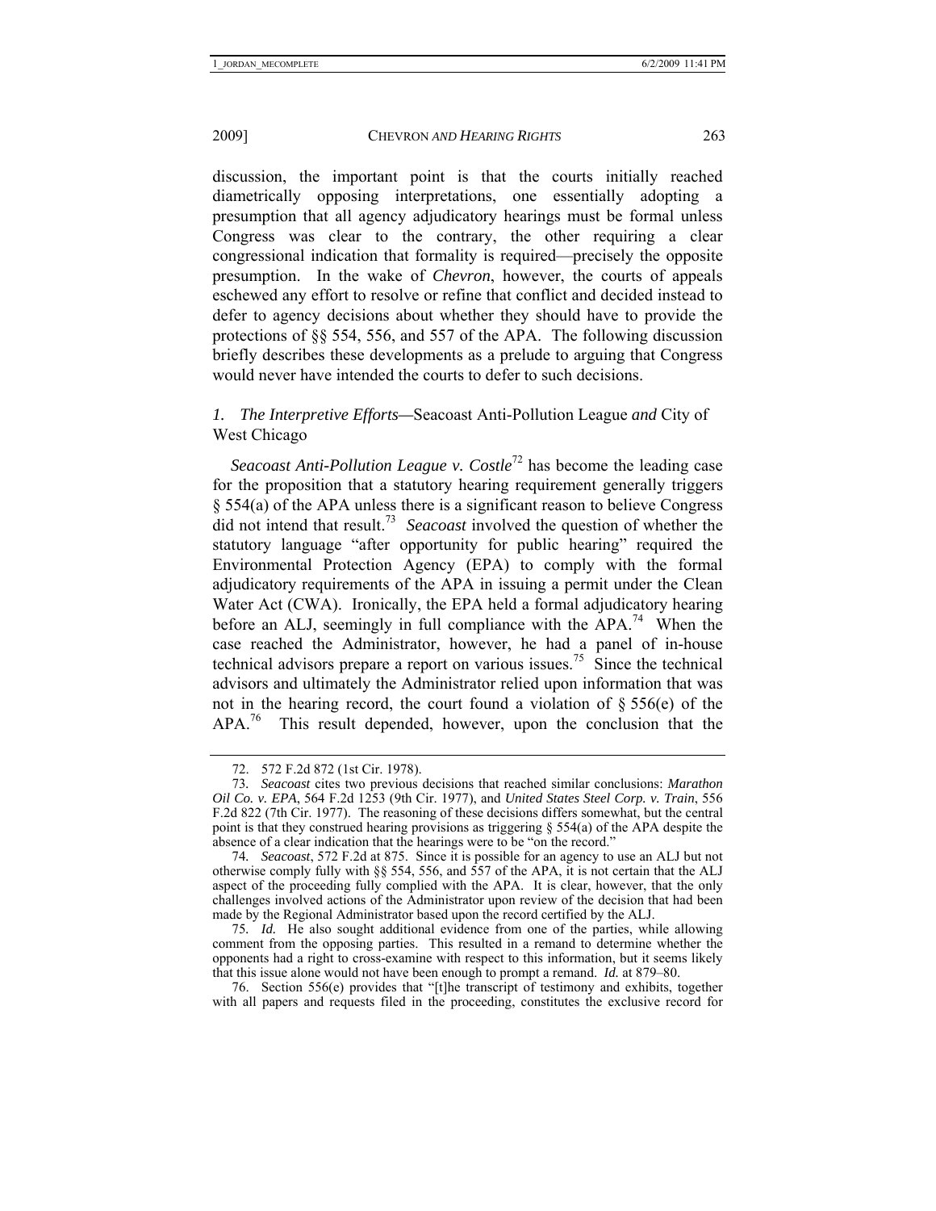discussion, the important point is that the courts initially reached diametrically opposing interpretations, one essentially adopting a presumption that all agency adjudicatory hearings must be formal unless Congress was clear to the contrary, the other requiring a clear congressional indication that formality is required—precisely the opposite presumption. In the wake of *Chevron*, however, the courts of appeals eschewed any effort to resolve or refine that conflict and decided instead to defer to agency decisions about whether they should have to provide the protections of §§ 554, 556, and 557 of the APA. The following discussion briefly describes these developments as a prelude to arguing that Congress would never have intended the courts to defer to such decisions.

### *1. The Interpretive Efforts—*Seacoast Anti-Pollution League *and* City of West Chicago

*Seacoast Anti-Pollution League v. Costle*[72] has become the leading case for the proposition that a statutory hearing requirement generally triggers § 554(a) of the APA unless there is a significant reason to believe Congress did not intend that result.[73] *Seacoast* involved the question of whether the statutory language "after opportunity for public hearing" required the Environmental Protection Agency (EPA) to comply with the formal adjudicatory requirements of the APA in issuing a permit under the Clean Water Act (CWA). Ironically, the EPA held a formal adjudicatory hearing before an ALJ, seemingly in full compliance with the APA.[74] When the case reached the Administrator, however, he had a panel of in-house technical advisors prepare a report on various issues.[75] Since the technical advisors and ultimately the Administrator relied upon information that was not in the hearing record, the court found a violation of § 556(e) of the APA.[76] This result depended, however, upon the conclusion that the

---

72. 572 F.2d 872 (1st Cir. 1978).

73. *Seacoast* cites two previous decisions that reached similar conclusions: *Marathon Oil Co. v. EPA*, 564 F.2d 1253 (9th Cir. 1977), and *United States Steel Corp. v. Train*, 556 F.2d 822 (7th Cir. 1977). The reasoning of these decisions differs somewhat, but the central point is that they construed hearing provisions as triggering § 554(a) of the APA despite the absence of a clear indication that the hearings were to be "on the record."

74. *Seacoast*, 572 F.2d at 875. Since it is possible for an agency to use an ALJ but not otherwise comply fully with §§ 554, 556, and 557 of the APA, it is not certain that the ALJ aspect of the proceeding fully complied with the APA. It is clear, however, that the only challenges involved actions of the Administrator upon review of the decision that had been made by the Regional Administrator based upon the record certified by the ALJ.

75. *Id.* He also sought additional evidence from one of the parties, while allowing comment from the opposing parties. This resulted in a remand to determine whether the opponents had a right to cross-examine with respect to this information, but it seems likely that this issue alone would not have been enough to prompt a remand. *Id.* at 879–80.

76. Section 556(e) provides that "[t]he transcript of testimony and exhibits, together with all papers and requests filed in the proceeding, constitutes the exclusive record for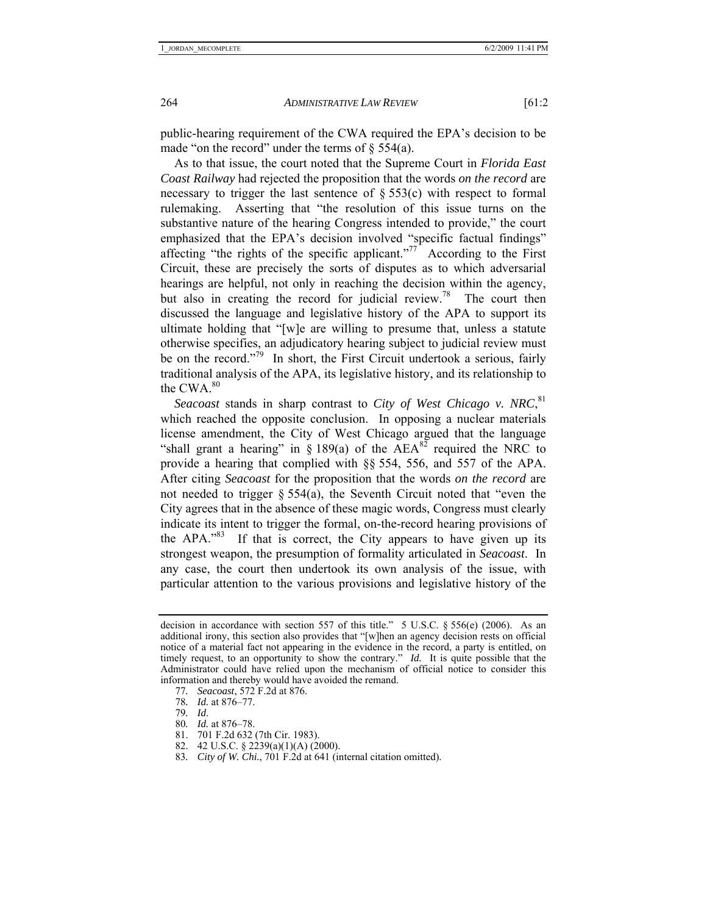public-hearing requirement of the CWA required the EPA's decision to be made "on the record" under the terms of § 554(a).

As to that issue, the court noted that the Supreme Court in *Florida East Coast Railway* had rejected the proposition that the words *on the record* are necessary to trigger the last sentence of § 553(c) with respect to formal rulemaking. Asserting that "the resolution of this issue turns on the substantive nature of the hearing Congress intended to provide," the court emphasized that the EPA's decision involved "specific factual findings" affecting "the rights of the specific applicant."[77] According to the First Circuit, these are precisely the sorts of disputes as to which adversarial hearings are helpful, not only in reaching the decision within the agency, but also in creating the record for judicial review.[78] The court then discussed the language and legislative history of the APA to support its ultimate holding that "[w]e are willing to presume that, unless a statute otherwise specifies, an adjudicatory hearing subject to judicial review must be on the record."[79] In short, the First Circuit undertook a serious, fairly traditional analysis of the APA, its legislative history, and its relationship to the CWA.[80]

*Seacoast* stands in sharp contrast to *City of West Chicago v. NRC*,[81] which reached the opposite conclusion. In opposing a nuclear materials license amendment, the City of West Chicago argued that the language "shall grant a hearing" in § 189(a) of the AEA[82] required the NRC to provide a hearing that complied with §§ 554, 556, and 557 of the APA. After citing *Seacoast* for the proposition that the words *on the record* are not needed to trigger § 554(a), the Seventh Circuit noted that "even the City agrees that in the absence of these magic words, Congress must clearly indicate its intent to trigger the formal, on-the-record hearing provisions of the APA."[83] If that is correct, the City appears to have given up its strongest weapon, the presumption of formality articulated in *Seacoast*. In any case, the court then undertook its own analysis of the issue, with particular attention to the various provisions and legislative history of the

---

decision in accordance with section 557 of this title." 5 U.S.C. § 556(e) (2006). As an additional irony, this section also provides that "[w]hen an agency decision rests on official notice of a material fact not appearing in the evidence in the record, a party is entitled, on timely request, to an opportunity to show the contrary." *Id.* It is quite possible that the Administrator could have relied upon the mechanism of official notice to consider this information and thereby would have avoided the remand.

77. *Seacoast*, 572 F.2d at 876.
78. *Id.* at 876–77.
79. *Id*.
80. *Id.* at 876–78.
81. 701 F.2d 632 (7th Cir. 1983).
82. 42 U.S.C. § 2239(a)(1)(A) (2000).
83. *City of W. Chi.*, 701 F.2d at 641 (internal citation omitted).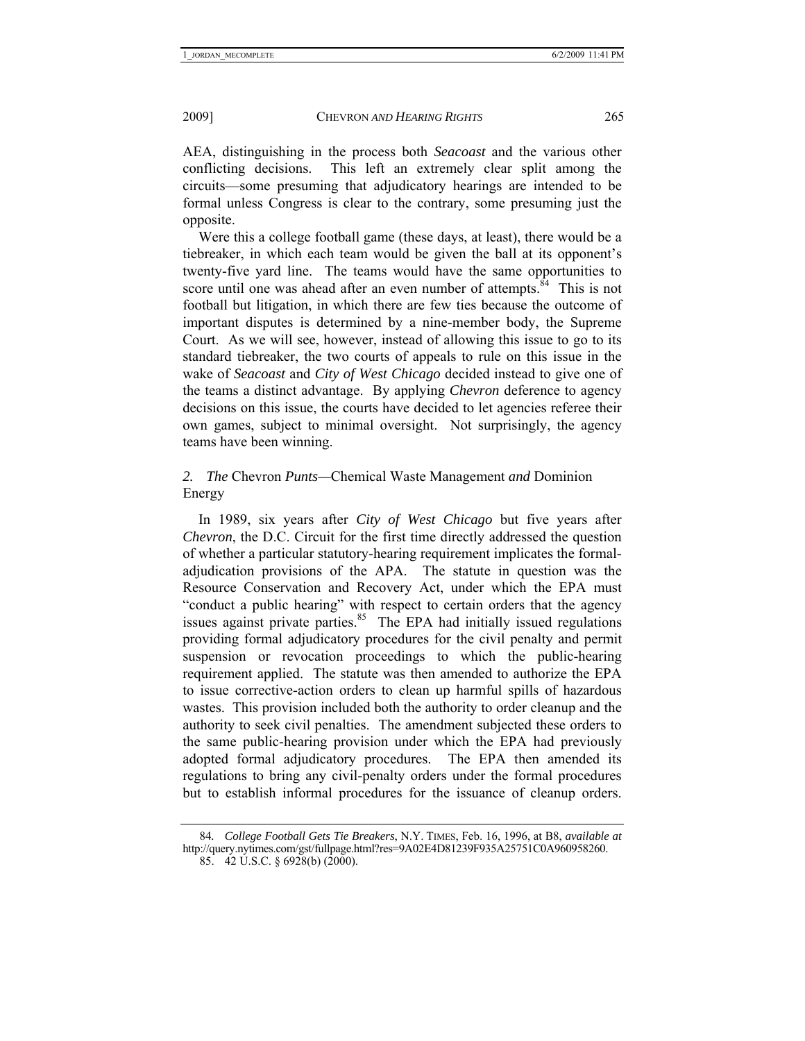AEA, distinguishing in the process both *Seacoast* and the various other conflicting decisions. This left an extremely clear split among the circuits—some presuming that adjudicatory hearings are intended to be formal unless Congress is clear to the contrary, some presuming just the opposite.

Were this a college football game (these days, at least), there would be a tiebreaker, in which each team would be given the ball at its opponent's twenty-five yard line. The teams would have the same opportunities to score until one was ahead after an even number of attempts.[84] This is not football but litigation, in which there are few ties because the outcome of important disputes is determined by a nine-member body, the Supreme Court. As we will see, however, instead of allowing this issue to go to its standard tiebreaker, the two courts of appeals to rule on this issue in the wake of *Seacoast* and *City of West Chicago* decided instead to give one of the teams a distinct advantage. By applying *Chevron* deference to agency decisions on this issue, the courts have decided to let agencies referee their own games, subject to minimal oversight. Not surprisingly, the agency teams have been winning.

### *2. The* Chevron *Punts*—Chemical Waste Management *and* Dominion Energy

In 1989, six years after *City of West Chicago* but five years after *Chevron*, the D.C. Circuit for the first time directly addressed the question of whether a particular statutory-hearing requirement implicates the formal-adjudication provisions of the APA. The statute in question was the Resource Conservation and Recovery Act, under which the EPA must "conduct a public hearing" with respect to certain orders that the agency issues against private parties.[85] The EPA had initially issued regulations providing formal adjudicatory procedures for the civil penalty and permit suspension or revocation proceedings to which the public-hearing requirement applied. The statute was then amended to authorize the EPA to issue corrective-action orders to clean up harmful spills of hazardous wastes. This provision included both the authority to order cleanup and the authority to seek civil penalties. The amendment subjected these orders to the same public-hearing provision under which the EPA had previously adopted formal adjudicatory procedures. The EPA then amended its regulations to bring any civil-penalty orders under the formal procedures but to establish informal procedures for the issuance of cleanup orders.

---

84. *College Football Gets Tie Breakers*, N.Y. TIMES, Feb. 16, 1996, at B8, *available at* http://query.nytimes.com/gst/fullpage.html?res=9A02E4D81239F935A25751C0A960958260.

85. 42 U.S.C. § 6928(b) (2000).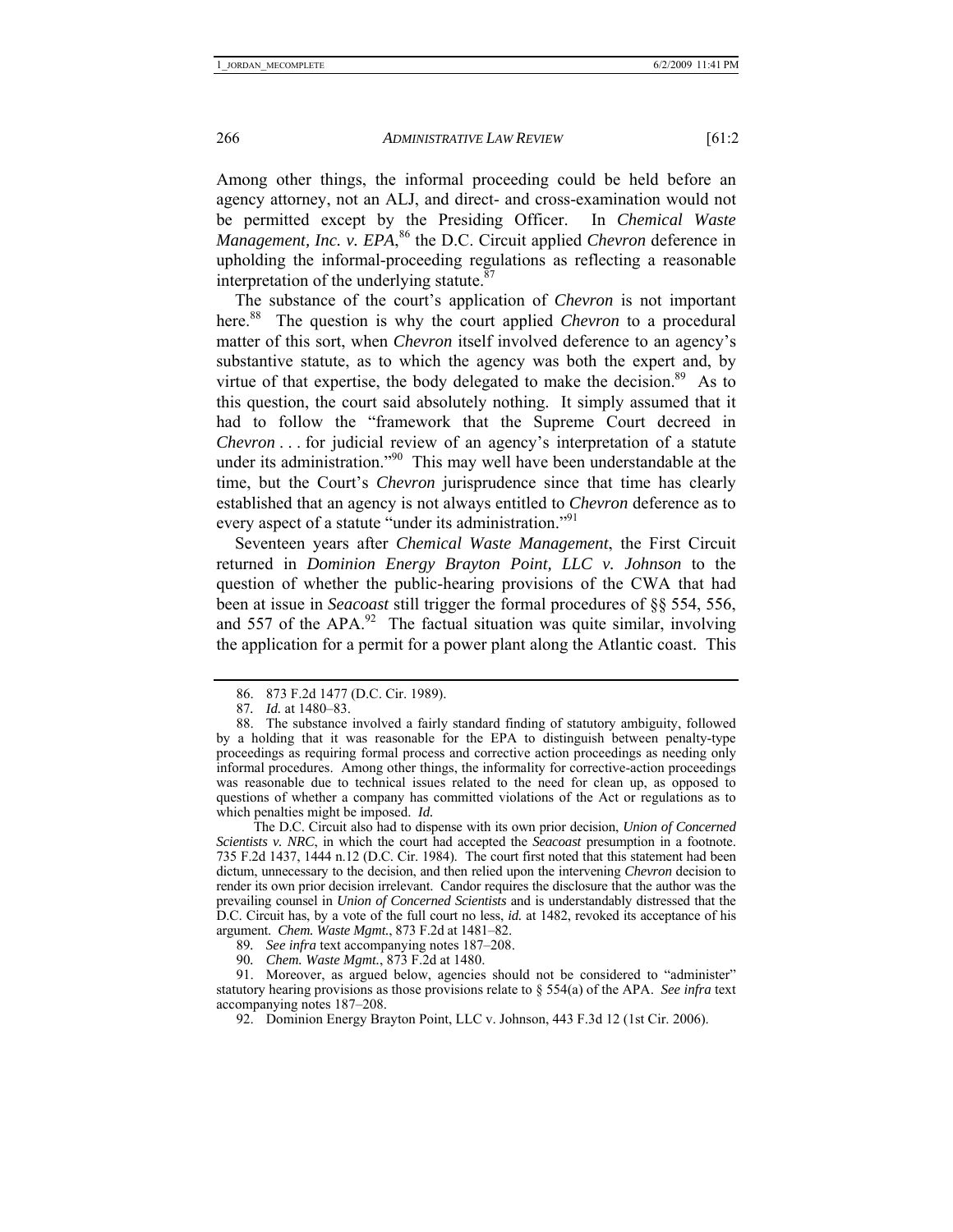Among other things, the informal proceeding could be held before an agency attorney, not an ALJ, and direct- and cross-examination would not be permitted except by the Presiding Officer. In *Chemical Waste Management, Inc. v. EPA*,[86] the D.C. Circuit applied *Chevron* deference in upholding the informal-proceeding regulations as reflecting a reasonable interpretation of the underlying statute.[87]

The substance of the court's application of *Chevron* is not important here.[88] The question is why the court applied *Chevron* to a procedural matter of this sort, when *Chevron* itself involved deference to an agency's substantive statute, as to which the agency was both the expert and, by virtue of that expertise, the body delegated to make the decision.[89] As to this question, the court said absolutely nothing. It simply assumed that it had to follow the "framework that the Supreme Court decreed in *Chevron* . . . for judicial review of an agency's interpretation of a statute under its administration."[90] This may well have been understandable at the time, but the Court's *Chevron* jurisprudence since that time has clearly established that an agency is not always entitled to *Chevron* deference as to every aspect of a statute "under its administration."[91]

Seventeen years after *Chemical Waste Management*, the First Circuit returned in *Dominion Energy Brayton Point, LLC v. Johnson* to the question of whether the public-hearing provisions of the CWA that had been at issue in *Seacoast* still trigger the formal procedures of §§ 554, 556, and 557 of the APA.[92] The factual situation was quite similar, involving the application for a permit for a power plant along the Atlantic coast. This

---

86. 873 F.2d 1477 (D.C. Cir. 1989).

87. *Id.* at 1480–83.

88. The substance involved a fairly standard finding of statutory ambiguity, followed by a holding that it was reasonable for the EPA to distinguish between penalty-type proceedings as requiring formal process and corrective action proceedings as needing only informal procedures. Among other things, the informality for corrective-action proceedings was reasonable due to technical issues related to the need for clean up, as opposed to questions of whether a company has committed violations of the Act or regulations as to which penalties might be imposed. *Id.*

The D.C. Circuit also had to dispense with its own prior decision, *Union of Concerned Scientists v. NRC*, in which the court had accepted the *Seacoast* presumption in a footnote. 735 F.2d 1437, 1444 n.12 (D.C. Cir. 1984). The court first noted that this statement had been dictum, unnecessary to the decision, and then relied upon the intervening *Chevron* decision to render its own prior decision irrelevant. Candor requires the disclosure that the author was the prevailing counsel in *Union of Concerned Scientists* and is understandably distressed that the D.C. Circuit has, by a vote of the full court no less, *id.* at 1482, revoked its acceptance of his argument. *Chem. Waste Mgmt.*, 873 F.2d at 1481–82.

89. *See infra* text accompanying notes 187–208.

90. *Chem. Waste Mgmt.*, 873 F.2d at 1480.

91. Moreover, as argued below, agencies should not be considered to "administer" statutory hearing provisions as those provisions relate to § 554(a) of the APA. *See infra* text accompanying notes 187–208.

92. Dominion Energy Brayton Point, LLC v. Johnson, 443 F.3d 12 (1st Cir. 2006).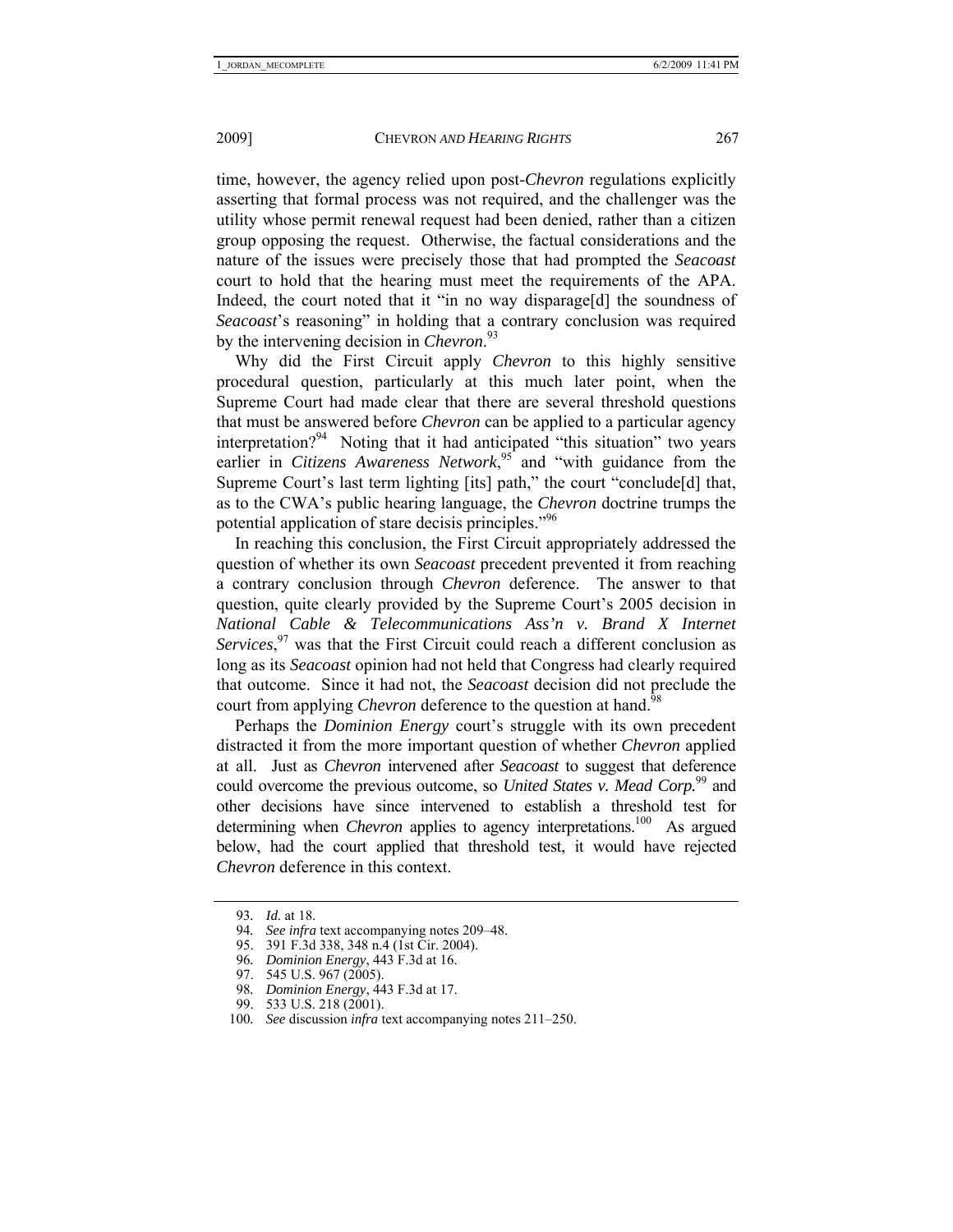time, however, the agency relied upon post-*Chevron* regulations explicitly asserting that formal process was not required, and the challenger was the utility whose permit renewal request had been denied, rather than a citizen group opposing the request. Otherwise, the factual considerations and the nature of the issues were precisely those that had prompted the *Seacoast* court to hold that the hearing must meet the requirements of the APA. Indeed, the court noted that it "in no way disparage[d] the soundness of *Seacoast*'s reasoning" in holding that a contrary conclusion was required by the intervening decision in *Chevron*.[93]

Why did the First Circuit apply *Chevron* to this highly sensitive procedural question, particularly at this much later point, when the Supreme Court had made clear that there are several threshold questions that must be answered before *Chevron* can be applied to a particular agency interpretation?[94] Noting that it had anticipated "this situation" two years earlier in *Citizens Awareness Network*,[95] and "with guidance from the Supreme Court's last term lighting [its] path," the court "conclude[d] that, as to the CWA's public hearing language, the *Chevron* doctrine trumps the potential application of stare decisis principles."[96]

In reaching this conclusion, the First Circuit appropriately addressed the question of whether its own *Seacoast* precedent prevented it from reaching a contrary conclusion through *Chevron* deference. The answer to that question, quite clearly provided by the Supreme Court's 2005 decision in *National Cable & Telecommunications Ass'n v. Brand X Internet Services*,[97] was that the First Circuit could reach a different conclusion as long as its *Seacoast* opinion had not held that Congress had clearly required that outcome. Since it had not, the *Seacoast* decision did not preclude the court from applying *Chevron* deference to the question at hand.[98]

Perhaps the *Dominion Energy* court's struggle with its own precedent distracted it from the more important question of whether *Chevron* applied at all. Just as *Chevron* intervened after *Seacoast* to suggest that deference could overcome the previous outcome, so *United States v. Mead Corp.*[99] and other decisions have since intervened to establish a threshold test for determining when *Chevron* applies to agency interpretations.[100] As argued below, had the court applied that threshold test, it would have rejected *Chevron* deference in this context.

---

93. *Id.* at 18.
94. *See infra* text accompanying notes 209–48.
95. 391 F.3d 338, 348 n.4 (1st Cir. 2004).
96. *Dominion Energy*, 443 F.3d at 16.
97. 545 U.S. 967 (2005).
98. *Dominion Energy*, 443 F.3d at 17.
99. 533 U.S. 218 (2001).
100. *See* discussion *infra* text accompanying notes 211–250.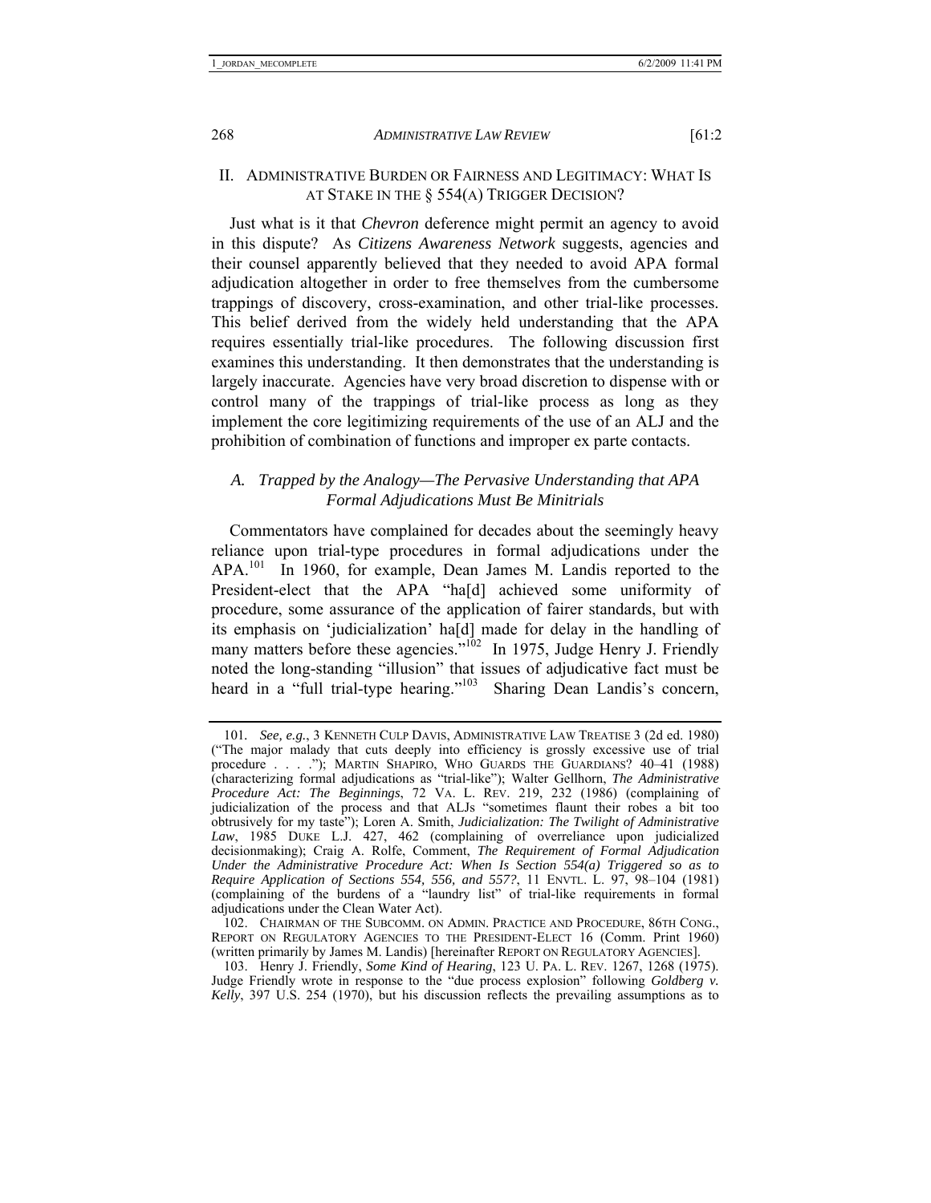## II. ADMINISTRATIVE BURDEN OR FAIRNESS AND LEGITIMACY: WHAT IS AT STAKE IN THE § 554(A) TRIGGER DECISION?

Just what is it that *Chevron* deference might permit an agency to avoid in this dispute? As *Citizens Awareness Network* suggests, agencies and their counsel apparently believed that they needed to avoid APA formal adjudication altogether in order to free themselves from the cumbersome trappings of discovery, cross-examination, and other trial-like processes. This belief derived from the widely held understanding that the APA requires essentially trial-like procedures. The following discussion first examines this understanding. It then demonstrates that the understanding is largely inaccurate. Agencies have very broad discretion to dispense with or control many of the trappings of trial-like process as long as they implement the core legitimizing requirements of the use of an ALJ and the prohibition of combination of functions and improper ex parte contacts.

### A. *Trapped by the Analogy—The Pervasive Understanding that APA Formal Adjudications Must Be Minitrials*

Commentators have complained for decades about the seemingly heavy reliance upon trial-type procedures in formal adjudications under the APA.[101] In 1960, for example, Dean James M. Landis reported to the President-elect that the APA "ha[d] achieved some uniformity of procedure, some assurance of the application of fairer standards, but with its emphasis on 'judicialization' ha[d] made for delay in the handling of many matters before these agencies."[102] In 1975, Judge Henry J. Friendly noted the long-standing "illusion" that issues of adjudicative fact must be heard in a "full trial-type hearing."[103] Sharing Dean Landis's concern,

---

101. *See, e.g.*, 3 KENNETH CULP DAVIS, ADMINISTRATIVE LAW TREATISE 3 (2d ed. 1980) ("The major malady that cuts deeply into efficiency is grossly excessive use of trial procedure . . . ."); MARTIN SHAPIRO, WHO GUARDS THE GUARDIANS? 40–41 (1988) (characterizing formal adjudications as "trial-like"); Walter Gellhorn, *The Administrative Procedure Act: The Beginnings*, 72 VA. L. REV. 219, 232 (1986) (complaining of judicialization of the process and that ALJs "sometimes flaunt their robes a bit too obtrusively for my taste"); Loren A. Smith, *Judicialization: The Twilight of Administrative Law*, 1985 DUKE L.J. 427, 462 (complaining of overreliance upon judicialized decisionmaking); Craig A. Rolfe, Comment, *The Requirement of Formal Adjudication Under the Administrative Procedure Act: When Is Section 554(a) Triggered so as to Require Application of Sections 554, 556, and 557?*, 11 ENVTL. L. 97, 98–104 (1981) (complaining of the burdens of a "laundry list" of trial-like requirements in formal adjudications under the Clean Water Act).

102. CHAIRMAN OF THE SUBCOMM. ON ADMIN. PRACTICE AND PROCEDURE, 86TH CONG., REPORT ON REGULATORY AGENCIES TO THE PRESIDENT-ELECT 16 (Comm. Print 1960) (written primarily by James M. Landis) [hereinafter REPORT ON REGULATORY AGENCIES].

103. Henry J. Friendly, *Some Kind of Hearing*, 123 U. PA. L. REV. 1267, 1268 (1975). Judge Friendly wrote in response to the "due process explosion" following *Goldberg v. Kelly*, 397 U.S. 254 (1970), but his discussion reflects the prevailing assumptions as to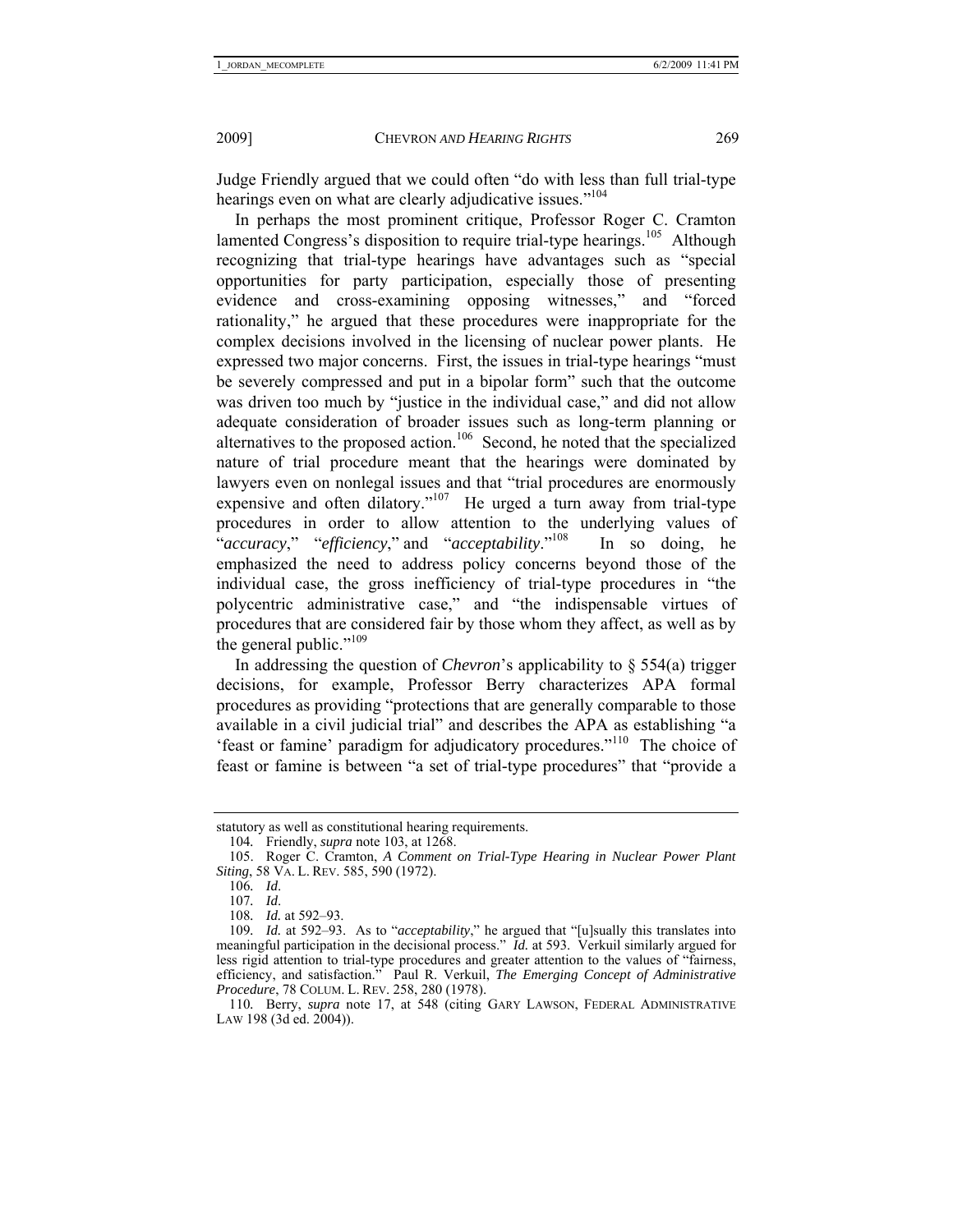Judge Friendly argued that we could often "do with less than full trial-type hearings even on what are clearly adjudicative issues."[104]

In perhaps the most prominent critique, Professor Roger C. Cramton lamented Congress's disposition to require trial-type hearings.[105] Although recognizing that trial-type hearings have advantages such as "special opportunities for party participation, especially those of presenting evidence and cross-examining opposing witnesses," and "forced rationality," he argued that these procedures were inappropriate for the complex decisions involved in the licensing of nuclear power plants. He expressed two major concerns. First, the issues in trial-type hearings "must be severely compressed and put in a bipolar form" such that the outcome was driven too much by "justice in the individual case," and did not allow adequate consideration of broader issues such as long-term planning or alternatives to the proposed action.[106] Second, he noted that the specialized nature of trial procedure meant that the hearings were dominated by lawyers even on nonlegal issues and that "trial procedures are enormously expensive and often dilatory."[107] He urged a turn away from trial-type procedures in order to allow attention to the underlying values of "*accuracy*," "*efficiency*," and "*acceptability*."[108] In so doing, he emphasized the need to address policy concerns beyond those of the individual case, the gross inefficiency of trial-type procedures in "the polycentric administrative case," and "the indispensable virtues of procedures that are considered fair by those whom they affect, as well as by the general public."[109]

In addressing the question of *Chevron*'s applicability to § 554(a) trigger decisions, for example, Professor Berry characterizes APA formal procedures as providing "protections that are generally comparable to those available in a civil judicial trial" and describes the APA as establishing "a 'feast or famine' paradigm for adjudicatory procedures."[110] The choice of feast or famine is between "a set of trial-type procedures" that "provide a

---

statutory as well as constitutional hearing requirements.

104. Friendly, *supra* note 103, at 1268.

105. Roger C. Cramton, *A Comment on Trial-Type Hearing in Nuclear Power Plant Siting*, 58 VA. L. REV. 585, 590 (1972).

106. *Id*.

107. *Id*.

108. *Id.* at 592–93.

109. *Id.* at 592–93. As to "*acceptability*," he argued that "[u]sually this translates into meaningful participation in the decisional process." *Id.* at 593. Verkuil similarly argued for less rigid attention to trial-type procedures and greater attention to the values of "fairness, efficiency, and satisfaction." Paul R. Verkuil, *The Emerging Concept of Administrative Procedure*, 78 COLUM. L. REV. 258, 280 (1978).

110. Berry, *supra* note 17, at 548 (citing GARY LAWSON, FEDERAL ADMINISTRATIVE LAW 198 (3d ed. 2004)).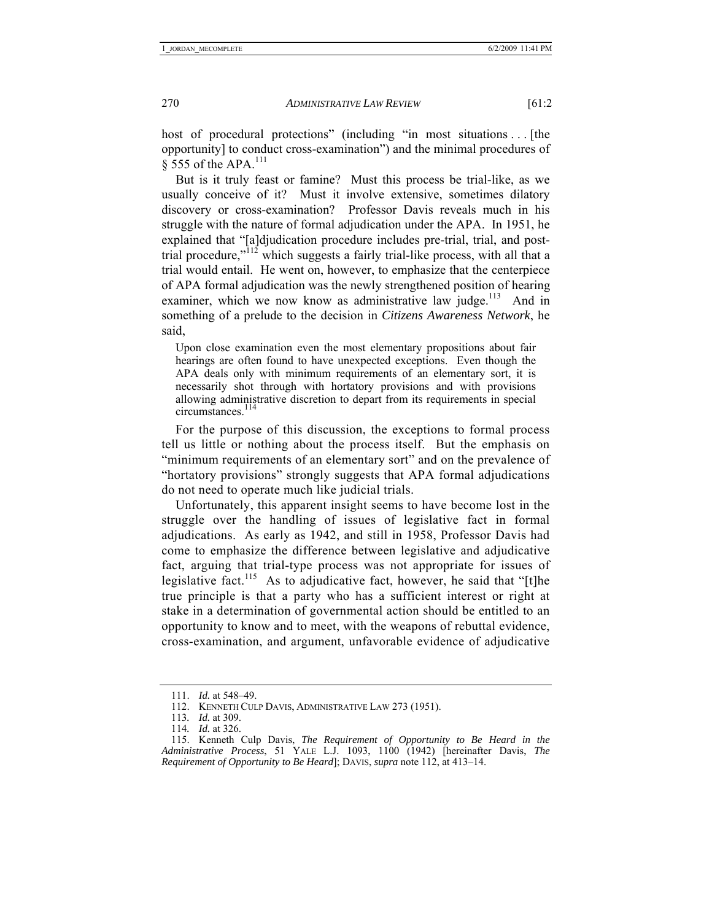host of procedural protections" (including "in most situations . . . [the opportunity] to conduct cross-examination") and the minimal procedures of § 555 of the APA.[111]

But is it truly feast or famine? Must this process be trial-like, as we usually conceive of it? Must it involve extensive, sometimes dilatory discovery or cross-examination? Professor Davis reveals much in his struggle with the nature of formal adjudication under the APA. In 1951, he explained that "[a]djudication procedure includes pre-trial, trial, and post-trial procedure,"[112] which suggests a fairly trial-like process, with all that a trial would entail. He went on, however, to emphasize that the centerpiece of APA formal adjudication was the newly strengthened position of hearing examiner, which we now know as administrative law judge.[113] And in something of a prelude to the decision in *Citizens Awareness Network*, he said,

> Upon close examination even the most elementary propositions about fair hearings are often found to have unexpected exceptions. Even though the APA deals only with minimum requirements of an elementary sort, it is necessarily shot through with hortatory provisions and with provisions allowing administrative discretion to depart from its requirements in special circumstances.[114]

For the purpose of this discussion, the exceptions to formal process tell us little or nothing about the process itself. But the emphasis on "minimum requirements of an elementary sort" and on the prevalence of "hortatory provisions" strongly suggests that APA formal adjudications do not need to operate much like judicial trials.

Unfortunately, this apparent insight seems to have become lost in the struggle over the handling of issues of legislative fact in formal adjudications. As early as 1942, and still in 1958, Professor Davis had come to emphasize the difference between legislative and adjudicative fact, arguing that trial-type process was not appropriate for issues of legislative fact.[115] As to adjudicative fact, however, he said that "[t]he true principle is that a party who has a sufficient interest or right at stake in a determination of governmental action should be entitled to an opportunity to know and to meet, with the weapons of rebuttal evidence, cross-examination, and argument, unfavorable evidence of adjudicative

---

111. *Id.* at 548–49.

112. KENNETH CULP DAVIS, ADMINISTRATIVE LAW 273 (1951).

113. *Id.* at 309.

114. *Id.* at 326.

115. Kenneth Culp Davis, *The Requirement of Opportunity to Be Heard in the Administrative Process*, 51 YALE L.J. 1093, 1100 (1942) [hereinafter Davis, *The Requirement of Opportunity to Be Heard*]; DAVIS, *supra* note 112, at 413–14.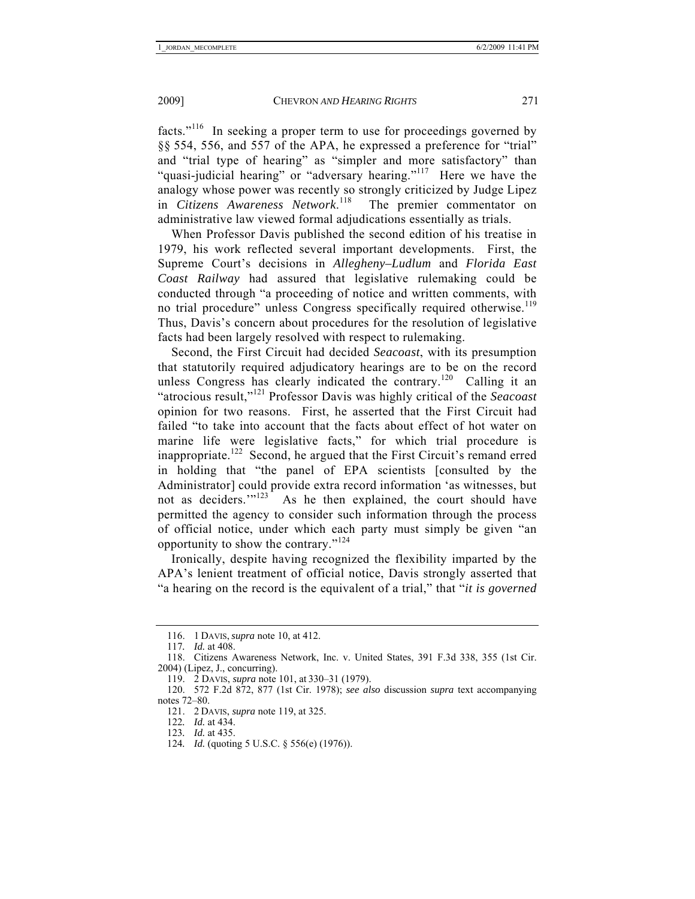facts."[116] In seeking a proper term to use for proceedings governed by §§ 554, 556, and 557 of the APA, he expressed a preference for "trial" and "trial type of hearing" as "simpler and more satisfactory" than "quasi-judicial hearing" or "adversary hearing."[117] Here we have the analogy whose power was recently so strongly criticized by Judge Lipez in *Citizens Awareness Network*.[118] The premier commentator on administrative law viewed formal adjudications essentially as trials.

When Professor Davis published the second edition of his treatise in 1979, his work reflected several important developments. First, the Supreme Court's decisions in *Allegheny–Ludlum* and *Florida East Coast Railway* had assured that legislative rulemaking could be conducted through "a proceeding of notice and written comments, with no trial procedure" unless Congress specifically required otherwise.[119] Thus, Davis's concern about procedures for the resolution of legislative facts had been largely resolved with respect to rulemaking.

Second, the First Circuit had decided *Seacoast*, with its presumption that statutorily required adjudicatory hearings are to be on the record unless Congress has clearly indicated the contrary.[120] Calling it an "atrocious result,"[121] Professor Davis was highly critical of the *Seacoast* opinion for two reasons. First, he asserted that the First Circuit had failed "to take into account that the facts about effect of hot water on marine life were legislative facts," for which trial procedure is inappropriate.[122] Second, he argued that the First Circuit's remand erred in holding that "the panel of EPA scientists [consulted by the Administrator] could provide extra record information 'as witnesses, but not as deciders.'"[123] As he then explained, the court should have permitted the agency to consider such information through the process of official notice, under which each party must simply be given "an opportunity to show the contrary."[124]

Ironically, despite having recognized the flexibility imparted by the APA's lenient treatment of official notice, Davis strongly asserted that "a hearing on the record is the equivalent of a trial," that "*it is governed*

---

116. 1 DAVIS, *supra* note 10, at 412.

117. *Id.* at 408.

118. Citizens Awareness Network, Inc. v. United States, 391 F.3d 338, 355 (1st Cir. 2004) (Lipez, J., concurring).

119. 2 DAVIS, *supra* note 101, at 330–31 (1979).

120. 572 F.2d 872, 877 (1st Cir. 1978); *see also* discussion *supra* text accompanying notes 72–80.

121. 2 DAVIS, *supra* note 119, at 325.

122. *Id.* at 434.

123. *Id.* at 435.

124. *Id.* (quoting 5 U.S.C. § 556(e) (1976)).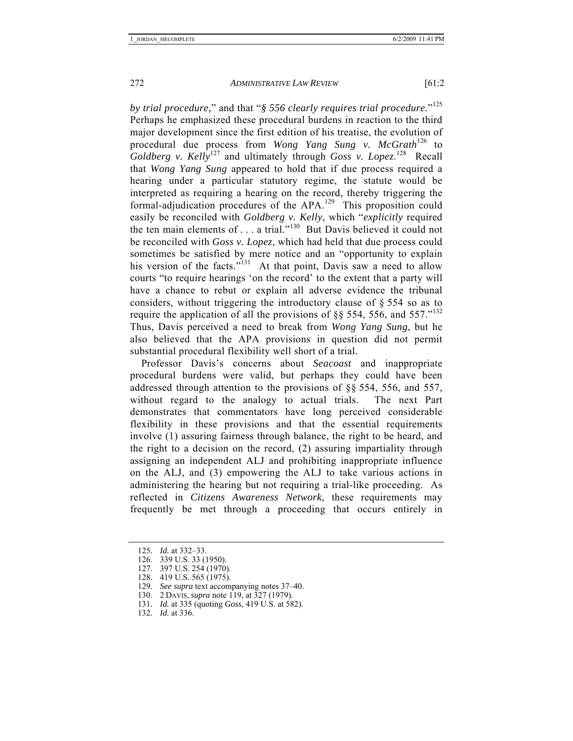*by trial procedure*," and that "*§ 556 clearly requires trial procedure.*"[125] Perhaps he emphasized these procedural burdens in reaction to the third major development since the first edition of his treatise, the evolution of procedural due process from *Wong Yang Sung v. McGrath*[126] to *Goldberg v. Kelly*[127] and ultimately through *Goss v. Lopez*.[128] Recall that *Wong Yang Sung* appeared to hold that if due process required a hearing under a particular statutory regime, the statute would be interpreted as requiring a hearing on the record, thereby triggering the formal-adjudication procedures of the APA.[129] This proposition could easily be reconciled with *Goldberg v. Kelly*, which "*explicitly* required the ten main elements of . . . a trial."[130] But Davis believed it could not be reconciled with *Goss v. Lopez*, which had held that due process could sometimes be satisfied by mere notice and an "opportunity to explain his version of the facts."[131] At that point, Davis saw a need to allow courts "to require hearings 'on the record' to the extent that a party will have a chance to rebut or explain all adverse evidence the tribunal considers, without triggering the introductory clause of § 554 so as to require the application of all the provisions of §§ 554, 556, and 557."[132] Thus, Davis perceived a need to break from *Wong Yang Sung*, but he also believed that the APA provisions in question did not permit substantial procedural flexibility well short of a trial.

Professor Davis's concerns about *Seacoast* and inappropriate procedural burdens were valid, but perhaps they could have been addressed through attention to the provisions of §§ 554, 556, and 557, without regard to the analogy to actual trials. The next Part demonstrates that commentators have long perceived considerable flexibility in these provisions and that the essential requirements involve (1) assuring fairness through balance, the right to be heard, and the right to a decision on the record, (2) assuring impartiality through assigning an independent ALJ and prohibiting inappropriate influence on the ALJ, and (3) empowering the ALJ to take various actions in administering the hearing but not requiring a trial-like proceeding. As reflected in *Citizens Awareness Network*, these requirements may frequently be met through a proceeding that occurs entirely in

---

125. *Id.* at 332–33.
126. 339 U.S. 33 (1950).
127. 397 U.S. 254 (1970).
128. 419 U.S. 565 (1975).
129. *See supra* text accompanying notes 37–40.
130. 2 DAVIS, *supra* note 119, at 327 (1979).
131. *Id.* at 335 (quoting *Goss*, 419 U.S. at 582).
132. *Id.* at 336.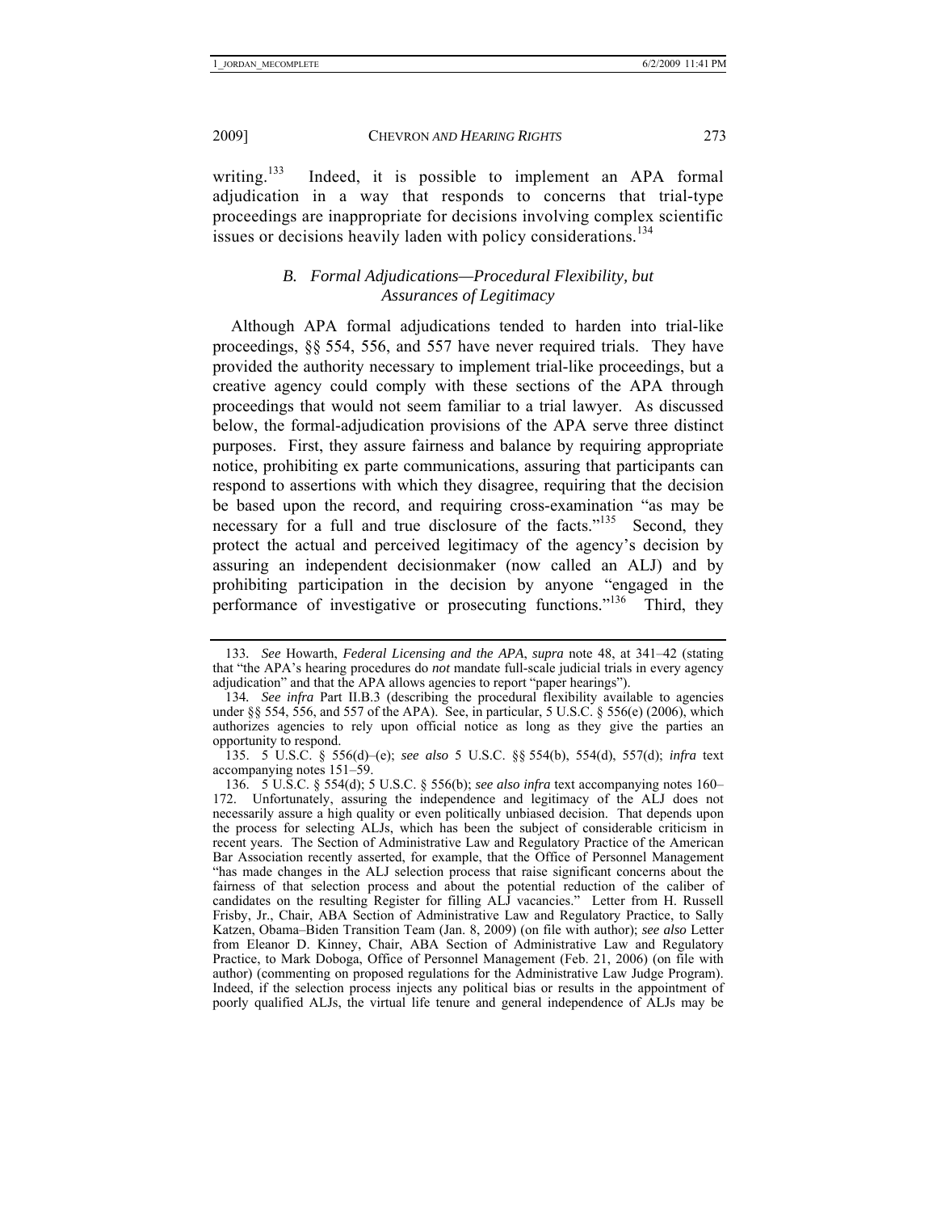writing.[133] Indeed, it is possible to implement an APA formal adjudication in a way that responds to concerns that trial-type proceedings are inappropriate for decisions involving complex scientific issues or decisions heavily laden with policy considerations.[134]

### *B. Formal Adjudications—Procedural Flexibility, but Assurances of Legitimacy*

Although APA formal adjudications tended to harden into trial-like proceedings, §§ 554, 556, and 557 have never required trials. They have provided the authority necessary to implement trial-like proceedings, but a creative agency could comply with these sections of the APA through proceedings that would not seem familiar to a trial lawyer. As discussed below, the formal-adjudication provisions of the APA serve three distinct purposes. First, they assure fairness and balance by requiring appropriate notice, prohibiting ex parte communications, assuring that participants can respond to assertions with which they disagree, requiring that the decision be based upon the record, and requiring cross-examination "as may be necessary for a full and true disclosure of the facts."[135] Second, they protect the actual and perceived legitimacy of the agency's decision by assuring an independent decisionmaker (now called an ALJ) and by prohibiting participation in the decision by anyone "engaged in the performance of investigative or prosecuting functions."[136] Third, they

---

133. *See* Howarth, *Federal Licensing and the APA*, *supra* note 48, at 341–42 (stating that "the APA's hearing procedures do *not* mandate full-scale judicial trials in every agency adjudication" and that the APA allows agencies to report "paper hearings").

134. *See infra* Part II.B.3 (describing the procedural flexibility available to agencies under §§ 554, 556, and 557 of the APA). See, in particular, 5 U.S.C. § 556(e) (2006), which authorizes agencies to rely upon official notice as long as they give the parties an opportunity to respond.

135. 5 U.S.C. § 556(d)–(e); *see also* 5 U.S.C. §§ 554(b), 554(d), 557(d); *infra* text accompanying notes 151–59.

136. 5 U.S.C. § 554(d); 5 U.S.C. § 556(b); *see also infra* text accompanying notes 160–172. Unfortunately, assuring the independence and legitimacy of the ALJ does not necessarily assure a high quality or even politically unbiased decision. That depends upon the process for selecting ALJs, which has been the subject of considerable criticism in recent years. The Section of Administrative Law and Regulatory Practice of the American Bar Association recently asserted, for example, that the Office of Personnel Management "has made changes in the ALJ selection process that raise significant concerns about the fairness of that selection process and about the potential reduction of the caliber of candidates on the resulting Register for filling ALJ vacancies." Letter from H. Russell Frisby, Jr., Chair, ABA Section of Administrative Law and Regulatory Practice, to Sally Katzen, Obama–Biden Transition Team (Jan. 8, 2009) (on file with author); *see also* Letter from Eleanor D. Kinney, Chair, ABA Section of Administrative Law and Regulatory Practice, to Mark Doboga, Office of Personnel Management (Feb. 21, 2006) (on file with author) (commenting on proposed regulations for the Administrative Law Judge Program). Indeed, if the selection process injects any political bias or results in the appointment of poorly qualified ALJs, the virtual life tenure and general independence of ALJs may be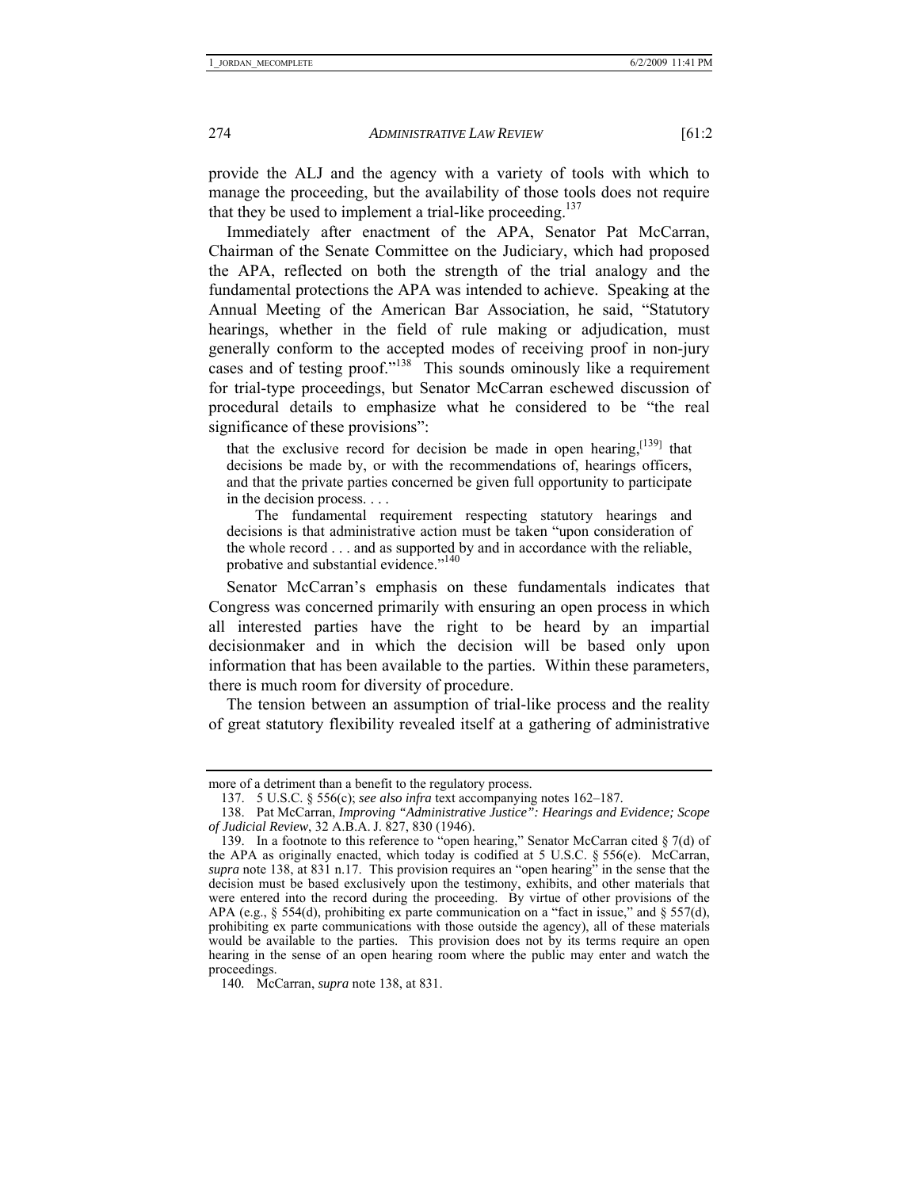provide the ALJ and the agency with a variety of tools with which to manage the proceeding, but the availability of those tools does not require that they be used to implement a trial-like proceeding.[137]

Immediately after enactment of the APA, Senator Pat McCarran, Chairman of the Senate Committee on the Judiciary, which had proposed the APA, reflected on both the strength of the trial analogy and the fundamental protections the APA was intended to achieve. Speaking at the Annual Meeting of the American Bar Association, he said, "Statutory hearings, whether in the field of rule making or adjudication, must generally conform to the accepted modes of receiving proof in non-jury cases and of testing proof."[138] This sounds ominously like a requirement for trial-type proceedings, but Senator McCarran eschewed discussion of procedural details to emphasize what he considered to be "the real significance of these provisions":

> that the exclusive record for decision be made in open hearing,[139] that decisions be made by, or with the recommendations of, hearings officers, and that the private parties concerned be given full opportunity to participate in the decision process. . . .
>
> The fundamental requirement respecting statutory hearings and decisions is that administrative action must be taken "upon consideration of the whole record . . . and as supported by and in accordance with the reliable, probative and substantial evidence."[140]

Senator McCarran's emphasis on these fundamentals indicates that Congress was concerned primarily with ensuring an open process in which all interested parties have the right to be heard by an impartial decisionmaker and in which the decision will be based only upon information that has been available to the parties. Within these parameters, there is much room for diversity of procedure.

The tension between an assumption of trial-like process and the reality of great statutory flexibility revealed itself at a gathering of administrative

---

more of a detriment than a benefit to the regulatory process.

137. 5 U.S.C. § 556(c); *see also infra* text accompanying notes 162–187.

138. Pat McCarran, *Improving "Administrative Justice": Hearings and Evidence; Scope of Judicial Review*, 32 A.B.A. J. 827, 830 (1946).

139. In a footnote to this reference to "open hearing," Senator McCarran cited § 7(d) of the APA as originally enacted, which today is codified at 5 U.S.C. § 556(e). McCarran, *supra* note 138, at 831 n.17. This provision requires an "open hearing" in the sense that the decision must be based exclusively upon the testimony, exhibits, and other materials that were entered into the record during the proceeding. By virtue of other provisions of the APA (e.g., § 554(d), prohibiting ex parte communication on a "fact in issue," and § 557(d), prohibiting ex parte communications with those outside the agency), all of these materials would be available to the parties. This provision does not by its terms require an open hearing in the sense of an open hearing room where the public may enter and watch the proceedings.

140. McCarran, *supra* note 138, at 831.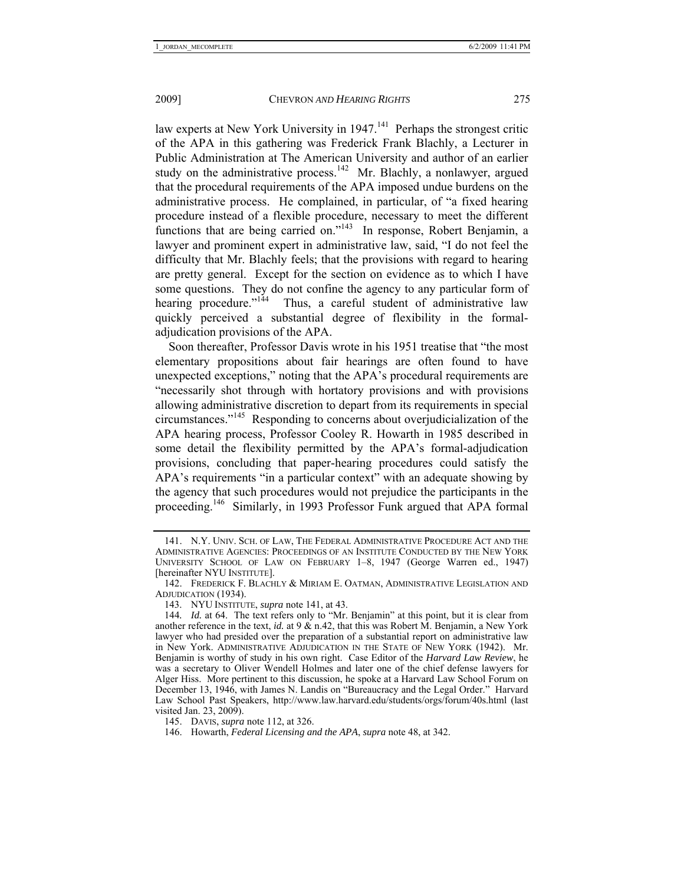law experts at New York University in 1947.[141] Perhaps the strongest critic of the APA in this gathering was Frederick Frank Blachly, a Lecturer in Public Administration at The American University and author of an earlier study on the administrative process.[142] Mr. Blachly, a nonlawyer, argued that the procedural requirements of the APA imposed undue burdens on the administrative process. He complained, in particular, of "a fixed hearing procedure instead of a flexible procedure, necessary to meet the different functions that are being carried on."[143] In response, Robert Benjamin, a lawyer and prominent expert in administrative law, said, "I do not feel the difficulty that Mr. Blachly feels; that the provisions with regard to hearing are pretty general. Except for the section on evidence as to which I have some questions. They do not confine the agency to any particular form of hearing procedure."[144] Thus, a careful student of administrative law quickly perceived a substantial degree of flexibility in the formal-adjudication provisions of the APA.

Soon thereafter, Professor Davis wrote in his 1951 treatise that "the most elementary propositions about fair hearings are often found to have unexpected exceptions," noting that the APA's procedural requirements are "necessarily shot through with hortatory provisions and with provisions allowing administrative discretion to depart from its requirements in special circumstances."[145] Responding to concerns about overjudicialization of the APA hearing process, Professor Cooley R. Howarth in 1985 described in some detail the flexibility permitted by the APA's formal-adjudication provisions, concluding that paper-hearing procedures could satisfy the APA's requirements "in a particular context" with an adequate showing by the agency that such procedures would not prejudice the participants in the proceeding.[146] Similarly, in 1993 Professor Funk argued that APA formal

---

141. N.Y. UNIV. SCH. OF LAW, THE FEDERAL ADMINISTRATIVE PROCEDURE ACT AND THE ADMINISTRATIVE AGENCIES: PROCEEDINGS OF AN INSTITUTE CONDUCTED BY THE NEW YORK UNIVERSITY SCHOOL OF LAW ON FEBRUARY 1–8, 1947 (George Warren ed., 1947) [hereinafter NYU INSTITUTE].

142. FREDERICK F. BLACHLY & MIRIAM E. OATMAN, ADMINISTRATIVE LEGISLATION AND ADJUDICATION (1934).

143. NYU INSTITUTE, *supra* note 141, at 43.

144. *Id.* at 64. The text refers only to "Mr. Benjamin" at this point, but it is clear from another reference in the text, *id.* at 9 & n.42, that this was Robert M. Benjamin, a New York lawyer who had presided over the preparation of a substantial report on administrative law in New York. ADMINISTRATIVE ADJUDICATION IN THE STATE OF NEW YORK (1942). Mr. Benjamin is worthy of study in his own right. Case Editor of the *Harvard Law Review*, he was a secretary to Oliver Wendell Holmes and later one of the chief defense lawyers for Alger Hiss. More pertinent to this discussion, he spoke at a Harvard Law School Forum on December 13, 1946, with James N. Landis on "Bureaucracy and the Legal Order." Harvard Law School Past Speakers, http://www.law.harvard.edu/students/orgs/forum/40s.html (last visited Jan. 23, 2009).

145. DAVIS, *supra* note 112, at 326.

146. Howarth, *Federal Licensing and the APA*, *supra* note 48, at 342.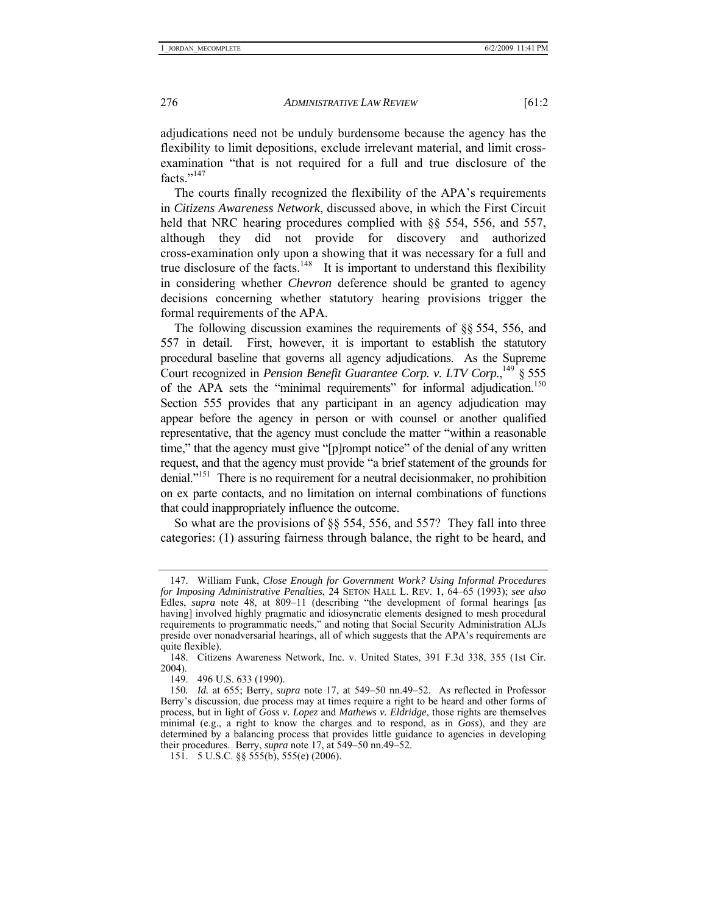adjudications need not be unduly burdensome because the agency has the flexibility to limit depositions, exclude irrelevant material, and limit cross-examination "that is not required for a full and true disclosure of the facts."[147]

The courts finally recognized the flexibility of the APA's requirements in *Citizens Awareness Network*, discussed above, in which the First Circuit held that NRC hearing procedures complied with §§ 554, 556, and 557, although they did not provide for discovery and authorized cross-examination only upon a showing that it was necessary for a full and true disclosure of the facts.[148] It is important to understand this flexibility in considering whether *Chevron* deference should be granted to agency decisions concerning whether statutory hearing provisions trigger the formal requirements of the APA.

The following discussion examines the requirements of §§ 554, 556, and 557 in detail. First, however, it is important to establish the statutory procedural baseline that governs all agency adjudications. As the Supreme Court recognized in *Pension Benefit Guarantee Corp. v. LTV Corp.*,[149] § 555 of the APA sets the "minimal requirements" for informal adjudication.[150] Section 555 provides that any participant in an agency adjudication may appear before the agency in person or with counsel or another qualified representative, that the agency must conclude the matter "within a reasonable time," that the agency must give "[p]rompt notice" of the denial of any written request, and that the agency must provide "a brief statement of the grounds for denial."[151] There is no requirement for a neutral decisionmaker, no prohibition on ex parte contacts, and no limitation on internal combinations of functions that could inappropriately influence the outcome.

So what are the provisions of §§ 554, 556, and 557? They fall into three categories: (1) assuring fairness through balance, the right to be heard, and

---

147. William Funk, *Close Enough for Government Work? Using Informal Procedures for Imposing Administrative Penalties*, 24 SETON HALL L. REV. 1, 64–65 (1993); *see also* Edles, *supra* note 48, at 809–11 (describing "the development of formal hearings [as having] involved highly pragmatic and idiosyncratic elements designed to mesh procedural requirements to programmatic needs," and noting that Social Security Administration ALJs preside over nonadversarial hearings, all of which suggests that the APA's requirements are quite flexible).

148. Citizens Awareness Network, Inc. v. United States, 391 F.3d 338, 355 (1st Cir. 2004).

149. 496 U.S. 633 (1990).

150. *Id.* at 655; Berry, *supra* note 17, at 549–50 nn.49–52. As reflected in Professor Berry's discussion, due process may at times require a right to be heard and other forms of process, but in light of *Goss v. Lopez* and *Mathews v. Eldridge*, those rights are themselves minimal (e.g., a right to know the charges and to respond, as in *Goss*), and they are determined by a balancing process that provides little guidance to agencies in developing their procedures. Berry, *supra* note 17, at 549–50 nn.49–52.

151. 5 U.S.C. §§ 555(b), 555(e) (2006).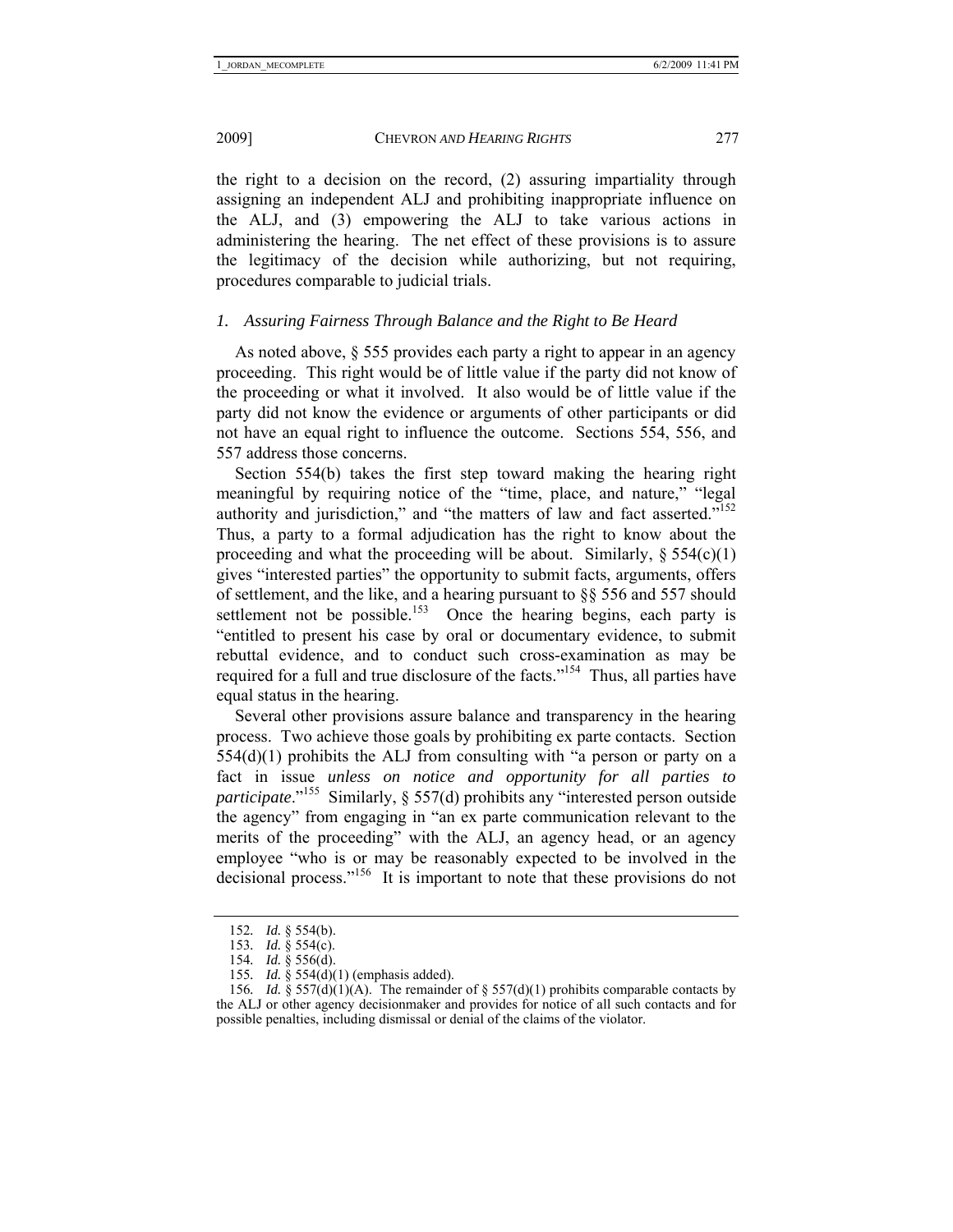the right to a decision on the record, (2) assuring impartiality through assigning an independent ALJ and prohibiting inappropriate influence on the ALJ, and (3) empowering the ALJ to take various actions in administering the hearing. The net effect of these provisions is to assure the legitimacy of the decision while authorizing, but not requiring, procedures comparable to judicial trials.

### *1. Assuring Fairness Through Balance and the Right to Be Heard*

As noted above, § 555 provides each party a right to appear in an agency proceeding. This right would be of little value if the party did not know of the proceeding or what it involved. It also would be of little value if the party did not know the evidence or arguments of other participants or did not have an equal right to influence the outcome. Sections 554, 556, and 557 address those concerns.

Section 554(b) takes the first step toward making the hearing right meaningful by requiring notice of the "time, place, and nature," "legal authority and jurisdiction," and "the matters of law and fact asserted."[152] Thus, a party to a formal adjudication has the right to know about the proceeding and what the proceeding will be about. Similarly, § 554(c)(1) gives "interested parties" the opportunity to submit facts, arguments, offers of settlement, and the like, and a hearing pursuant to §§ 556 and 557 should settlement not be possible.[153] Once the hearing begins, each party is "entitled to present his case by oral or documentary evidence, to submit rebuttal evidence, and to conduct such cross-examination as may be required for a full and true disclosure of the facts."[154] Thus, all parties have equal status in the hearing.

Several other provisions assure balance and transparency in the hearing process. Two achieve those goals by prohibiting ex parte contacts. Section 554(d)(1) prohibits the ALJ from consulting with "a person or party on a fact in issue *unless on notice and opportunity for all parties to participate*."[155] Similarly, § 557(d) prohibits any "interested person outside the agency" from engaging in "an ex parte communication relevant to the merits of the proceeding" with the ALJ, an agency head, or an agency employee "who is or may be reasonably expected to be involved in the decisional process."[156] It is important to note that these provisions do not

---

152. *Id.* § 554(b).

153. *Id.* § 554(c).

154. *Id.* § 556(d).

155. *Id.* § 554(d)(1) (emphasis added).

156. *Id.* § 557(d)(1)(A). The remainder of § 557(d)(1) prohibits comparable contacts by the ALJ or other agency decisionmaker and provides for notice of all such contacts and for possible penalties, including dismissal or denial of the claims of the violator.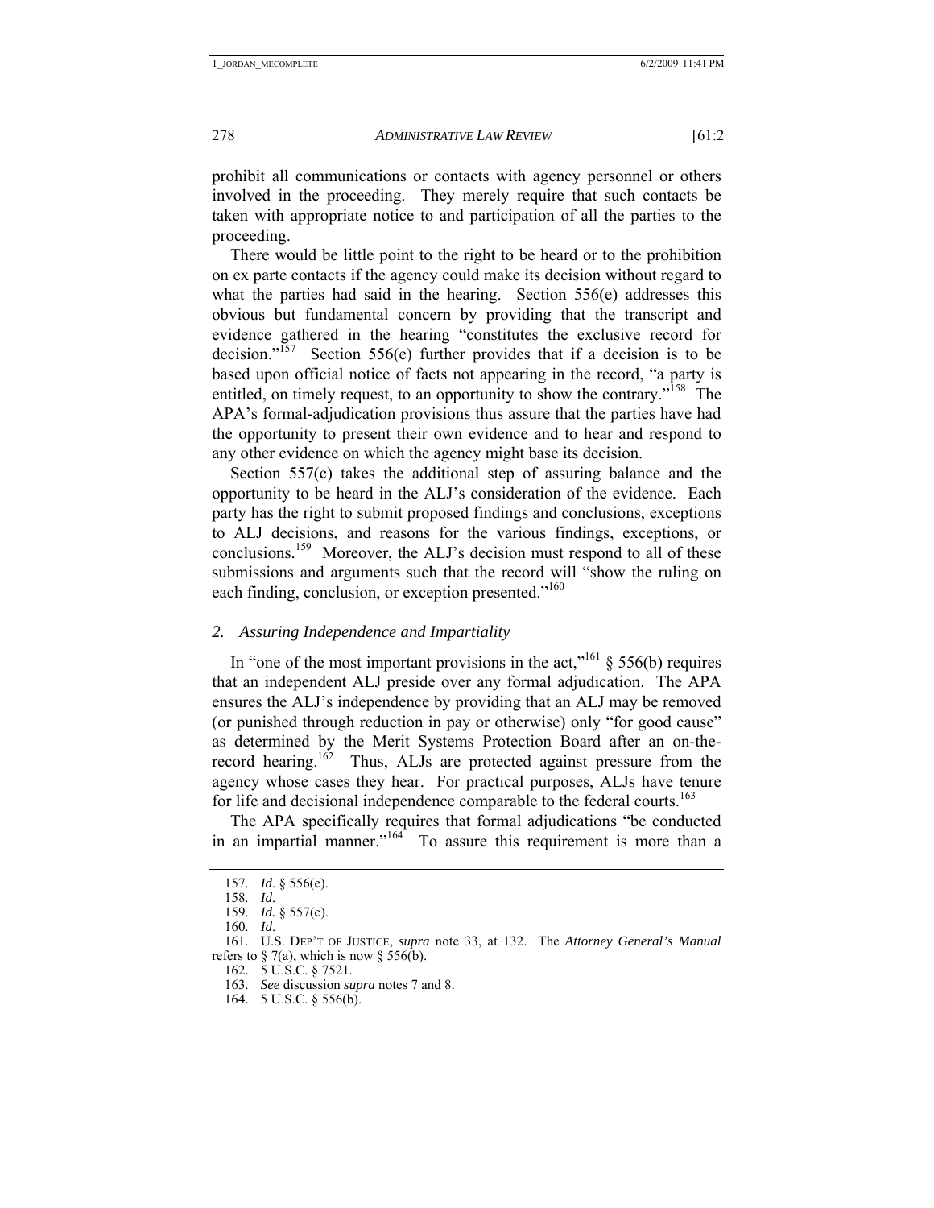prohibit all communications or contacts with agency personnel or others involved in the proceeding. They merely require that such contacts be taken with appropriate notice to and participation of all the parties to the proceeding.

There would be little point to the right to be heard or to the prohibition on ex parte contacts if the agency could make its decision without regard to what the parties had said in the hearing. Section 556(e) addresses this obvious but fundamental concern by providing that the transcript and evidence gathered in the hearing "constitutes the exclusive record for decision."[157] Section 556(e) further provides that if a decision is to be based upon official notice of facts not appearing in the record, "a party is entitled, on timely request, to an opportunity to show the contrary."[158] The APA's formal-adjudication provisions thus assure that the parties have had the opportunity to present their own evidence and to hear and respond to any other evidence on which the agency might base its decision.

Section 557(c) takes the additional step of assuring balance and the opportunity to be heard in the ALJ's consideration of the evidence. Each party has the right to submit proposed findings and conclusions, exceptions to ALJ decisions, and reasons for the various findings, exceptions, or conclusions.[159] Moreover, the ALJ's decision must respond to all of these submissions and arguments such that the record will "show the ruling on each finding, conclusion, or exception presented."[160]

### 2. *Assuring Independence and Impartiality*

In "one of the most important provisions in the act,"[161] § 556(b) requires that an independent ALJ preside over any formal adjudication. The APA ensures the ALJ's independence by providing that an ALJ may be removed (or punished through reduction in pay or otherwise) only "for good cause" as determined by the Merit Systems Protection Board after an on-the-record hearing.[162] Thus, ALJs are protected against pressure from the agency whose cases they hear. For practical purposes, ALJs have tenure for life and decisional independence comparable to the federal courts.[163]

The APA specifically requires that formal adjudications "be conducted in an impartial manner."[164] To assure this requirement is more than a

---

157. *Id*. § 556(e).

158. *Id*.

159. *Id.* § 557(c).

160. *Id*.

161. U.S. DEP'T OF JUSTICE, *supra* note 33, at 132. The *Attorney General's Manual* refers to § 7(a), which is now § 556(b).

162. 5 U.S.C. § 7521.

163. *See* discussion *supra* notes 7 and 8.

164. 5 U.S.C. § 556(b).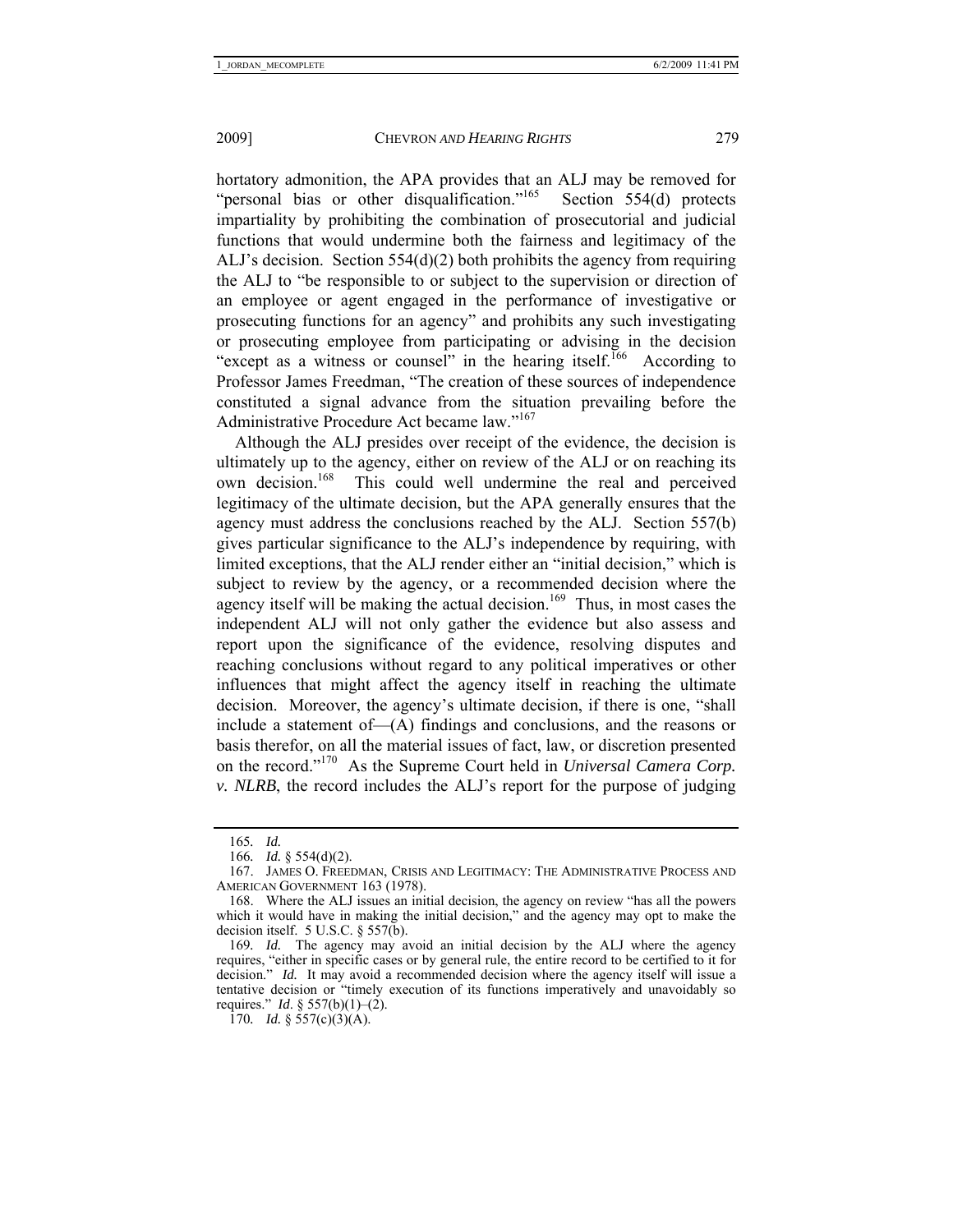hortatory admonition, the APA provides that an ALJ may be removed for "personal bias or other disqualification."[165] Section 554(d) protects impartiality by prohibiting the combination of prosecutorial and judicial functions that would undermine both the fairness and legitimacy of the ALJ's decision. Section 554(d)(2) both prohibits the agency from requiring the ALJ to "be responsible to or subject to the supervision or direction of an employee or agent engaged in the performance of investigative or prosecuting functions for an agency" and prohibits any such investigating or prosecuting employee from participating or advising in the decision "except as a witness or counsel" in the hearing itself.[166] According to Professor James Freedman, "The creation of these sources of independence constituted a signal advance from the situation prevailing before the Administrative Procedure Act became law."[167]

Although the ALJ presides over receipt of the evidence, the decision is ultimately up to the agency, either on review of the ALJ or on reaching its own decision.[168] This could well undermine the real and perceived legitimacy of the ultimate decision, but the APA generally ensures that the agency must address the conclusions reached by the ALJ. Section 557(b) gives particular significance to the ALJ's independence by requiring, with limited exceptions, that the ALJ render either an "initial decision," which is subject to review by the agency, or a recommended decision where the agency itself will be making the actual decision.[169] Thus, in most cases the independent ALJ will not only gather the evidence but also assess and report upon the significance of the evidence, resolving disputes and reaching conclusions without regard to any political imperatives or other influences that might affect the agency itself in reaching the ultimate decision. Moreover, the agency's ultimate decision, if there is one, "shall include a statement of—(A) findings and conclusions, and the reasons or basis therefor, on all the material issues of fact, law, or discretion presented on the record."[170] As the Supreme Court held in *Universal Camera Corp. v. NLRB*, the record includes the ALJ's report for the purpose of judging

---

165. *Id.*

166. *Id.* § 554(d)(2).

167. JAMES O. FREEDMAN, CRISIS AND LEGITIMACY: THE ADMINISTRATIVE PROCESS AND AMERICAN GOVERNMENT 163 (1978).

168. Where the ALJ issues an initial decision, the agency on review "has all the powers which it would have in making the initial decision," and the agency may opt to make the decision itself. 5 U.S.C. § 557(b).

169. *Id.* The agency may avoid an initial decision by the ALJ where the agency requires, "either in specific cases or by general rule, the entire record to be certified to it for decision." *Id.* It may avoid a recommended decision where the agency itself will issue a tentative decision or "timely execution of its functions imperatively and unavoidably so requires." *Id*. § 557(b)(1)–(2).

170. *Id.* § 557(c)(3)(A).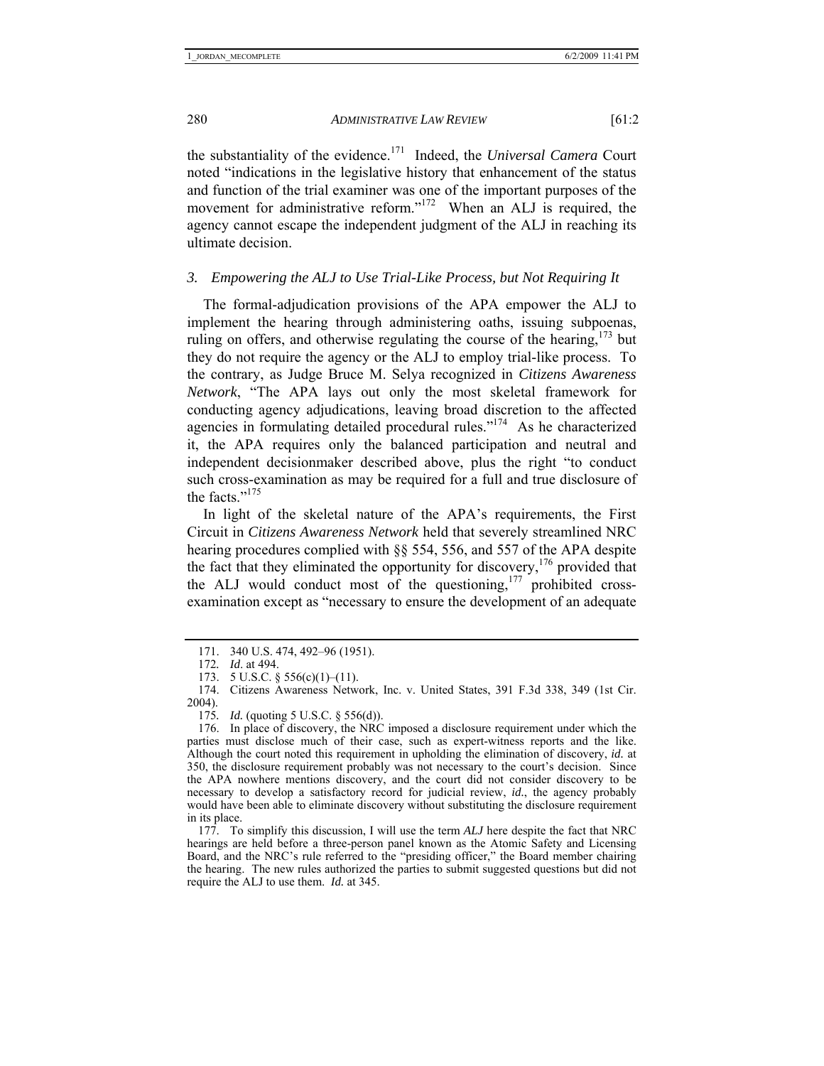the substantiality of the evidence.[171] Indeed, the *Universal Camera* Court noted "indications in the legislative history that enhancement of the status and function of the trial examiner was one of the important purposes of the movement for administrative reform."[172] When an ALJ is required, the agency cannot escape the independent judgment of the ALJ in reaching its ultimate decision.

### *3. Empowering the ALJ to Use Trial-Like Process, but Not Requiring It*

The formal-adjudication provisions of the APA empower the ALJ to implement the hearing through administering oaths, issuing subpoenas, ruling on offers, and otherwise regulating the course of the hearing,[173] but they do not require the agency or the ALJ to employ trial-like process. To the contrary, as Judge Bruce M. Selya recognized in *Citizens Awareness Network*, "The APA lays out only the most skeletal framework for conducting agency adjudications, leaving broad discretion to the affected agencies in formulating detailed procedural rules."[174] As he characterized it, the APA requires only the balanced participation and neutral and independent decisionmaker described above, plus the right "to conduct such cross-examination as may be required for a full and true disclosure of the facts."[175]

In light of the skeletal nature of the APA's requirements, the First Circuit in *Citizens Awareness Network* held that severely streamlined NRC hearing procedures complied with §§ 554, 556, and 557 of the APA despite the fact that they eliminated the opportunity for discovery,[176] provided that the ALJ would conduct most of the questioning,[177] prohibited cross-examination except as "necessary to ensure the development of an adequate

---

171. 340 U.S. 474, 492–96 (1951).

172. *Id*. at 494.

173. 5 U.S.C. § 556(c)(1)–(11).

174. Citizens Awareness Network, Inc. v. United States, 391 F.3d 338, 349 (1st Cir. 2004).

175. *Id.* (quoting 5 U.S.C. § 556(d)).

176. In place of discovery, the NRC imposed a disclosure requirement under which the parties must disclose much of their case, such as expert-witness reports and the like. Although the court noted this requirement in upholding the elimination of discovery, *id.* at 350, the disclosure requirement probably was not necessary to the court's decision. Since the APA nowhere mentions discovery, and the court did not consider discovery to be necessary to develop a satisfactory record for judicial review, *id.*, the agency probably would have been able to eliminate discovery without substituting the disclosure requirement in its place.

177. To simplify this discussion, I will use the term *ALJ* here despite the fact that NRC hearings are held before a three-person panel known as the Atomic Safety and Licensing Board, and the NRC's rule referred to the "presiding officer," the Board member chairing the hearing. The new rules authorized the parties to submit suggested questions but did not require the ALJ to use them. *Id.* at 345.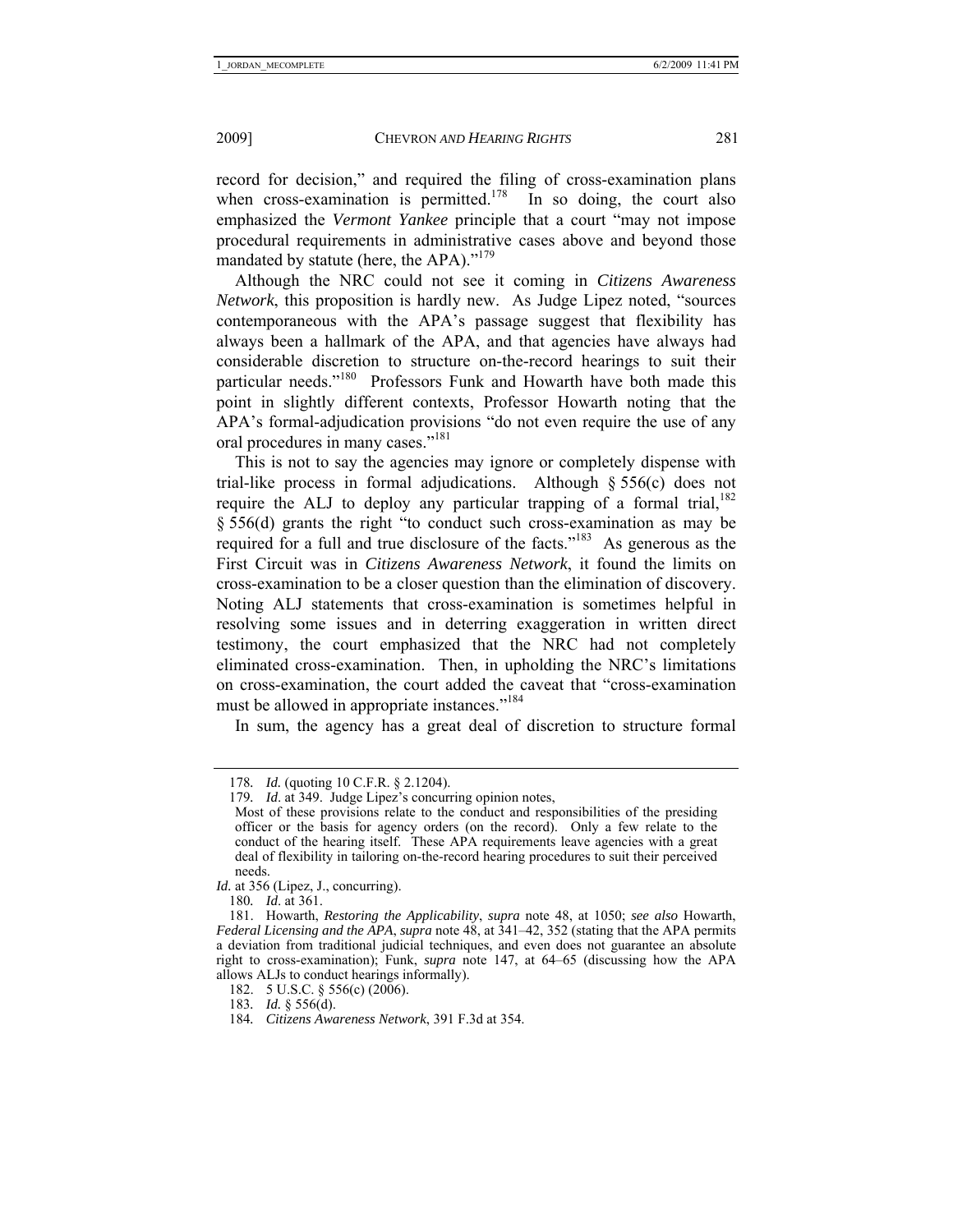record for decision," and required the filing of cross-examination plans when cross-examination is permitted.[178] In so doing, the court also emphasized the *Vermont Yankee* principle that a court "may not impose procedural requirements in administrative cases above and beyond those mandated by statute (here, the APA)."[179]

Although the NRC could not see it coming in *Citizens Awareness Network*, this proposition is hardly new. As Judge Lipez noted, "sources contemporaneous with the APA's passage suggest that flexibility has always been a hallmark of the APA, and that agencies have always had considerable discretion to structure on-the-record hearings to suit their particular needs."[180] Professors Funk and Howarth have both made this point in slightly different contexts, Professor Howarth noting that the APA's formal-adjudication provisions "do not even require the use of any oral procedures in many cases."[181]

This is not to say the agencies may ignore or completely dispense with trial-like process in formal adjudications. Although § 556(c) does not require the ALJ to deploy any particular trapping of a formal trial,[182] § 556(d) grants the right "to conduct such cross-examination as may be required for a full and true disclosure of the facts."[183] As generous as the First Circuit was in *Citizens Awareness Network*, it found the limits on cross-examination to be a closer question than the elimination of discovery. Noting ALJ statements that cross-examination is sometimes helpful in resolving some issues and in deterring exaggeration in written direct testimony, the court emphasized that the NRC had not completely eliminated cross-examination. Then, in upholding the NRC's limitations on cross-examination, the court added the caveat that "cross-examination must be allowed in appropriate instances."[184]

In sum, the agency has a great deal of discretion to structure formal

---

178. *Id.* (quoting 10 C.F.R. § 2.1204).

179. *Id.* at 349. Judge Lipez's concurring opinion notes,

> Most of these provisions relate to the conduct and responsibilities of the presiding officer or the basis for agency orders (on the record). Only a few relate to the conduct of the hearing itself. These APA requirements leave agencies with a great deal of flexibility in tailoring on-the-record hearing procedures to suit their perceived needs.

*Id.* at 356 (Lipez, J., concurring).

180. *Id.* at 361.

181. Howarth, *Restoring the Applicability*, *supra* note 48, at 1050; *see also* Howarth, *Federal Licensing and the APA*, *supra* note 48, at 341–42, 352 (stating that the APA permits a deviation from traditional judicial techniques, and even does not guarantee an absolute right to cross-examination); Funk, *supra* note 147, at 64–65 (discussing how the APA allows ALJs to conduct hearings informally).

182. 5 U.S.C. § 556(c) (2006).

183. *Id.* § 556(d).

184. *Citizens Awareness Network*, 391 F.3d at 354.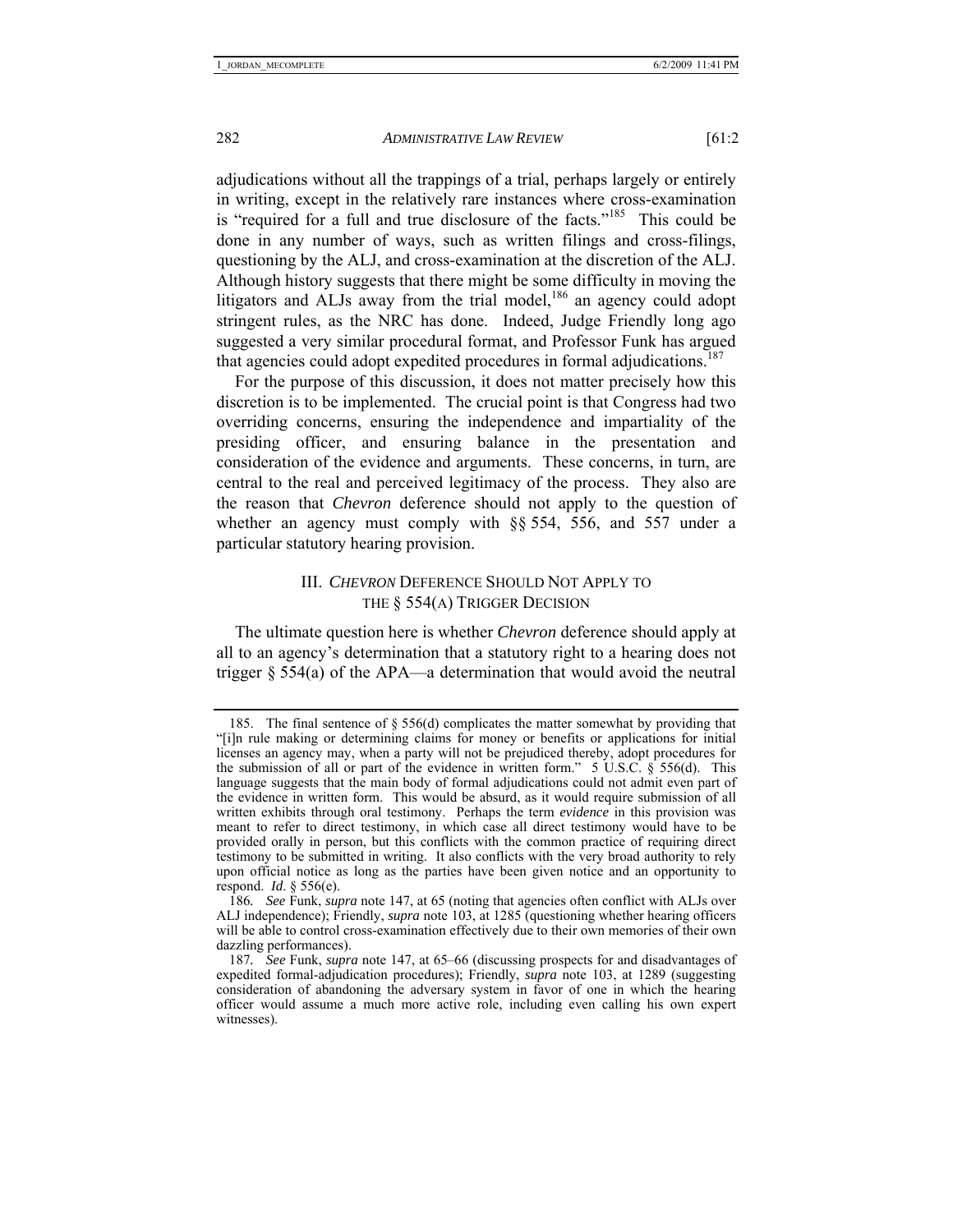adjudications without all the trappings of a trial, perhaps largely or entirely in writing, except in the relatively rare instances where cross-examination is "required for a full and true disclosure of the facts."[185] This could be done in any number of ways, such as written filings and cross-filings, questioning by the ALJ, and cross-examination at the discretion of the ALJ. Although history suggests that there might be some difficulty in moving the litigators and ALJs away from the trial model,[186] an agency could adopt stringent rules, as the NRC has done. Indeed, Judge Friendly long ago suggested a very similar procedural format, and Professor Funk has argued that agencies could adopt expedited procedures in formal adjudications.[187]

For the purpose of this discussion, it does not matter precisely how this discretion is to be implemented. The crucial point is that Congress had two overriding concerns, ensuring the independence and impartiality of the presiding officer, and ensuring balance in the presentation and consideration of the evidence and arguments. These concerns, in turn, are central to the real and perceived legitimacy of the process. They also are the reason that *Chevron* deference should not apply to the question of whether an agency must comply with §§ 554, 556, and 557 under a particular statutory hearing provision.

## III. *CHEVRON* DEFERENCE SHOULD NOT APPLY TO THE § 554(A) TRIGGER DECISION

The ultimate question here is whether *Chevron* deference should apply at all to an agency's determination that a statutory right to a hearing does not trigger § 554(a) of the APA—a determination that would avoid the neutral

---

185. The final sentence of § 556(d) complicates the matter somewhat by providing that "[i]n rule making or determining claims for money or benefits or applications for initial licenses an agency may, when a party will not be prejudiced thereby, adopt procedures for the submission of all or part of the evidence in written form." 5 U.S.C. § 556(d). This language suggests that the main body of formal adjudications could not admit even part of the evidence in written form. This would be absurd, as it would require submission of all written exhibits through oral testimony. Perhaps the term *evidence* in this provision was meant to refer to direct testimony, in which case all direct testimony would have to be provided orally in person, but this conflicts with the common practice of requiring direct testimony to be submitted in writing. It also conflicts with the very broad authority to rely upon official notice as long as the parties have been given notice and an opportunity to respond. *Id*. § 556(e).

186. *See* Funk, *supra* note 147, at 65 (noting that agencies often conflict with ALJs over ALJ independence); Friendly, *supra* note 103, at 1285 (questioning whether hearing officers will be able to control cross-examination effectively due to their own memories of their own dazzling performances).

187. *See* Funk, *supra* note 147, at 65–66 (discussing prospects for and disadvantages of expedited formal-adjudication procedures); Friendly, *supra* note 103, at 1289 (suggesting consideration of abandoning the adversary system in favor of one in which the hearing officer would assume a much more active role, including even calling his own expert witnesses).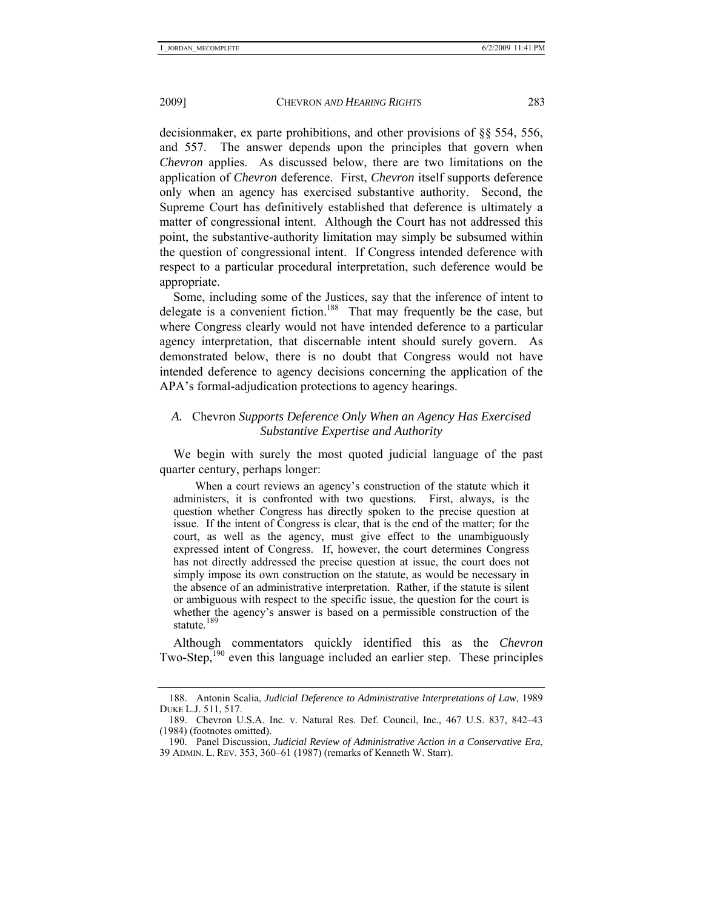decisionmaker, ex parte prohibitions, and other provisions of §§ 554, 556, and 557. The answer depends upon the principles that govern when *Chevron* applies. As discussed below, there are two limitations on the application of *Chevron* deference. First, *Chevron* itself supports deference only when an agency has exercised substantive authority. Second, the Supreme Court has definitively established that deference is ultimately a matter of congressional intent. Although the Court has not addressed this point, the substantive-authority limitation may simply be subsumed within the question of congressional intent. If Congress intended deference with respect to a particular procedural interpretation, such deference would be appropriate.

Some, including some of the Justices, say that the inference of intent to delegate is a convenient fiction.[188] That may frequently be the case, but where Congress clearly would not have intended deference to a particular agency interpretation, that discernable intent should surely govern. As demonstrated below, there is no doubt that Congress would not have intended deference to agency decisions concerning the application of the APA's formal-adjudication protections to agency hearings.

### *A.* Chevron *Supports Deference Only When an Agency Has Exercised Substantive Expertise and Authority*

We begin with surely the most quoted judicial language of the past quarter century, perhaps longer:

> When a court reviews an agency's construction of the statute which it administers, it is confronted with two questions. First, always, is the question whether Congress has directly spoken to the precise question at issue. If the intent of Congress is clear, that is the end of the matter; for the court, as well as the agency, must give effect to the unambiguously expressed intent of Congress. If, however, the court determines Congress has not directly addressed the precise question at issue, the court does not simply impose its own construction on the statute, as would be necessary in the absence of an administrative interpretation. Rather, if the statute is silent or ambiguous with respect to the specific issue, the question for the court is whether the agency's answer is based on a permissible construction of the statute.[189]

Although commentators quickly identified this as the *Chevron* Two-Step,[190] even this language included an earlier step. These principles

---

188. Antonin Scalia, *Judicial Deference to Administrative Interpretations of Law*, 1989 DUKE L.J. 511, 517.

189. Chevron U.S.A. Inc. v. Natural Res. Def. Council, Inc., 467 U.S. 837, 842–43 (1984) (footnotes omitted).

190. Panel Discussion, *Judicial Review of Administrative Action in a Conservative Era*, 39 ADMIN. L. REV. 353, 360–61 (1987) (remarks of Kenneth W. Starr).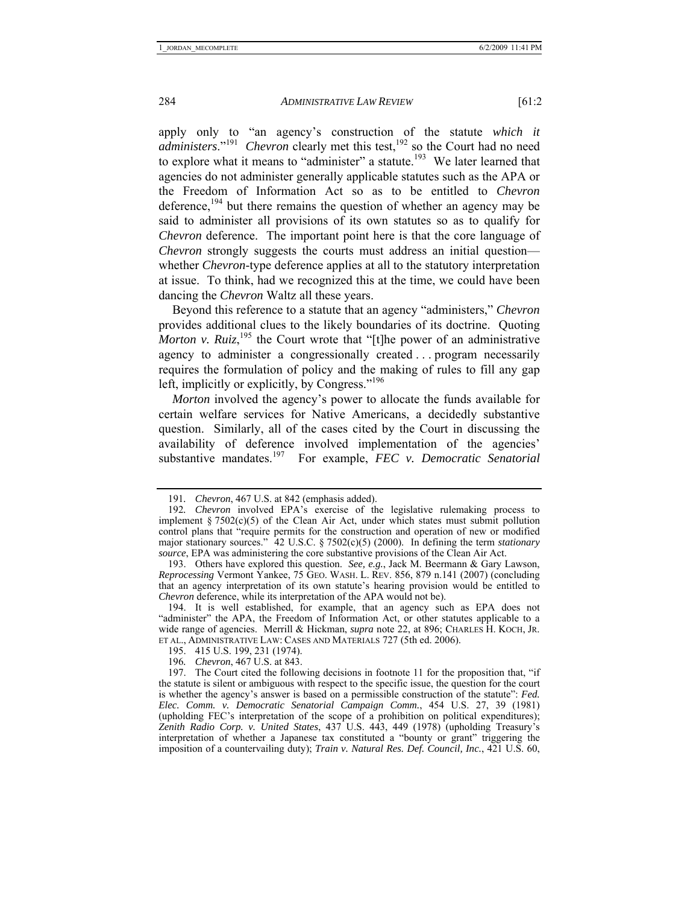apply only to "an agency's construction of the statute *which it administers*."[191] *Chevron* clearly met this test,[192] so the Court had no need to explore what it means to "administer" a statute.[193] We later learned that agencies do not administer generally applicable statutes such as the APA or the Freedom of Information Act so as to be entitled to *Chevron* deference,[194] but there remains the question of whether an agency may be said to administer all provisions of its own statutes so as to qualify for *Chevron* deference. The important point here is that the core language of *Chevron* strongly suggests the courts must address an initial question—whether *Chevron*-type deference applies at all to the statutory interpretation at issue. To think, had we recognized this at the time, we could have been dancing the *Chevron* Waltz all these years.

Beyond this reference to a statute that an agency "administers," *Chevron* provides additional clues to the likely boundaries of its doctrine. Quoting *Morton v. Ruiz*,[195] the Court wrote that "[t]he power of an administrative agency to administer a congressionally created . . . program necessarily requires the formulation of policy and the making of rules to fill any gap left, implicitly or explicitly, by Congress."[196]

*Morton* involved the agency's power to allocate the funds available for certain welfare services for Native Americans, a decidedly substantive question. Similarly, all of the cases cited by the Court in discussing the availability of deference involved implementation of the agencies' substantive mandates.[197] For example, *FEC v. Democratic Senatorial*

---

191. *Chevron*, 467 U.S. at 842 (emphasis added).

192. *Chevron* involved EPA's exercise of the legislative rulemaking process to implement § 7502(c)(5) of the Clean Air Act, under which states must submit pollution control plans that "require permits for the construction and operation of new or modified major stationary sources." 42 U.S.C. § 7502(c)(5) (2000). In defining the term *stationary source*, EPA was administering the core substantive provisions of the Clean Air Act.

193. Others have explored this question. *See, e.g.*, Jack M. Beermann & Gary Lawson, *Reprocessing* Vermont Yankee, 75 GEO. WASH. L. REV. 856, 879 n.141 (2007) (concluding that an agency interpretation of its own statute's hearing provision would be entitled to *Chevron* deference, while its interpretation of the APA would not be).

194. It is well established, for example, that an agency such as EPA does not "administer" the APA, the Freedom of Information Act, or other statutes applicable to a wide range of agencies. Merrill & Hickman, *supra* note 22, at 896; CHARLES H. KOCH, JR. ET AL., ADMINISTRATIVE LAW: CASES AND MATERIALS 727 (5th ed. 2006).

195. 415 U.S. 199, 231 (1974).

196. *Chevron*, 467 U.S. at 843.

197. The Court cited the following decisions in footnote 11 for the proposition that, "if the statute is silent or ambiguous with respect to the specific issue, the question for the court is whether the agency's answer is based on a permissible construction of the statute": *Fed. Elec. Comm. v. Democratic Senatorial Campaign Comm.*, 454 U.S. 27, 39 (1981) (upholding FEC's interpretation of the scope of a prohibition on political expenditures); *Zenith Radio Corp. v. United States*, 437 U.S. 443, 449 (1978) (upholding Treasury's interpretation of whether a Japanese tax constituted a "bounty or grant" triggering the imposition of a countervailing duty); *Train v. Natural Res. Def. Council, Inc.*, 421 U.S. 60,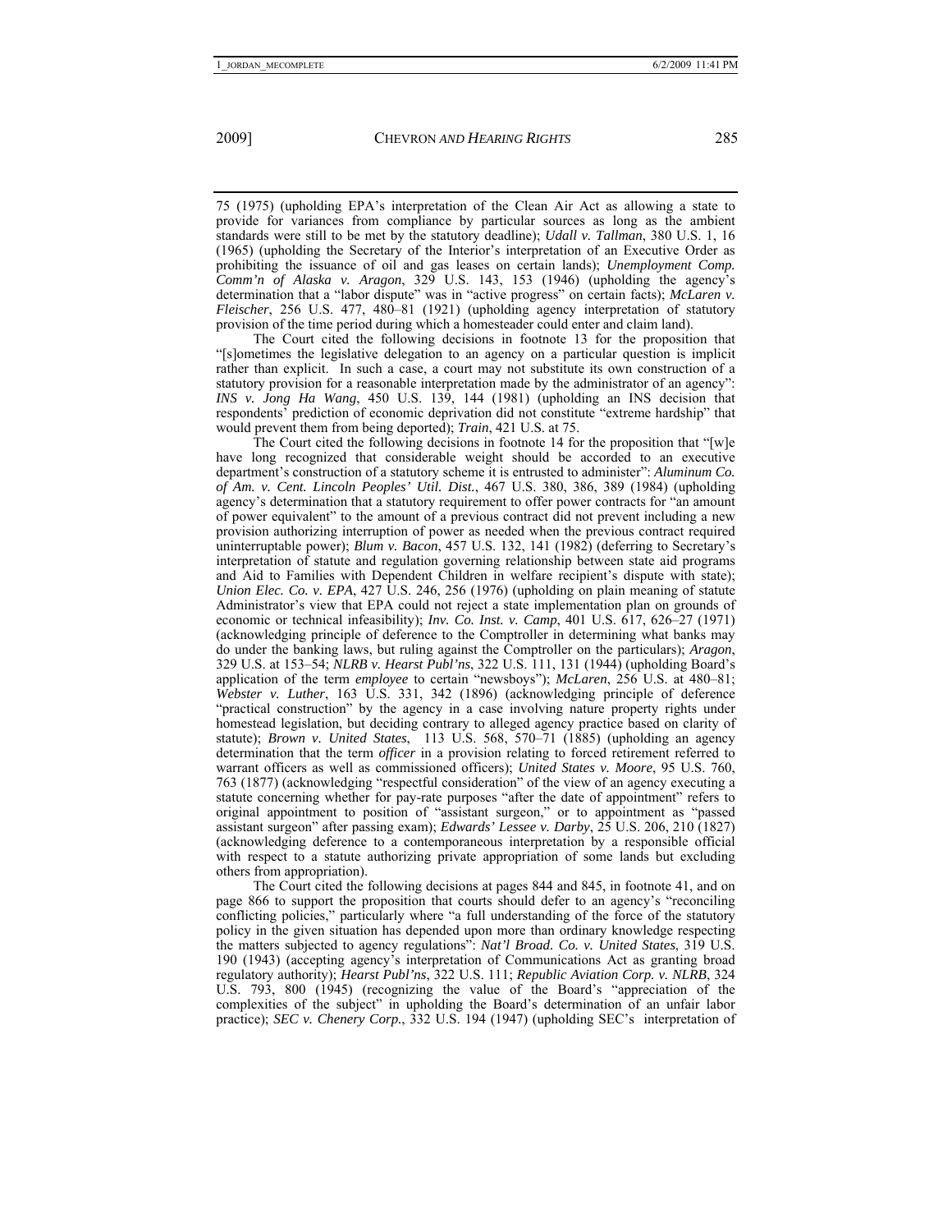75 (1975) (upholding EPA's interpretation of the Clean Air Act as allowing a state to provide for variances from compliance by particular sources as long as the ambient standards were still to be met by the statutory deadline); *Udall v. Tallman*, 380 U.S. 1, 16 (1965) (upholding the Secretary of the Interior's interpretation of an Executive Order as prohibiting the issuance of oil and gas leases on certain lands); *Unemployment Comp. Comm'n of Alaska v. Aragon*, 329 U.S. 143, 153 (1946) (upholding the agency's determination that a "labor dispute" was in "active progress" on certain facts); *McLaren v. Fleischer*, 256 U.S. 477, 480–81 (1921) (upholding agency interpretation of statutory provision of the time period during which a homesteader could enter and claim land).

The Court cited the following decisions in footnote 13 for the proposition that "[s]ometimes the legislative delegation to an agency on a particular question is implicit rather than explicit. In such a case, a court may not substitute its own construction of a statutory provision for a reasonable interpretation made by the administrator of an agency": *INS v. Jong Ha Wang*, 450 U.S. 139, 144 (1981) (upholding an INS decision that respondents' prediction of economic deprivation did not constitute "extreme hardship" that would prevent them from being deported); *Train*, 421 U.S. at 75.

The Court cited the following decisions in footnote 14 for the proposition that "[w]e have long recognized that considerable weight should be accorded to an executive department's construction of a statutory scheme it is entrusted to administer": *Aluminum Co. of Am. v. Cent. Lincoln Peoples' Util. Dist.*, 467 U.S. 380, 386, 389 (1984) (upholding agency's determination that a statutory requirement to offer power contracts for "an amount of power equivalent" to the amount of a previous contract did not prevent including a new provision authorizing interruption of power as needed when the previous contract required uninterruptable power); *Blum v. Bacon*, 457 U.S. 132, 141 (1982) (deferring to Secretary's interpretation of statute and regulation governing relationship between state aid programs and Aid to Families with Dependent Children in welfare recipient's dispute with state); *Union Elec. Co. v. EPA*, 427 U.S. 246, 256 (1976) (upholding on plain meaning of statute Administrator's view that EPA could not reject a state implementation plan on grounds of economic or technical infeasibility); *Inv. Co. Inst. v. Camp*, 401 U.S. 617, 626–27 (1971) (acknowledging principle of deference to the Comptroller in determining what banks may do under the banking laws, but ruling against the Comptroller on the particulars); *Aragon*, 329 U.S. at 153–54; *NLRB v. Hearst Publ'ns*, 322 U.S. 111, 131 (1944) (upholding Board's application of the term *employee* to certain "newsboys"); *McLaren*, 256 U.S. at 480–81; *Webster v. Luther*, 163 U.S. 331, 342 (1896) (acknowledging principle of deference "practical construction" by the agency in a case involving nature property rights under homestead legislation, but deciding contrary to alleged agency practice based on clarity of statute); *Brown v. United States*, 113 U.S. 568, 570–71 (1885) (upholding an agency determination that the term *officer* in a provision relating to forced retirement referred to warrant officers as well as commissioned officers); *United States v. Moore*, 95 U.S. 760, 763 (1877) (acknowledging "respectful consideration" of the view of an agency executing a statute concerning whether for pay-rate purposes "after the date of appointment" refers to original appointment to position of "assistant surgeon," or to appointment as "passed assistant surgeon" after passing exam); *Edwards' Lessee v. Darby*, 25 U.S. 206, 210 (1827) (acknowledging deference to a contemporaneous interpretation by a responsible official with respect to a statute authorizing private appropriation of some lands but excluding others from appropriation).

The Court cited the following decisions at pages 844 and 845, in footnote 41, and on page 866 to support the proposition that courts should defer to an agency's "reconciling conflicting policies," particularly where "a full understanding of the force of the statutory policy in the given situation has depended upon more than ordinary knowledge respecting the matters subjected to agency regulations": *Nat'l Broad. Co. v. United States*, 319 U.S. 190 (1943) (accepting agency's interpretation of Communications Act as granting broad regulatory authority); *Hearst Publ'ns*, 322 U.S. 111; *Republic Aviation Corp. v. NLRB*, 324 U.S. 793, 800 (1945) (recognizing the value of the Board's "appreciation of the complexities of the subject" in upholding the Board's determination of an unfair labor practice); *SEC v. Chenery Corp.*, 332 U.S. 194 (1947) (upholding SEC's interpretation of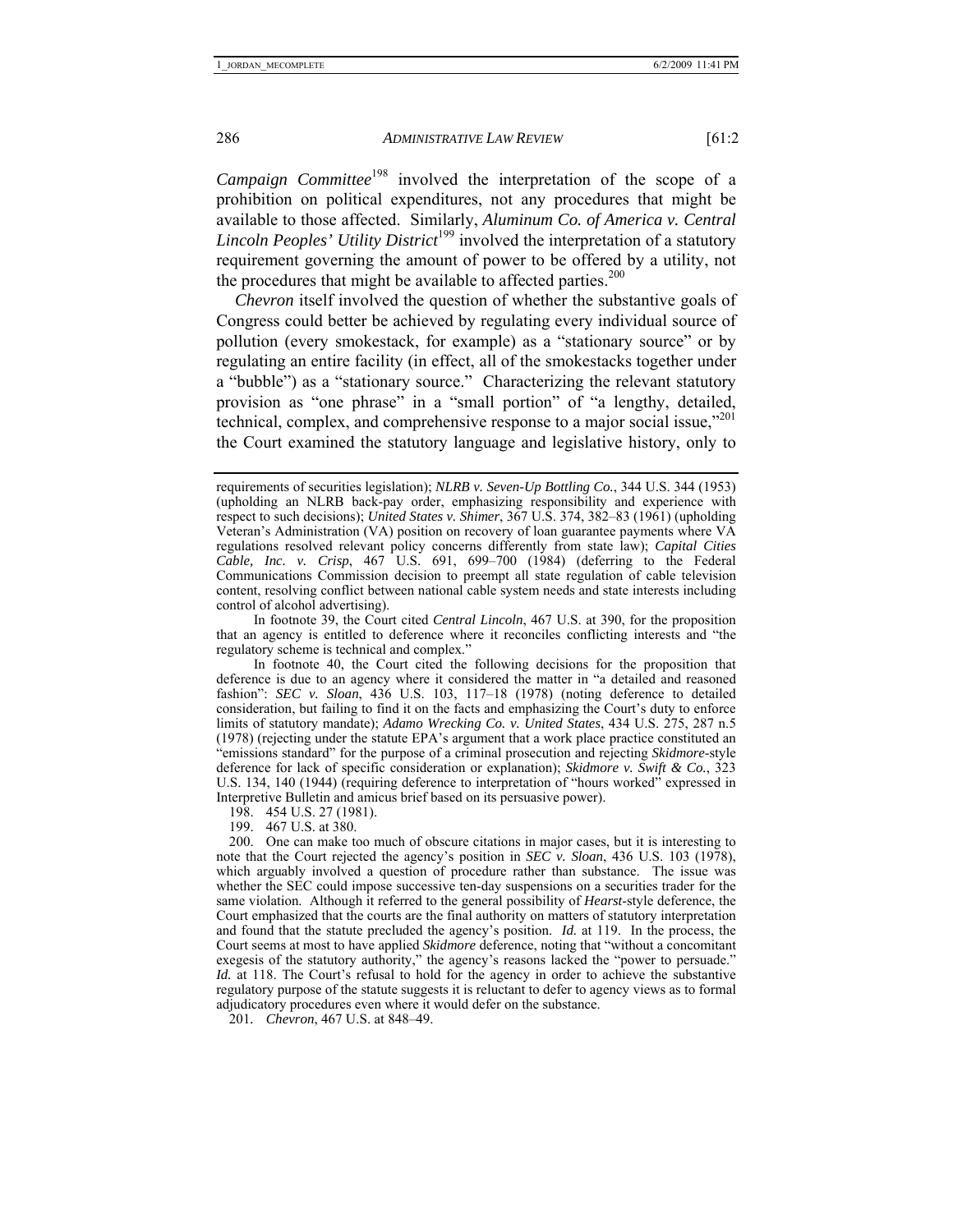*Campaign Committee*[198] involved the interpretation of the scope of a prohibition on political expenditures, not any procedures that might be available to those affected. Similarly, *Aluminum Co. of America v. Central Lincoln Peoples' Utility District*[199] involved the interpretation of a statutory requirement governing the amount of power to be offered by a utility, not the procedures that might be available to affected parties.[200]

*Chevron* itself involved the question of whether the substantive goals of Congress could better be achieved by regulating every individual source of pollution (every smokestack, for example) as a "stationary source" or by regulating an entire facility (in effect, all of the smokestacks together under a "bubble") as a "stationary source." Characterizing the relevant statutory provision as "one phrase" in a "small portion" of "a lengthy, detailed, technical, complex, and comprehensive response to a major social issue,"[201] the Court examined the statutory language and legislative history, only to

---

requirements of securities legislation); *NLRB v. Seven-Up Bottling Co.*, 344 U.S. 344 (1953) (upholding an NLRB back-pay order, emphasizing responsibility and experience with respect to such decisions); *United States v. Shimer*, 367 U.S. 374, 382–83 (1961) (upholding Veteran's Administration (VA) position on recovery of loan guarantee payments where VA regulations resolved relevant policy concerns differently from state law); *Capital Cities Cable, Inc. v. Crisp*, 467 U.S. 691, 699–700 (1984) (deferring to the Federal Communications Commission decision to preempt all state regulation of cable television content, resolving conflict between national cable system needs and state interests including control of alcohol advertising).

In footnote 39, the Court cited *Central Lincoln*, 467 U.S. at 390, for the proposition that an agency is entitled to deference where it reconciles conflicting interests and "the regulatory scheme is technical and complex."

In footnote 40, the Court cited the following decisions for the proposition that deference is due to an agency where it considered the matter in "a detailed and reasoned fashion": *SEC v. Sloan*, 436 U.S. 103, 117–18 (1978) (noting deference to detailed consideration, but failing to find it on the facts and emphasizing the Court's duty to enforce limits of statutory mandate); *Adamo Wrecking Co. v. United States*, 434 U.S. 275, 287 n.5 (1978) (rejecting under the statute EPA's argument that a work place practice constituted an "emissions standard" for the purpose of a criminal prosecution and rejecting *Skidmore*-style deference for lack of specific consideration or explanation); *Skidmore v. Swift & Co.*, 323 U.S. 134, 140 (1944) (requiring deference to interpretation of "hours worked" expressed in Interpretive Bulletin and amicus brief based on its persuasive power).

198. 454 U.S. 27 (1981).

199. 467 U.S. at 380.

200. One can make too much of obscure citations in major cases, but it is interesting to note that the Court rejected the agency's position in *SEC v. Sloan*, 436 U.S. 103 (1978), which arguably involved a question of procedure rather than substance. The issue was whether the SEC could impose successive ten-day suspensions on a securities trader for the same violation. Although it referred to the general possibility of *Hearst*-style deference, the Court emphasized that the courts are the final authority on matters of statutory interpretation and found that the statute precluded the agency's position. *Id.* at 119. In the process, the Court seems at most to have applied *Skidmore* deference, noting that "without a concomitant exegesis of the statutory authority," the agency's reasons lacked the "power to persuade." *Id.* at 118. The Court's refusal to hold for the agency in order to achieve the substantive regulatory purpose of the statute suggests it is reluctant to defer to agency views as to formal adjudicatory procedures even where it would defer on the substance.

201. *Chevron*, 467 U.S. at 848–49.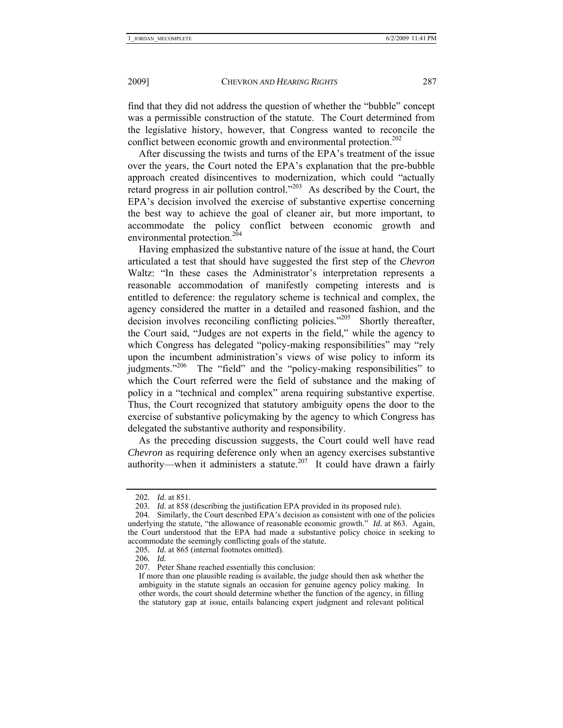find that they did not address the question of whether the "bubble" concept was a permissible construction of the statute. The Court determined from the legislative history, however, that Congress wanted to reconcile the conflict between economic growth and environmental protection.[202]

After discussing the twists and turns of the EPA's treatment of the issue over the years, the Court noted the EPA's explanation that the pre-bubble approach created disincentives to modernization, which could "actually retard progress in air pollution control."[203] As described by the Court, the EPA's decision involved the exercise of substantive expertise concerning the best way to achieve the goal of cleaner air, but more important, to accommodate the policy conflict between economic growth and environmental protection.[204]

Having emphasized the substantive nature of the issue at hand, the Court articulated a test that should have suggested the first step of the *Chevron* Waltz: "In these cases the Administrator's interpretation represents a reasonable accommodation of manifestly competing interests and is entitled to deference: the regulatory scheme is technical and complex, the agency considered the matter in a detailed and reasoned fashion, and the decision involves reconciling conflicting policies."[205] Shortly thereafter, the Court said, "Judges are not experts in the field," while the agency to which Congress has delegated "policy-making responsibilities" may "rely upon the incumbent administration's views of wise policy to inform its judgments."[206] The "field" and the "policy-making responsibilities" to which the Court referred were the field of substance and the making of policy in a "technical and complex" arena requiring substantive expertise. Thus, the Court recognized that statutory ambiguity opens the door to the exercise of substantive policymaking by the agency to which Congress has delegated the substantive authority and responsibility.

As the preceding discussion suggests, the Court could well have read *Chevron* as requiring deference only when an agency exercises substantive authority—when it administers a statute.[207] It could have drawn a fairly

---

202. *Id.* at 851.

203. *Id.* at 858 (describing the justification EPA provided in its proposed rule).

204. Similarly, the Court described EPA's decision as consistent with one of the policies underlying the statute, "the allowance of reasonable economic growth." *Id.* at 863. Again, the Court understood that the EPA had made a substantive policy choice in seeking to accommodate the seemingly conflicting goals of the statute.

205. *Id.* at 865 (internal footnotes omitted).

206. *Id.*

207. Peter Shane reached essentially this conclusion:

> If more than one plausible reading is available, the judge should then ask whether the ambiguity in the statute signals an occasion for genuine agency policy making. In other words, the court should determine whether the function of the agency, in filling the statutory gap at issue, entails balancing expert judgment and relevant political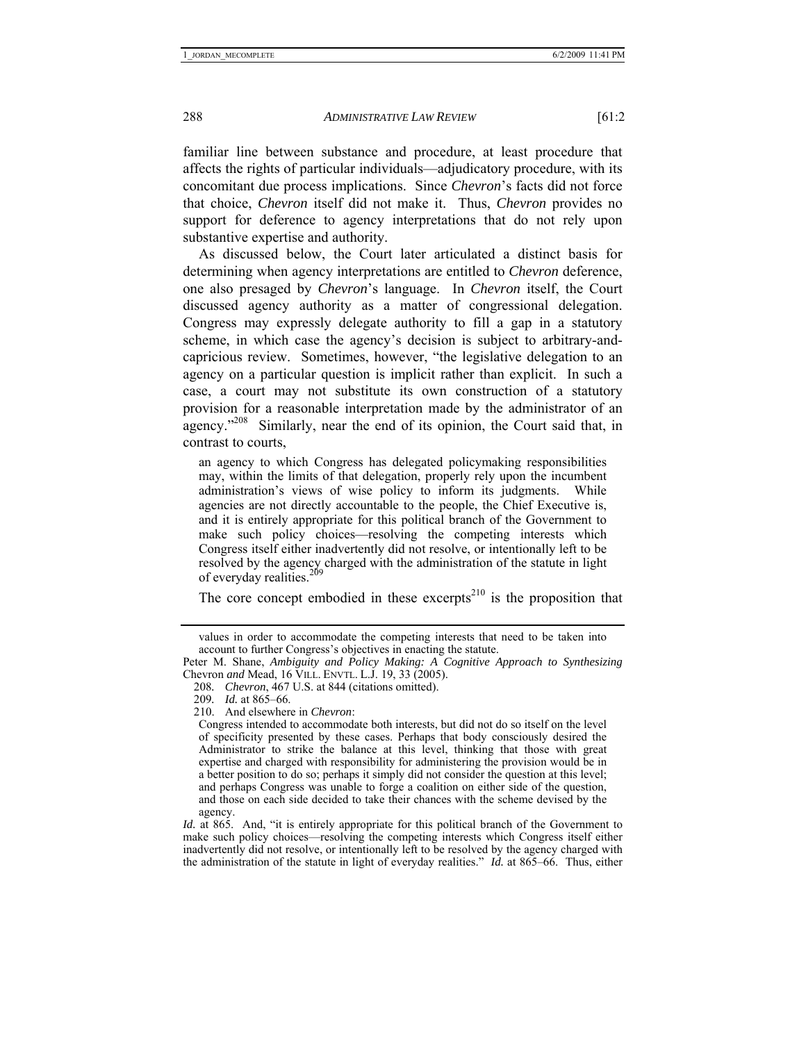familiar line between substance and procedure, at least procedure that affects the rights of particular individuals—adjudicatory procedure, with its concomitant due process implications. Since *Chevron*'s facts did not force that choice, *Chevron* itself did not make it. Thus, *Chevron* provides no support for deference to agency interpretations that do not rely upon substantive expertise and authority.

As discussed below, the Court later articulated a distinct basis for determining when agency interpretations are entitled to *Chevron* deference, one also presaged by *Chevron*'s language. In *Chevron* itself, the Court discussed agency authority as a matter of congressional delegation. Congress may expressly delegate authority to fill a gap in a statutory scheme, in which case the agency's decision is subject to arbitrary-and-capricious review. Sometimes, however, "the legislative delegation to an agency on a particular question is implicit rather than explicit. In such a case, a court may not substitute its own construction of a statutory provision for a reasonable interpretation made by the administrator of an agency."[208] Similarly, near the end of its opinion, the Court said that, in contrast to courts,

> an agency to which Congress has delegated policymaking responsibilities may, within the limits of that delegation, properly rely upon the incumbent administration's views of wise policy to inform its judgments. While agencies are not directly accountable to the people, the Chief Executive is, and it is entirely appropriate for this political branch of the Government to make such policy choices—resolving the competing interests which Congress itself either inadvertently did not resolve, or intentionally left to be resolved by the agency charged with the administration of the statute in light of everyday realities.[209]

The core concept embodied in these excerpts[210] is the proposition that

---

values in order to accommodate the competing interests that need to be taken into account to further Congress's objectives in enacting the statute.

Peter M. Shane, *Ambiguity and Policy Making: A Cognitive Approach to Synthesizing* Chevron *and* Mead, 16 VILL. ENVTL. L.J. 19, 33 (2005).

208. *Chevron*, 467 U.S. at 844 (citations omitted).

209. *Id.* at 865–66.

210. And elsewhere in *Chevron*:

> Congress intended to accommodate both interests, but did not do so itself on the level of specificity presented by these cases. Perhaps that body consciously desired the Administrator to strike the balance at this level, thinking that those with great expertise and charged with responsibility for administering the provision would be in a better position to do so; perhaps it simply did not consider the question at this level; and perhaps Congress was unable to forge a coalition on either side of the question, and those on each side decided to take their chances with the scheme devised by the agency.

*Id.* at 865. And, "it is entirely appropriate for this political branch of the Government to make such policy choices—resolving the competing interests which Congress itself either inadvertently did not resolve, or intentionally left to be resolved by the agency charged with the administration of the statute in light of everyday realities." *Id.* at 865–66. Thus, either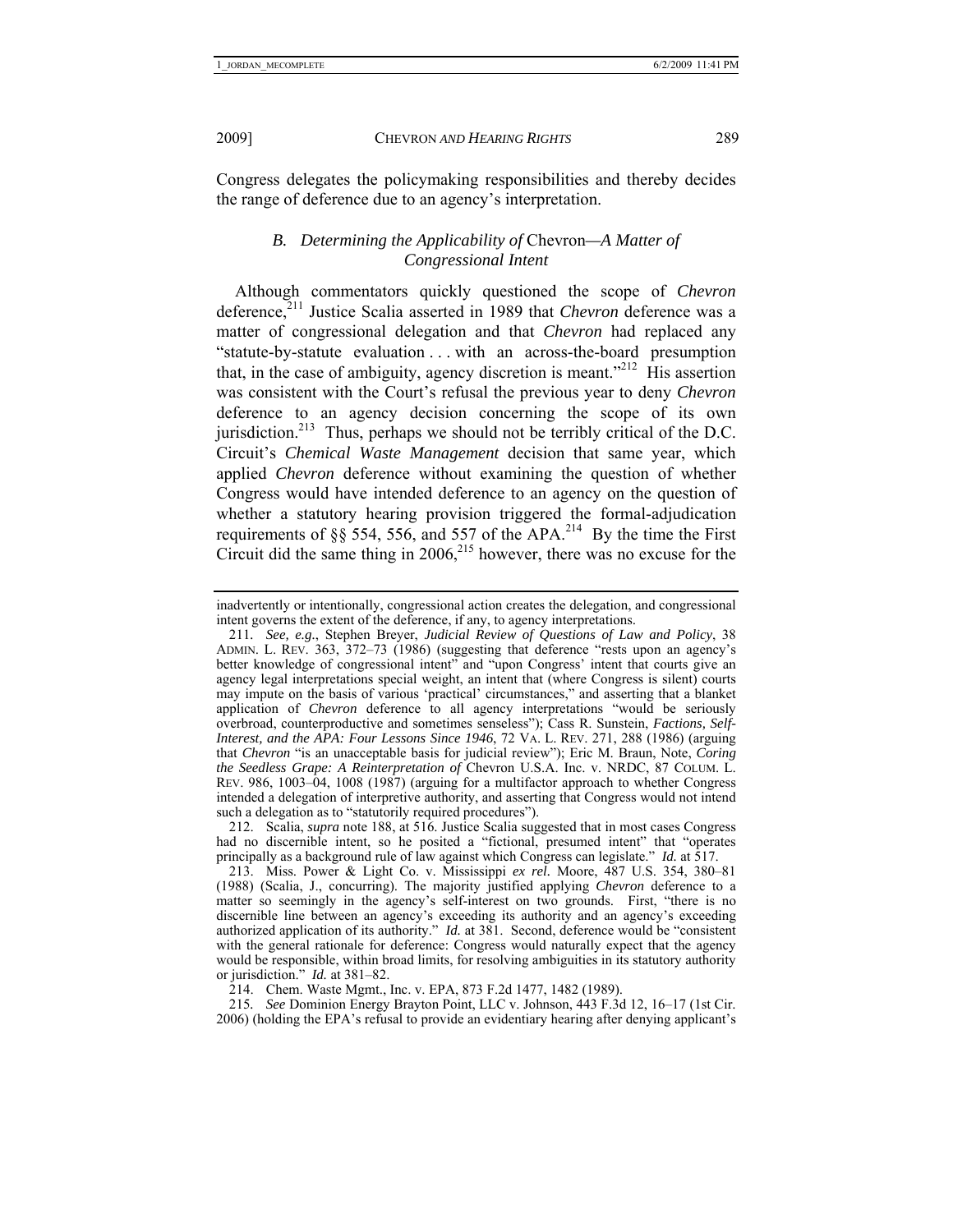Congress delegates the policymaking responsibilities and thereby decides the range of deference due to an agency's interpretation.

### *B. Determining the Applicability of* Chevron*—A Matter of Congressional Intent*

Although commentators quickly questioned the scope of *Chevron* deference,[211] Justice Scalia asserted in 1989 that *Chevron* deference was a matter of congressional delegation and that *Chevron* had replaced any "statute-by-statute evaluation . . . with an across-the-board presumption that, in the case of ambiguity, agency discretion is meant."[212] His assertion was consistent with the Court's refusal the previous year to deny *Chevron* deference to an agency decision concerning the scope of its own jurisdiction.[213] Thus, perhaps we should not be terribly critical of the D.C. Circuit's *Chemical Waste Management* decision that same year, which applied *Chevron* deference without examining the question of whether Congress would have intended deference to an agency on the question of whether a statutory hearing provision triggered the formal-adjudication requirements of §§ 554, 556, and 557 of the APA.[214] By the time the First Circuit did the same thing in 2006,[215] however, there was no excuse for the

---

inadvertently or intentionally, congressional action creates the delegation, and congressional intent governs the extent of the deference, if any, to agency interpretations.

211. *See, e.g.*, Stephen Breyer, *Judicial Review of Questions of Law and Policy*, 38 ADMIN. L. REV. 363, 372–73 (1986) (suggesting that deference "rests upon an agency's better knowledge of congressional intent" and "upon Congress' intent that courts give an agency legal interpretations special weight, an intent that (where Congress is silent) courts may impute on the basis of various 'practical' circumstances," and asserting that a blanket application of *Chevron* deference to all agency interpretations "would be seriously overbroad, counterproductive and sometimes senseless"); Cass R. Sunstein, *Factions, Self-Interest, and the APA: Four Lessons Since 1946*, 72 VA. L. REV. 271, 288 (1986) (arguing that *Chevron* "is an unacceptable basis for judicial review"); Eric M. Braun, Note, *Coring the Seedless Grape: A Reinterpretation of* Chevron U.S.A. Inc. v. NRDC, 87 COLUM. L. REV. 986, 1003–04, 1008 (1987) (arguing for a multifactor approach to whether Congress intended a delegation of interpretive authority, and asserting that Congress would not intend such a delegation as to "statutorily required procedures").

212. Scalia, *supra* note 188, at 516. Justice Scalia suggested that in most cases Congress had no discernible intent, so he posited a "fictional, presumed intent" that "operates principally as a background rule of law against which Congress can legislate." *Id.* at 517.

213. Miss. Power & Light Co. v. Mississippi *ex rel.* Moore, 487 U.S. 354, 380–81 (1988) (Scalia, J., concurring). The majority justified applying *Chevron* deference to a matter so seemingly in the agency's self-interest on two grounds. First, "there is no discernible line between an agency's exceeding its authority and an agency's exceeding authorized application of its authority." *Id.* at 381. Second, deference would be "consistent with the general rationale for deference: Congress would naturally expect that the agency would be responsible, within broad limits, for resolving ambiguities in its statutory authority or jurisdiction." *Id.* at 381–82.

214. Chem. Waste Mgmt., Inc. v. EPA, 873 F.2d 1477, 1482 (1989).

215. *See* Dominion Energy Brayton Point, LLC v. Johnson, 443 F.3d 12, 16–17 (1st Cir. 2006) (holding the EPA's refusal to provide an evidentiary hearing after denying applicant's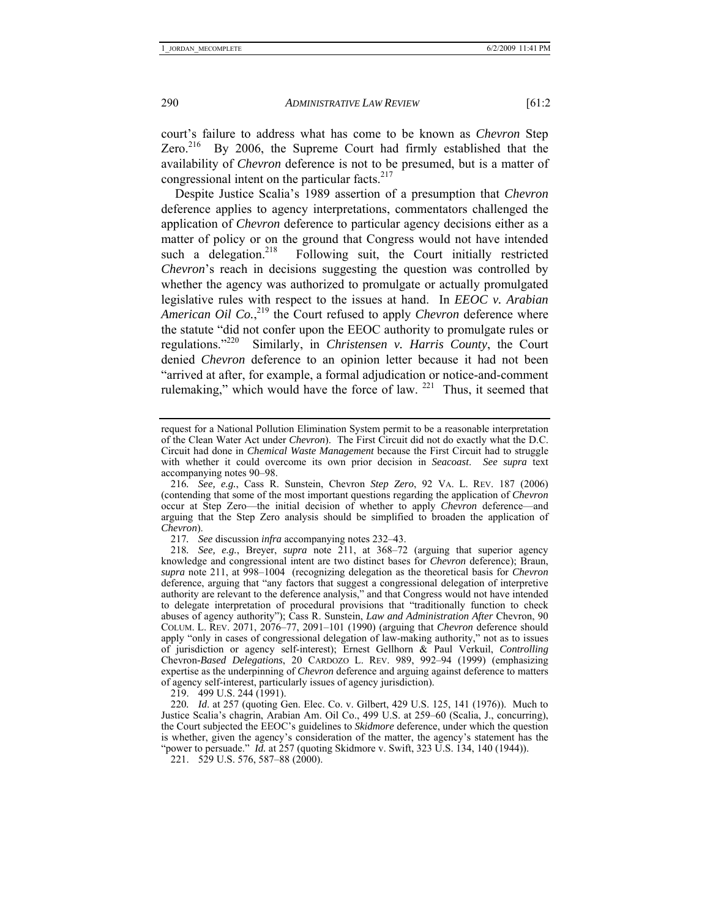court's failure to address what has come to be known as *Chevron* Step Zero.[216] By 2006, the Supreme Court had firmly established that the availability of *Chevron* deference is not to be presumed, but is a matter of congressional intent on the particular facts.[217]

Despite Justice Scalia's 1989 assertion of a presumption that *Chevron* deference applies to agency interpretations, commentators challenged the application of *Chevron* deference to particular agency decisions either as a matter of policy or on the ground that Congress would not have intended such a delegation.[218] Following suit, the Court initially restricted *Chevron*'s reach in decisions suggesting the question was controlled by whether the agency was authorized to promulgate or actually promulgated legislative rules with respect to the issues at hand. In *EEOC v. Arabian American Oil Co.*,[219] the Court refused to apply *Chevron* deference where the statute "did not confer upon the EEOC authority to promulgate rules or regulations."[220] Similarly, in *Christensen v. Harris County*, the Court denied *Chevron* deference to an opinion letter because it had not been "arrived at after, for example, a formal adjudication or notice-and-comment rulemaking," which would have the force of law.[221] Thus, it seemed that

---

request for a National Pollution Elimination System permit to be a reasonable interpretation of the Clean Water Act under *Chevron*). The First Circuit did not do exactly what the D.C. Circuit had done in *Chemical Waste Management* because the First Circuit had to struggle with whether it could overcome its own prior decision in *Seacoast*. *See supra* text accompanying notes 90–98.

216. *See, e.g.*, Cass R. Sunstein, Chevron *Step Zero*, 92 VA. L. REV. 187 (2006) (contending that some of the most important questions regarding the application of *Chevron* occur at Step Zero—the initial decision of whether to apply *Chevron* deference—and arguing that the Step Zero analysis should be simplified to broaden the application of *Chevron*).

217. *See* discussion *infra* accompanying notes 232–43.

218. *See, e.g.*, Breyer, *supra* note 211, at 368–72 (arguing that superior agency knowledge and congressional intent are two distinct bases for *Chevron* deference); Braun, *supra* note 211, at 998–1004 (recognizing delegation as the theoretical basis for *Chevron* deference, arguing that "any factors that suggest a congressional delegation of interpretive authority are relevant to the deference analysis," and that Congress would not have intended to delegate interpretation of procedural provisions that "traditionally function to check abuses of agency authority"); Cass R. Sunstein, *Law and Administration After* Chevron, 90 COLUM. L. REV. 2071, 2076–77, 2091–101 (1990) (arguing that *Chevron* deference should apply "only in cases of congressional delegation of law-making authority," not as to issues of jurisdiction or agency self-interest); Ernest Gellhorn & Paul Verkuil, *Controlling* Chevron*-Based Delegations*, 20 CARDOZO L. REV. 989, 992–94 (1999) (emphasizing expertise as the underpinning of *Chevron* deference and arguing against deference to matters of agency self-interest, particularly issues of agency jurisdiction).

219. 499 U.S. 244 (1991).

220. *Id*. at 257 (quoting Gen. Elec. Co. v. Gilbert, 429 U.S. 125, 141 (1976)). Much to Justice Scalia's chagrin, Arabian Am. Oil Co., 499 U.S. at 259–60 (Scalia, J., concurring), the Court subjected the EEOC's guidelines to *Skidmore* deference, under which the question is whether, given the agency's consideration of the matter, the agency's statement has the "power to persuade." *Id.* at 257 (quoting Skidmore v. Swift, 323 U.S. 134, 140 (1944)).

221. 529 U.S. 576, 587–88 (2000).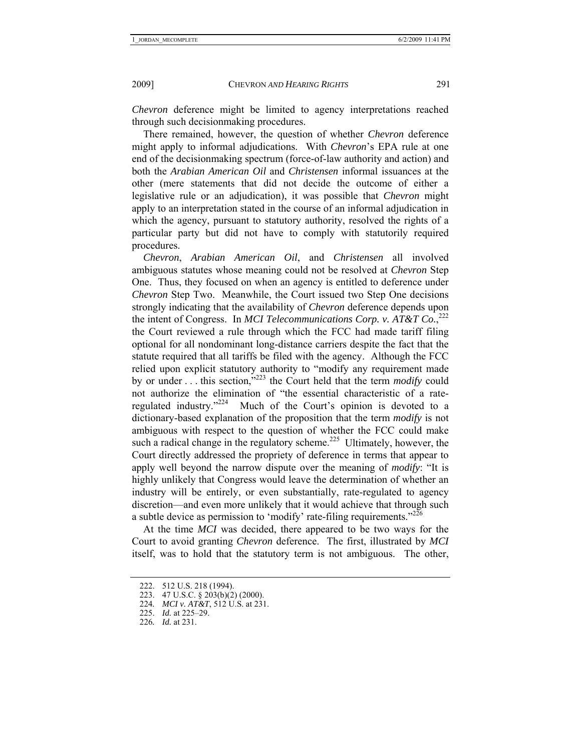*Chevron* deference might be limited to agency interpretations reached through such decisionmaking procedures.

There remained, however, the question of whether *Chevron* deference might apply to informal adjudications. With *Chevron*'s EPA rule at one end of the decisionmaking spectrum (force-of-law authority and action) and both the *Arabian American Oil* and *Christensen* informal issuances at the other (mere statements that did not decide the outcome of either a legislative rule or an adjudication), it was possible that *Chevron* might apply to an interpretation stated in the course of an informal adjudication in which the agency, pursuant to statutory authority, resolved the rights of a particular party but did not have to comply with statutorily required procedures.

*Chevron*, *Arabian American Oil*, and *Christensen* all involved ambiguous statutes whose meaning could not be resolved at *Chevron* Step One. Thus, they focused on when an agency is entitled to deference under *Chevron* Step Two. Meanwhile, the Court issued two Step One decisions strongly indicating that the availability of *Chevron* deference depends upon the intent of Congress. In *MCI Telecommunications Corp. v. AT&T Co.*,[222] the Court reviewed a rule through which the FCC had made tariff filing optional for all nondominant long-distance carriers despite the fact that the statute required that all tariffs be filed with the agency. Although the FCC relied upon explicit statutory authority to "modify any requirement made by or under . . . this section,"[223] the Court held that the term *modify* could not authorize the elimination of "the essential characteristic of a rate-regulated industry."[224] Much of the Court's opinion is devoted to a dictionary-based explanation of the proposition that the term *modify* is not ambiguous with respect to the question of whether the FCC could make such a radical change in the regulatory scheme.[225] Ultimately, however, the Court directly addressed the propriety of deference in terms that appear to apply well beyond the narrow dispute over the meaning of *modify*: "It is highly unlikely that Congress would leave the determination of whether an industry will be entirely, or even substantially, rate-regulated to agency discretion—and even more unlikely that it would achieve that through such a subtle device as permission to 'modify' rate-filing requirements."[226]

At the time *MCI* was decided, there appeared to be two ways for the Court to avoid granting *Chevron* deference. The first, illustrated by *MCI* itself, was to hold that the statutory term is not ambiguous. The other,

222. 512 U.S. 218 (1994).

223. 47 U.S.C. § 203(b)(2) (2000).

224. *MCI v. AT&T*, 512 U.S. at 231.

225. *Id.* at 225–29.

226. *Id.* at 231.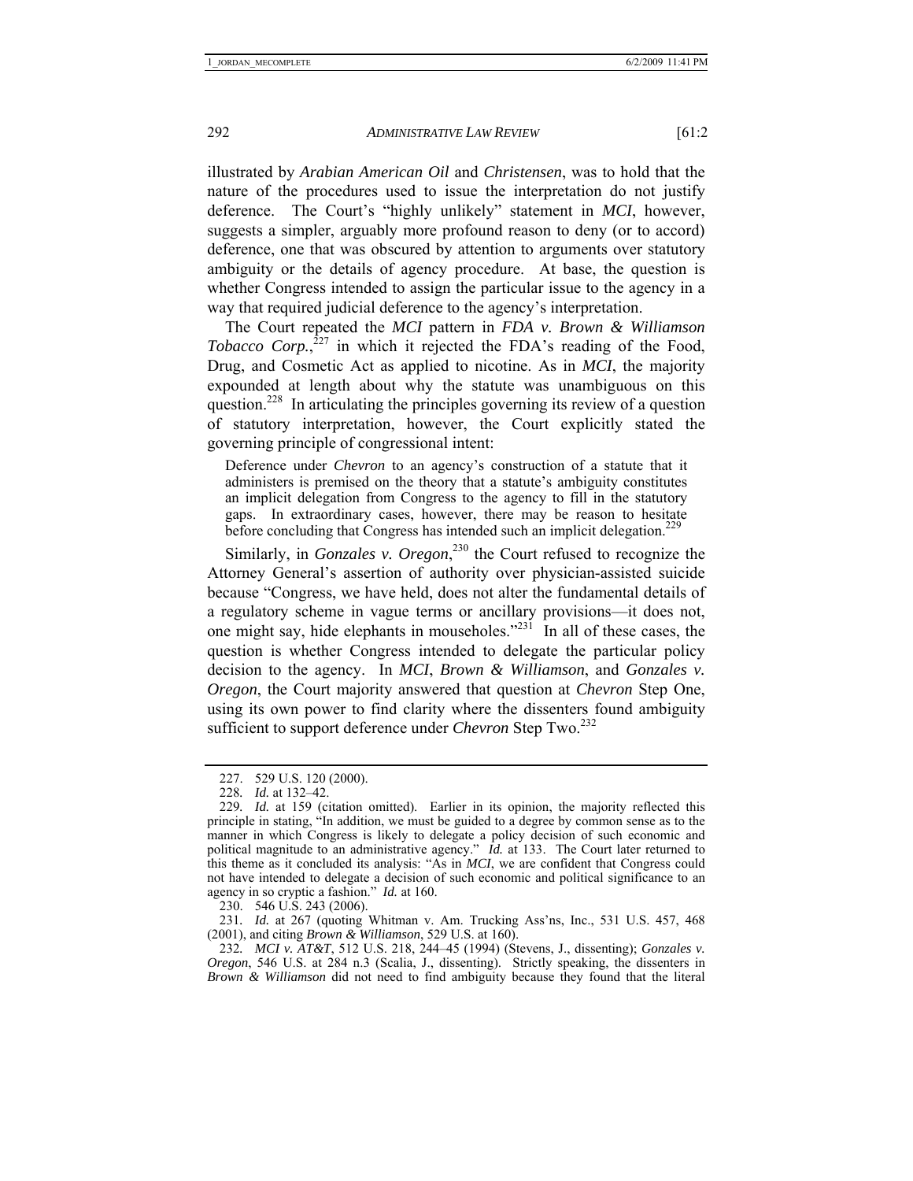illustrated by *Arabian American Oil* and *Christensen*, was to hold that the nature of the procedures used to issue the interpretation do not justify deference. The Court's "highly unlikely" statement in *MCI*, however, suggests a simpler, arguably more profound reason to deny (or to accord) deference, one that was obscured by attention to arguments over statutory ambiguity or the details of agency procedure. At base, the question is whether Congress intended to assign the particular issue to the agency in a way that required judicial deference to the agency's interpretation.

The Court repeated the *MCI* pattern in *FDA v. Brown & Williamson Tobacco Corp.*,[227] in which it rejected the FDA's reading of the Food, Drug, and Cosmetic Act as applied to nicotine. As in *MCI*, the majority expounded at length about why the statute was unambiguous on this question.[228] In articulating the principles governing its review of a question of statutory interpretation, however, the Court explicitly stated the governing principle of congressional intent:

> Deference under *Chevron* to an agency's construction of a statute that it administers is premised on the theory that a statute's ambiguity constitutes an implicit delegation from Congress to the agency to fill in the statutory gaps. In extraordinary cases, however, there may be reason to hesitate before concluding that Congress has intended such an implicit delegation.[229]

Similarly, in *Gonzales v. Oregon*,[230] the Court refused to recognize the Attorney General's assertion of authority over physician-assisted suicide because "Congress, we have held, does not alter the fundamental details of a regulatory scheme in vague terms or ancillary provisions—it does not, one might say, hide elephants in mouseholes."[231] In all of these cases, the question is whether Congress intended to delegate the particular policy decision to the agency. In *MCI*, *Brown & Williamson*, and *Gonzales v. Oregon*, the Court majority answered that question at *Chevron* Step One, using its own power to find clarity where the dissenters found ambiguity sufficient to support deference under *Chevron* Step Two.[232]

---

227. 529 U.S. 120 (2000).

228. *Id.* at 132–42.

229. *Id.* at 159 (citation omitted). Earlier in its opinion, the majority reflected this principle in stating, "In addition, we must be guided to a degree by common sense as to the manner in which Congress is likely to delegate a policy decision of such economic and political magnitude to an administrative agency." *Id.* at 133. The Court later returned to this theme as it concluded its analysis: "As in *MCI*, we are confident that Congress could not have intended to delegate a decision of such economic and political significance to an agency in so cryptic a fashion." *Id.* at 160.

230. 546 U.S. 243 (2006).

231. *Id.* at 267 (quoting Whitman v. Am. Trucking Ass'ns, Inc., 531 U.S. 457, 468 (2001), and citing *Brown & Williamson*, 529 U.S. at 160).

232. *MCI v. AT&T*, 512 U.S. 218, 244–45 (1994) (Stevens, J., dissenting); *Gonzales v. Oregon*, 546 U.S. at 284 n.3 (Scalia, J., dissenting). Strictly speaking, the dissenters in *Brown & Williamson* did not need to find ambiguity because they found that the literal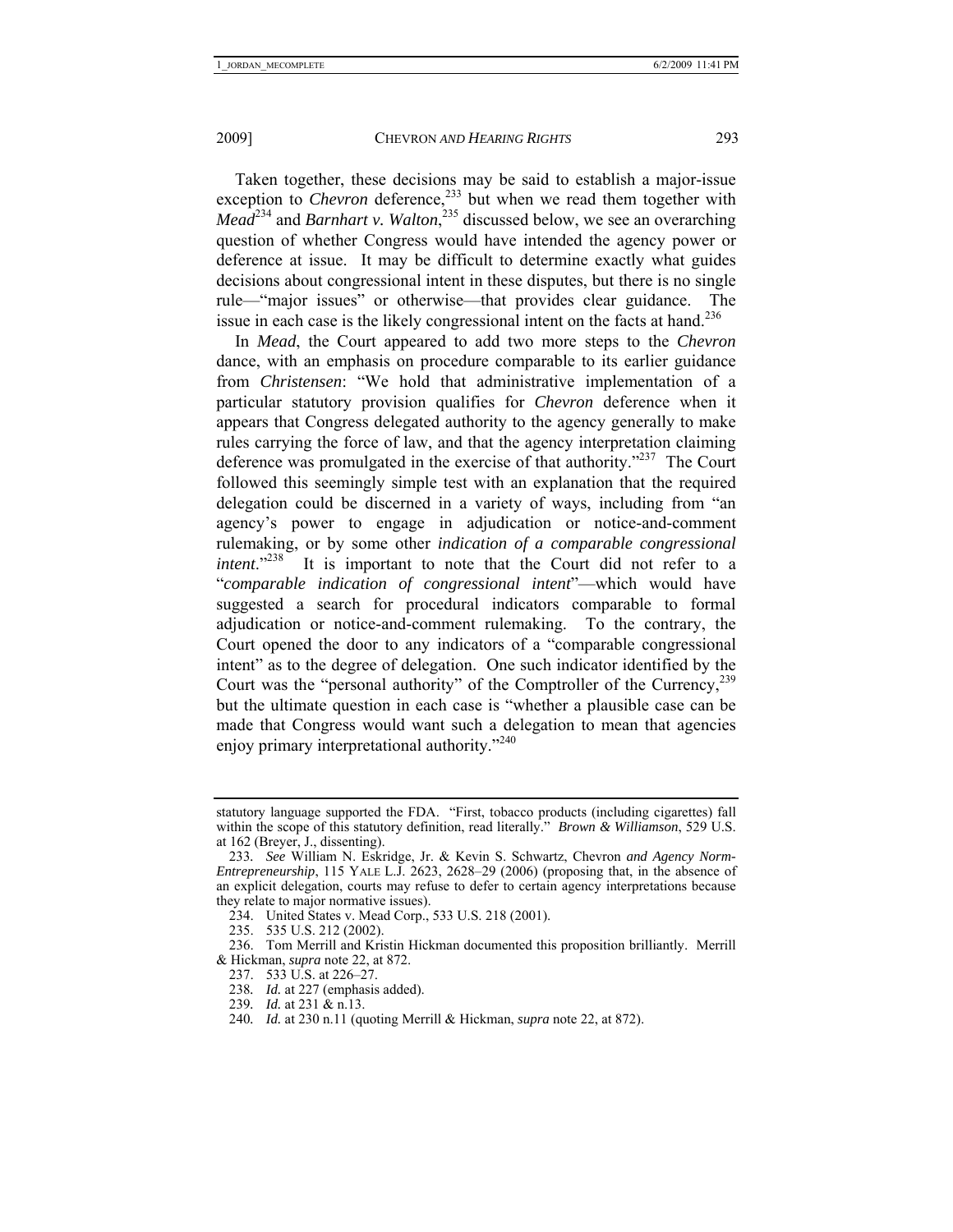Taken together, these decisions may be said to establish a major-issue exception to *Chevron* deference,[233] but when we read them together with *Mead*[234] and *Barnhart v. Walton*,[235] discussed below, we see an overarching question of whether Congress would have intended the agency power or deference at issue. It may be difficult to determine exactly what guides decisions about congressional intent in these disputes, but there is no single rule—"major issues" or otherwise—that provides clear guidance. The issue in each case is the likely congressional intent on the facts at hand.[236]

In *Mead*, the Court appeared to add two more steps to the *Chevron* dance, with an emphasis on procedure comparable to its earlier guidance from *Christensen*: "We hold that administrative implementation of a particular statutory provision qualifies for *Chevron* deference when it appears that Congress delegated authority to the agency generally to make rules carrying the force of law, and that the agency interpretation claiming deference was promulgated in the exercise of that authority."[237] The Court followed this seemingly simple test with an explanation that the required delegation could be discerned in a variety of ways, including from "an agency's power to engage in adjudication or notice-and-comment rulemaking, or by some other *indication of a comparable congressional intent*."[238] It is important to note that the Court did not refer to a "*comparable indication of congressional intent*"—which would have suggested a search for procedural indicators comparable to formal adjudication or notice-and-comment rulemaking. To the contrary, the Court opened the door to any indicators of a "comparable congressional intent" as to the degree of delegation. One such indicator identified by the Court was the "personal authority" of the Comptroller of the Currency,[239] but the ultimate question in each case is "whether a plausible case can be made that Congress would want such a delegation to mean that agencies enjoy primary interpretational authority."[240]

---

statutory language supported the FDA. "First, tobacco products (including cigarettes) fall within the scope of this statutory definition, read literally." *Brown & Williamson*, 529 U.S. at 162 (Breyer, J., dissenting).

233. *See* William N. Eskridge, Jr. & Kevin S. Schwartz, Chevron *and Agency Norm-Entrepreneurship*, 115 YALE L.J. 2623, 2628–29 (2006) (proposing that, in the absence of an explicit delegation, courts may refuse to defer to certain agency interpretations because they relate to major normative issues).

234. United States v. Mead Corp., 533 U.S. 218 (2001).

235. 535 U.S. 212 (2002).

236. Tom Merrill and Kristin Hickman documented this proposition brilliantly. Merrill & Hickman, *supra* note 22, at 872.

237. 533 U.S. at 226–27.

238. *Id.* at 227 (emphasis added).

239. *Id.* at 231 & n.13.

240. *Id.* at 230 n.11 (quoting Merrill & Hickman, *supra* note 22, at 872).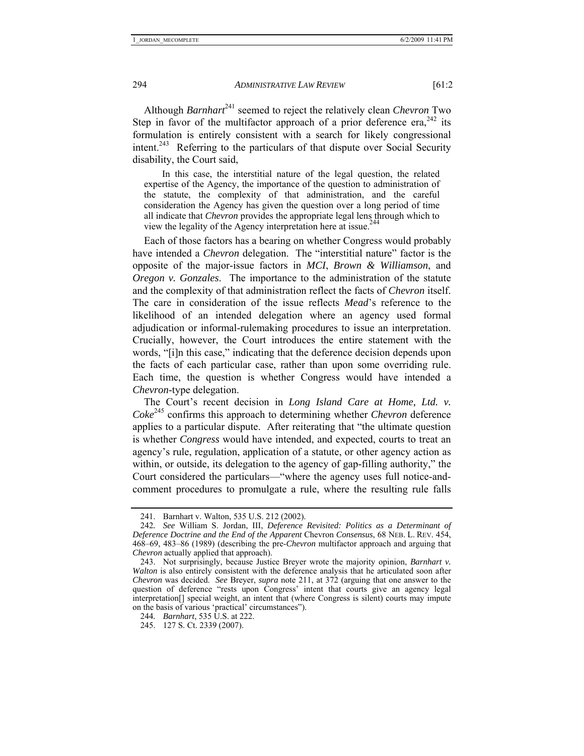Although *Barnhart*[241] seemed to reject the relatively clean *Chevron* Two Step in favor of the multifactor approach of a prior deference era,[242] its formulation is entirely consistent with a search for likely congressional intent.[243] Referring to the particulars of that dispute over Social Security disability, the Court said,

> In this case, the interstitial nature of the legal question, the related expertise of the Agency, the importance of the question to administration of the statute, the complexity of that administration, and the careful consideration the Agency has given the question over a long period of time all indicate that *Chevron* provides the appropriate legal lens through which to view the legality of the Agency interpretation here at issue.[244]

Each of those factors has a bearing on whether Congress would probably have intended a *Chevron* delegation. The "interstitial nature" factor is the opposite of the major-issue factors in *MCI*, *Brown & Williamson*, and *Oregon v. Gonzales*. The importance to the administration of the statute and the complexity of that administration reflect the facts of *Chevron* itself. The care in consideration of the issue reflects *Mead*'s reference to the likelihood of an intended delegation where an agency used formal adjudication or informal-rulemaking procedures to issue an interpretation. Crucially, however, the Court introduces the entire statement with the words, "[i]n this case," indicating that the deference decision depends upon the facts of each particular case, rather than upon some overriding rule. Each time, the question is whether Congress would have intended a *Chevron*-type delegation.

The Court's recent decision in *Long Island Care at Home, Ltd. v. Coke*[245] confirms this approach to determining whether *Chevron* deference applies to a particular dispute. After reiterating that "the ultimate question is whether *Congress* would have intended, and expected, courts to treat an agency's rule, regulation, application of a statute, or other agency action as within, or outside, its delegation to the agency of gap-filling authority," the Court considered the particulars—"where the agency uses full notice-and-comment procedures to promulgate a rule, where the resulting rule falls

---

241. Barnhart v. Walton, 535 U.S. 212 (2002).

242. *See* William S. Jordan, III, *Deference Revisited: Politics as a Determinant of Deference Doctrine and the End of the Apparent* Chevron *Consensus*, 68 NEB. L. REV. 454, 468–69, 483–86 (1989) (describing the pre-*Chevron* multifactor approach and arguing that *Chevron* actually applied that approach).

243. Not surprisingly, because Justice Breyer wrote the majority opinion, *Barnhart v. Walton* is also entirely consistent with the deference analysis that he articulated soon after *Chevron* was decided. *See* Breyer, *supra* note 211, at 372 (arguing that one answer to the question of deference "rests upon Congress' intent that courts give an agency legal interpretation[] special weight, an intent that (where Congress is silent) courts may impute on the basis of various 'practical' circumstances").

244. *Barnhart*, 535 U.S. at 222.

245. 127 S. Ct. 2339 (2007).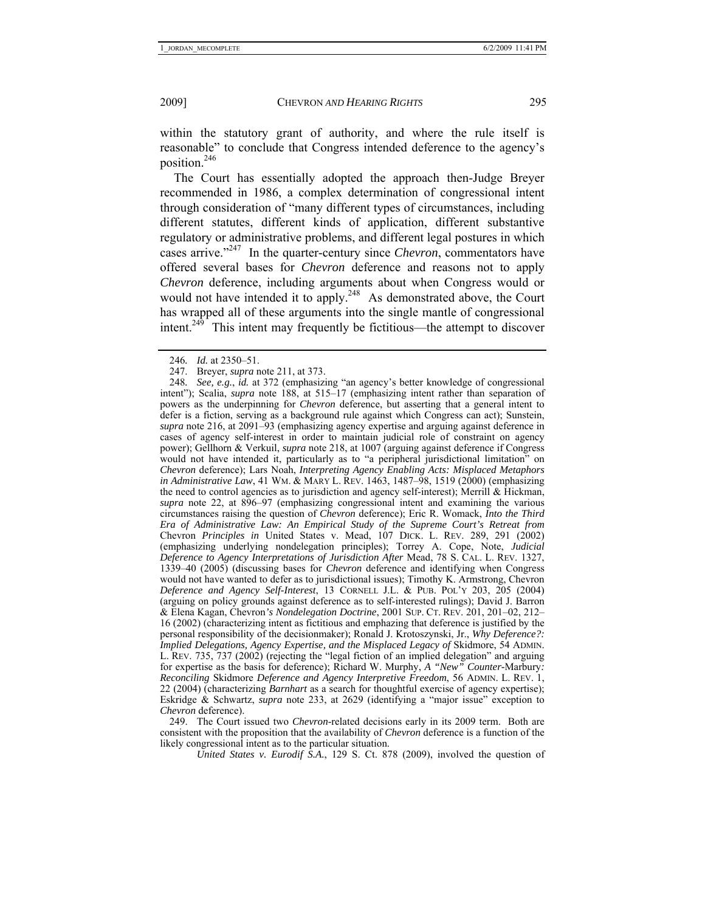within the statutory grant of authority, and where the rule itself is reasonable" to conclude that Congress intended deference to the agency's position.[246]

The Court has essentially adopted the approach then-Judge Breyer recommended in 1986, a complex determination of congressional intent through consideration of "many different types of circumstances, including different statutes, different kinds of application, different substantive regulatory or administrative problems, and different legal postures in which cases arrive."[247] In the quarter-century since *Chevron*, commentators have offered several bases for *Chevron* deference and reasons not to apply *Chevron* deference, including arguments about when Congress would or would not have intended it to apply.[248] As demonstrated above, the Court has wrapped all of these arguments into the single mantle of congressional intent.[249] This intent may frequently be fictitious—the attempt to discover

---

246. *Id.* at 2350–51.

247. Breyer, *supra* note 211, at 373.

248. *See, e.g.*, *id.* at 372 (emphasizing "an agency's better knowledge of congressional intent"); Scalia, *supra* note 188, at 515–17 (emphasizing intent rather than separation of powers as the underpinning for *Chevron* deference, but asserting that a general intent to defer is a fiction, serving as a background rule against which Congress can act); Sunstein, *supra* note 216, at 2091–93 (emphasizing agency expertise and arguing against deference in cases of agency self-interest in order to maintain judicial role of constraint on agency power); Gellhorn & Verkuil, *supra* note 218, at 1007 (arguing against deference if Congress would not have intended it, particularly as to "a peripheral jurisdictional limitation" on *Chevron* deference); Lars Noah, *Interpreting Agency Enabling Acts: Misplaced Metaphors in Administrative Law*, 41 WM. & MARY L. REV. 1463, 1487–98, 1519 (2000) (emphasizing the need to control agencies as to jurisdiction and agency self-interest); Merrill & Hickman, *supra* note 22, at 896–97 (emphasizing congressional intent and examining the various circumstances raising the question of *Chevron* deference); Eric R. Womack, *Into the Third Era of Administrative Law: An Empirical Study of the Supreme Court's Retreat from* Chevron *Principles in* United States v. Mead, 107 DICK. L. REV. 289, 291 (2002) (emphasizing underlying nondelegation principles); Torrey A. Cope, Note, *Judicial Deference to Agency Interpretations of Jurisdiction After* Mead, 78 S. CAL. L. REV. 1327, 1339–40 (2005) (discussing bases for *Chevron* deference and identifying when Congress would not have wanted to defer as to jurisdictional issues); Timothy K. Armstrong, Chevron *Deference and Agency Self-Interest*, 13 CORNELL J.L. & PUB. POL'Y 203, 205 (2004) (arguing on policy grounds against deference as to self-interested rulings); David J. Barron & Elena Kagan, Chevron*'s Nondelegation Doctrine*, 2001 SUP. CT. REV. 201, 201–02, 212–16 (2002) (characterizing intent as fictitious and emphazing that deference is justified by the personal responsibility of the decisionmaker); Ronald J. Krotoszynski, Jr., *Why Deference?: Implied Delegations, Agency Expertise, and the Misplaced Legacy of* Skidmore, 54 ADMIN. L. REV. 735, 737 (2002) (rejecting the "legal fiction of an implied delegation" and arguing for expertise as the basis for deference); Richard W. Murphy, *A "New" Counter-*Marbury*: Reconciling* Skidmore *Deference and Agency Interpretive Freedom*, 56 ADMIN. L. REV. 1, 22 (2004) (characterizing *Barnhart* as a search for thoughtful exercise of agency expertise); Eskridge & Schwartz, *supra* note 233, at 2629 (identifying a "major issue" exception to *Chevron* deference).

249. The Court issued two *Chevron*-related decisions early in its 2009 term. Both are consistent with the proposition that the availability of *Chevron* deference is a function of the likely congressional intent as to the particular situation.

*United States v. Eurodif S.A.*, 129 S. Ct. 878 (2009), involved the question of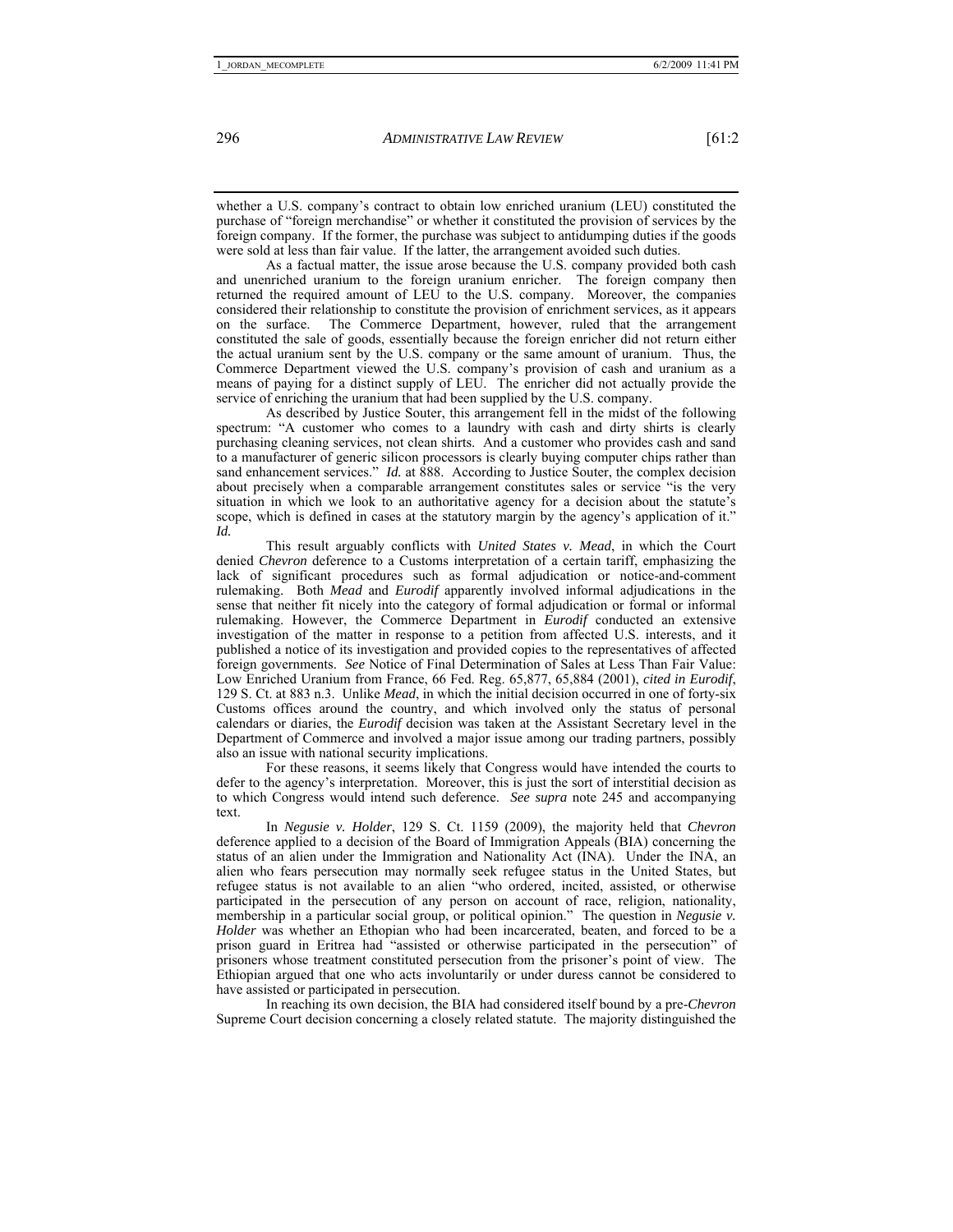whether a U.S. company's contract to obtain low enriched uranium (LEU) constituted the purchase of "foreign merchandise" or whether it constituted the provision of services by the foreign company. If the former, the purchase was subject to antidumping duties if the goods were sold at less than fair value. If the latter, the arrangement avoided such duties.

As a factual matter, the issue arose because the U.S. company provided both cash and unenriched uranium to the foreign uranium enricher. The foreign company then returned the required amount of LEU to the U.S. company. Moreover, the companies considered their relationship to constitute the provision of enrichment services, as it appears on the surface. The Commerce Department, however, ruled that the arrangement constituted the sale of goods, essentially because the foreign enricher did not return either the actual uranium sent by the U.S. company or the same amount of uranium. Thus, the Commerce Department viewed the U.S. company's provision of cash and uranium as a means of paying for a distinct supply of LEU. The enricher did not actually provide the service of enriching the uranium that had been supplied by the U.S. company.

As described by Justice Souter, this arrangement fell in the midst of the following spectrum: "A customer who comes to a laundry with cash and dirty shirts is clearly purchasing cleaning services, not clean shirts. And a customer who provides cash and sand to a manufacturer of generic silicon processors is clearly buying computer chips rather than sand enhancement services." *Id.* at 888. According to Justice Souter, the complex decision about precisely when a comparable arrangement constitutes sales or service "is the very situation in which we look to an authoritative agency for a decision about the statute's scope, which is defined in cases at the statutory margin by the agency's application of it." *Id.*

This result arguably conflicts with *United States v. Mead*, in which the Court denied *Chevron* deference to a Customs interpretation of a certain tariff, emphasizing the lack of significant procedures such as formal adjudication or notice-and-comment rulemaking. Both *Mead* and *Eurodif* apparently involved informal adjudications in the sense that neither fit nicely into the category of formal adjudication or formal or informal rulemaking. However, the Commerce Department in *Eurodif* conducted an extensive investigation of the matter in response to a petition from affected U.S. interests, and it published a notice of its investigation and provided copies to the representatives of affected foreign governments. *See* Notice of Final Determination of Sales at Less Than Fair Value: Low Enriched Uranium from France, 66 Fed. Reg. 65,877, 65,884 (2001), *cited in Eurodif*, 129 S. Ct. at 883 n.3. Unlike *Mead*, in which the initial decision occurred in one of forty-six Customs offices around the country, and which involved only the status of personal calendars or diaries, the *Eurodif* decision was taken at the Assistant Secretary level in the Department of Commerce and involved a major issue among our trading partners, possibly also an issue with national security implications.

For these reasons, it seems likely that Congress would have intended the courts to defer to the agency's interpretation. Moreover, this is just the sort of interstitial decision as to which Congress would intend such deference. *See supra* note 245 and accompanying text.

In *Negusie v. Holder*, 129 S. Ct. 1159 (2009), the majority held that *Chevron* deference applied to a decision of the Board of Immigration Appeals (BIA) concerning the status of an alien under the Immigration and Nationality Act (INA). Under the INA, an alien who fears persecution may normally seek refugee status in the United States, but refugee status is not available to an alien "who ordered, incited, assisted, or otherwise participated in the persecution of any person on account of race, religion, nationality, membership in a particular social group, or political opinion." The question in *Negusie v. Holder* was whether an Ethopian who had been incarcerated, beaten, and forced to be a prison guard in Eritrea had "assisted or otherwise participated in the persecution" of prisoners whose treatment constituted persecution from the prisoner's point of view. The Ethiopian argued that one who acts involuntarily or under duress cannot be considered to have assisted or participated in persecution.

In reaching its own decision, the BIA had considered itself bound by a pre-*Chevron* Supreme Court decision concerning a closely related statute. The majority distinguished the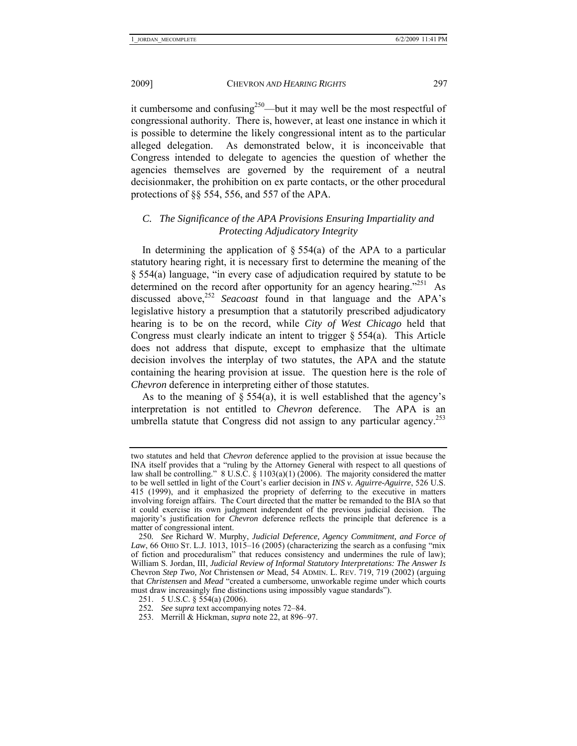it cumbersome and confusing[250]—but it may well be the most respectful of congressional authority. There is, however, at least one instance in which it is possible to determine the likely congressional intent as to the particular alleged delegation. As demonstrated below, it is inconceivable that Congress intended to delegate to agencies the question of whether the agencies themselves are governed by the requirement of a neutral decisionmaker, the prohibition on ex parte contacts, or the other procedural protections of §§ 554, 556, and 557 of the APA.

### *C. The Significance of the APA Provisions Ensuring Impartiality and Protecting Adjudicatory Integrity*

In determining the application of § 554(a) of the APA to a particular statutory hearing right, it is necessary first to determine the meaning of the § 554(a) language, "in every case of adjudication required by statute to be determined on the record after opportunity for an agency hearing."[251] As discussed above,[252] *Seacoast* found in that language and the APA's legislative history a presumption that a statutorily prescribed adjudicatory hearing is to be on the record, while *City of West Chicago* held that Congress must clearly indicate an intent to trigger § 554(a). This Article does not address that dispute, except to emphasize that the ultimate decision involves the interplay of two statutes, the APA and the statute containing the hearing provision at issue. The question here is the role of *Chevron* deference in interpreting either of those statutes.

As to the meaning of § 554(a), it is well established that the agency's interpretation is not entitled to *Chevron* deference. The APA is an umbrella statute that Congress did not assign to any particular agency.[253]

---

two statutes and held that *Chevron* deference applied to the provision at issue because the INA itself provides that a "ruling by the Attorney General with respect to all questions of law shall be controlling." 8 U.S.C. § 1103(a)(1) (2006). The majority considered the matter to be well settled in light of the Court's earlier decision in *INS v. Aguirre-Aguirre*, 526 U.S. 415 (1999), and it emphasized the propriety of deferring to the executive in matters involving foreign affairs. The Court directed that the matter be remanded to the BIA so that it could exercise its own judgment independent of the previous judicial decision. The majority's justification for *Chevron* deference reflects the principle that deference is a matter of congressional intent.

250. *See* Richard W. Murphy, *Judicial Deference, Agency Commitment, and Force of Law*, 66 OHIO ST. L.J. 1013, 1015–16 (2005) (characterizing the search as a confusing "mix of fiction and proceduralism" that reduces consistency and undermines the rule of law); William S. Jordan, III, *Judicial Review of Informal Statutory Interpretations: The Answer Is* Chevron *Step Two, Not* Christensen *or* Mead, 54 ADMIN. L. REV. 719, 719 (2002) (arguing that *Christensen* and *Mead* "created a cumbersome, unworkable regime under which courts must draw increasingly fine distinctions using impossibly vague standards").

251. 5 U.S.C. § 554(a) (2006).

252. *See supra* text accompanying notes 72–84.

253. Merrill & Hickman, *supra* note 22, at 896–97.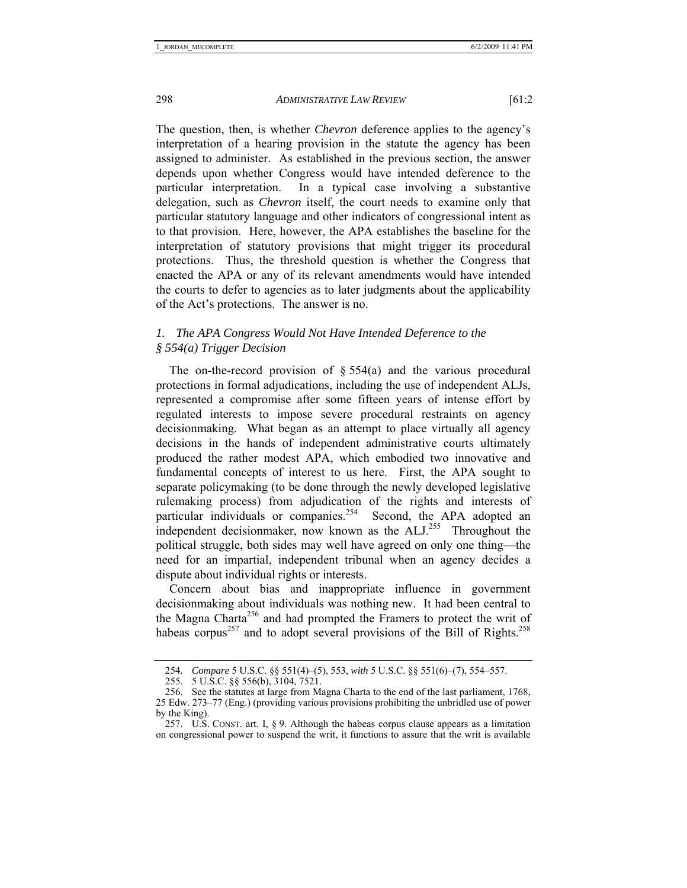The question, then, is whether *Chevron* deference applies to the agency's interpretation of a hearing provision in the statute the agency has been assigned to administer. As established in the previous section, the answer depends upon whether Congress would have intended deference to the particular interpretation. In a typical case involving a substantive delegation, such as *Chevron* itself, the court needs to examine only that particular statutory language and other indicators of congressional intent as to that provision. Here, however, the APA establishes the baseline for the interpretation of statutory provisions that might trigger its procedural protections. Thus, the threshold question is whether the Congress that enacted the APA or any of its relevant amendments would have intended the courts to defer to agencies as to later judgments about the applicability of the Act's protections. The answer is no.

### *1. The APA Congress Would Not Have Intended Deference to the § 554(a) Trigger Decision*

The on-the-record provision of § 554(a) and the various procedural protections in formal adjudications, including the use of independent ALJs, represented a compromise after some fifteen years of intense effort by regulated interests to impose severe procedural restraints on agency decisionmaking. What began as an attempt to place virtually all agency decisions in the hands of independent administrative courts ultimately produced the rather modest APA, which embodied two innovative and fundamental concepts of interest to us here. First, the APA sought to separate policymaking (to be done through the newly developed legislative rulemaking process) from adjudication of the rights and interests of particular individuals or companies.[254] Second, the APA adopted an independent decisionmaker, now known as the ALJ.[255] Throughout the political struggle, both sides may well have agreed on only one thing—the need for an impartial, independent tribunal when an agency decides a dispute about individual rights or interests.

Concern about bias and inappropriate influence in government decisionmaking about individuals was nothing new. It had been central to the Magna Charta[256] and had prompted the Framers to protect the writ of habeas corpus[257] and to adopt several provisions of the Bill of Rights.[258]

---

254. *Compare* 5 U.S.C. §§ 551(4)–(5), 553, *with* 5 U.S.C. §§ 551(6)–(7), 554–557.

255. 5 U.S.C. §§ 556(b), 3104, 7521.

256. See the statutes at large from Magna Charta to the end of the last parliament, 1768, 25 Edw. 273–77 (Eng.) (providing various provisions prohibiting the unbridled use of power by the King).

257. U.S. CONST. art. I, § 9. Although the habeas corpus clause appears as a limitation on congressional power to suspend the writ, it functions to assure that the writ is available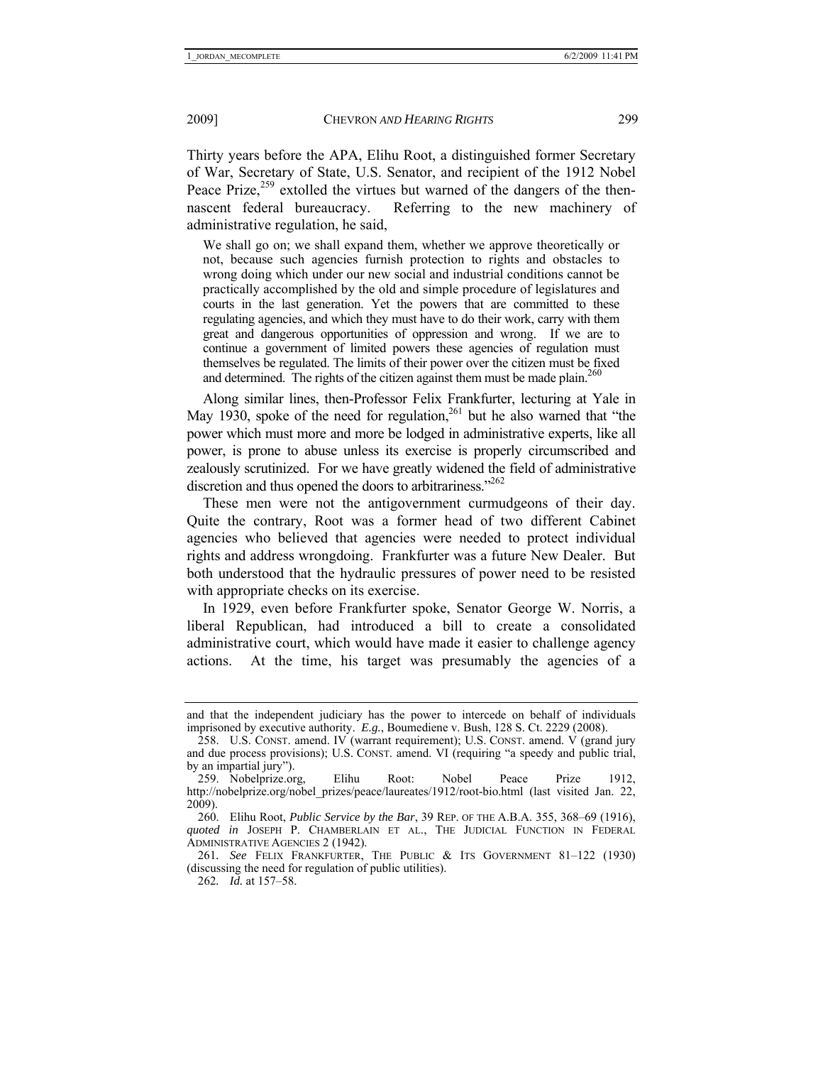Thirty years before the APA, Elihu Root, a distinguished former Secretary of War, Secretary of State, U.S. Senator, and recipient of the 1912 Nobel Peace Prize,[259] extolled the virtues but warned of the dangers of the then-nascent federal bureaucracy. Referring to the new machinery of administrative regulation, he said,

> We shall go on; we shall expand them, whether we approve theoretically or not, because such agencies furnish protection to rights and obstacles to wrong doing which under our new social and industrial conditions cannot be practically accomplished by the old and simple procedure of legislatures and courts in the last generation. Yet the powers that are committed to these regulating agencies, and which they must have to do their work, carry with them great and dangerous opportunities of oppression and wrong. If we are to continue a government of limited powers these agencies of regulation must themselves be regulated. The limits of their power over the citizen must be fixed and determined. The rights of the citizen against them must be made plain.[260]

Along similar lines, then-Professor Felix Frankfurter, lecturing at Yale in May 1930, spoke of the need for regulation,[261] but he also warned that "the power which must more and more be lodged in administrative experts, like all power, is prone to abuse unless its exercise is properly circumscribed and zealously scrutinized. For we have greatly widened the field of administrative discretion and thus opened the doors to arbitrariness."[262]

These men were not the antigovernment curmudgeons of their day. Quite the contrary, Root was a former head of two different Cabinet agencies who believed that agencies were needed to protect individual rights and address wrongdoing. Frankfurter was a future New Dealer. But both understood that the hydraulic pressures of power need to be resisted with appropriate checks on its exercise.

In 1929, even before Frankfurter spoke, Senator George W. Norris, a liberal Republican, had introduced a bill to create a consolidated administrative court, which would have made it easier to challenge agency actions. At the time, his target was presumably the agencies of a

---

and that the independent judiciary has the power to intercede on behalf of individuals imprisoned by executive authority. *E.g.*, Boumediene v. Bush, 128 S. Ct. 2229 (2008).

258. U.S. CONST. amend. IV (warrant requirement); U.S. CONST. amend. V (grand jury and due process provisions); U.S. CONST. amend. VI (requiring "a speedy and public trial, by an impartial jury").

259. Nobelprize.org, Elihu Root: Nobel Peace Prize 1912, http://nobelprize.org/nobel_prizes/peace/laureates/1912/root-bio.html (last visited Jan. 22, 2009).

260. Elihu Root, *Public Service by the Bar*, 39 REP. OF THE A.B.A. 355, 368–69 (1916), *quoted in* JOSEPH P. CHAMBERLAIN ET AL., THE JUDICIAL FUNCTION IN FEDERAL ADMINISTRATIVE AGENCIES 2 (1942).

261. *See* FELIX FRANKFURTER, THE PUBLIC & ITS GOVERNMENT 81–122 (1930) (discussing the need for regulation of public utilities).

262. *Id.* at 157–58.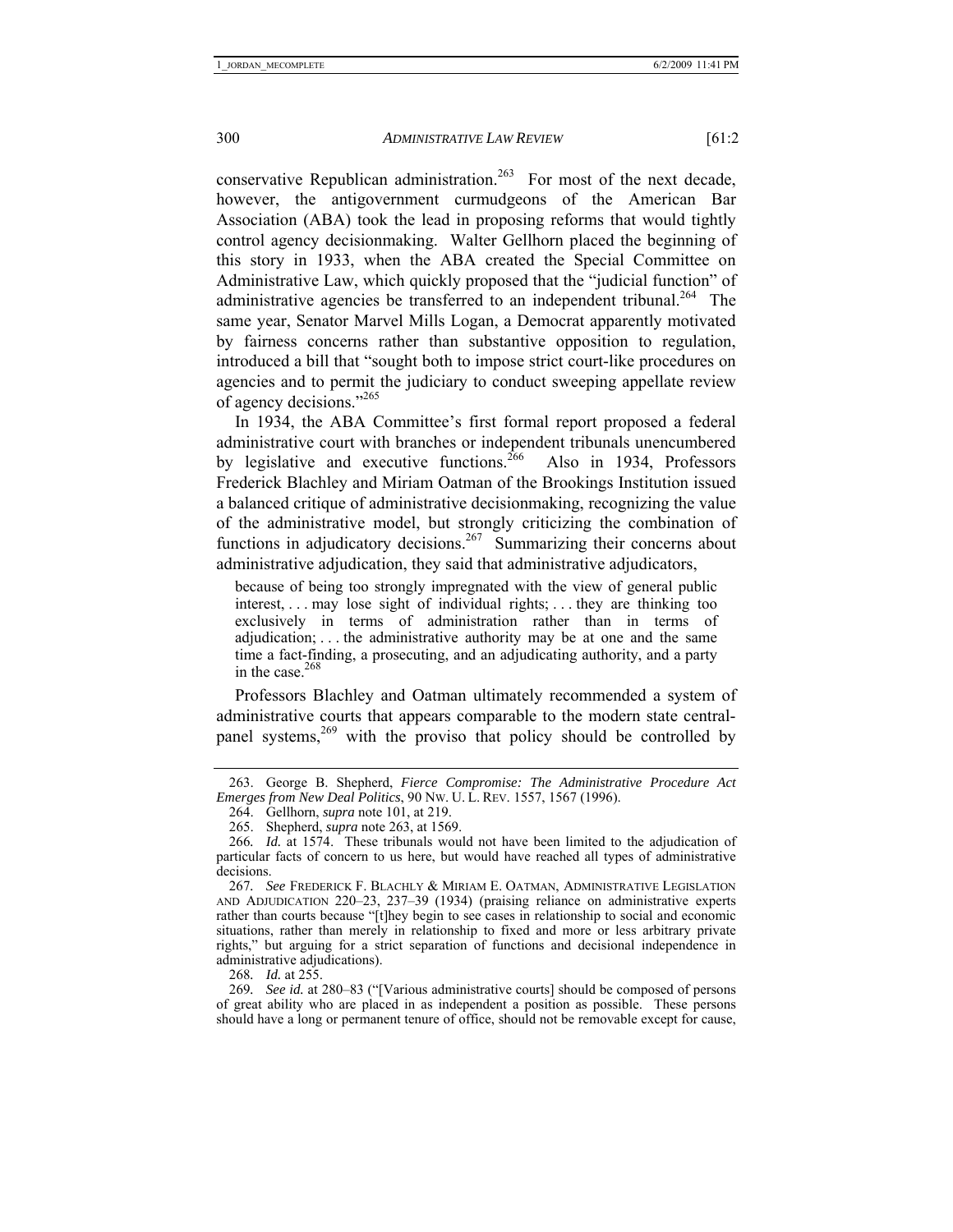conservative Republican administration.[263] For most of the next decade, however, the antigovernment curmudgeons of the American Bar Association (ABA) took the lead in proposing reforms that would tightly control agency decisionmaking. Walter Gellhorn placed the beginning of this story in 1933, when the ABA created the Special Committee on Administrative Law, which quickly proposed that the "judicial function" of administrative agencies be transferred to an independent tribunal.[264] The same year, Senator Marvel Mills Logan, a Democrat apparently motivated by fairness concerns rather than substantive opposition to regulation, introduced a bill that "sought both to impose strict court-like procedures on agencies and to permit the judiciary to conduct sweeping appellate review of agency decisions."[265]

In 1934, the ABA Committee's first formal report proposed a federal administrative court with branches or independent tribunals unencumbered by legislative and executive functions.[266] Also in 1934, Professors Frederick Blachley and Miriam Oatman of the Brookings Institution issued a balanced critique of administrative decisionmaking, recognizing the value of the administrative model, but strongly criticizing the combination of functions in adjudicatory decisions.[267] Summarizing their concerns about administrative adjudication, they said that administrative adjudicators,

> because of being too strongly impregnated with the view of general public interest, . . . may lose sight of individual rights; . . . they are thinking too exclusively in terms of administration rather than in terms of adjudication; . . . the administrative authority may be at one and the same time a fact-finding, a prosecuting, and an adjudicating authority, and a party in the case.[268]

Professors Blachley and Oatman ultimately recommended a system of administrative courts that appears comparable to the modern state central-panel systems,[269] with the proviso that policy should be controlled by

---

263. George B. Shepherd, *Fierce Compromise: The Administrative Procedure Act Emerges from New Deal Politics*, 90 NW. U. L. REV. 1557, 1567 (1996).

264. Gellhorn, *supra* note 101, at 219.

265. Shepherd, *supra* note 263, at 1569.

266. *Id.* at 1574. These tribunals would not have been limited to the adjudication of particular facts of concern to us here, but would have reached all types of administrative decisions.

267. *See* FREDERICK F. BLACHLY & MIRIAM E. OATMAN, ADMINISTRATIVE LEGISLATION AND ADJUDICATION 220–23, 237–39 (1934) (praising reliance on administrative experts rather than courts because "[t]hey begin to see cases in relationship to social and economic situations, rather than merely in relationship to fixed and more or less arbitrary private rights," but arguing for a strict separation of functions and decisional independence in administrative adjudications).

268. *Id.* at 255.

269. *See id.* at 280–83 ("[Various administrative courts] should be composed of persons of great ability who are placed in as independent a position as possible. These persons should have a long or permanent tenure of office, should not be removable except for cause,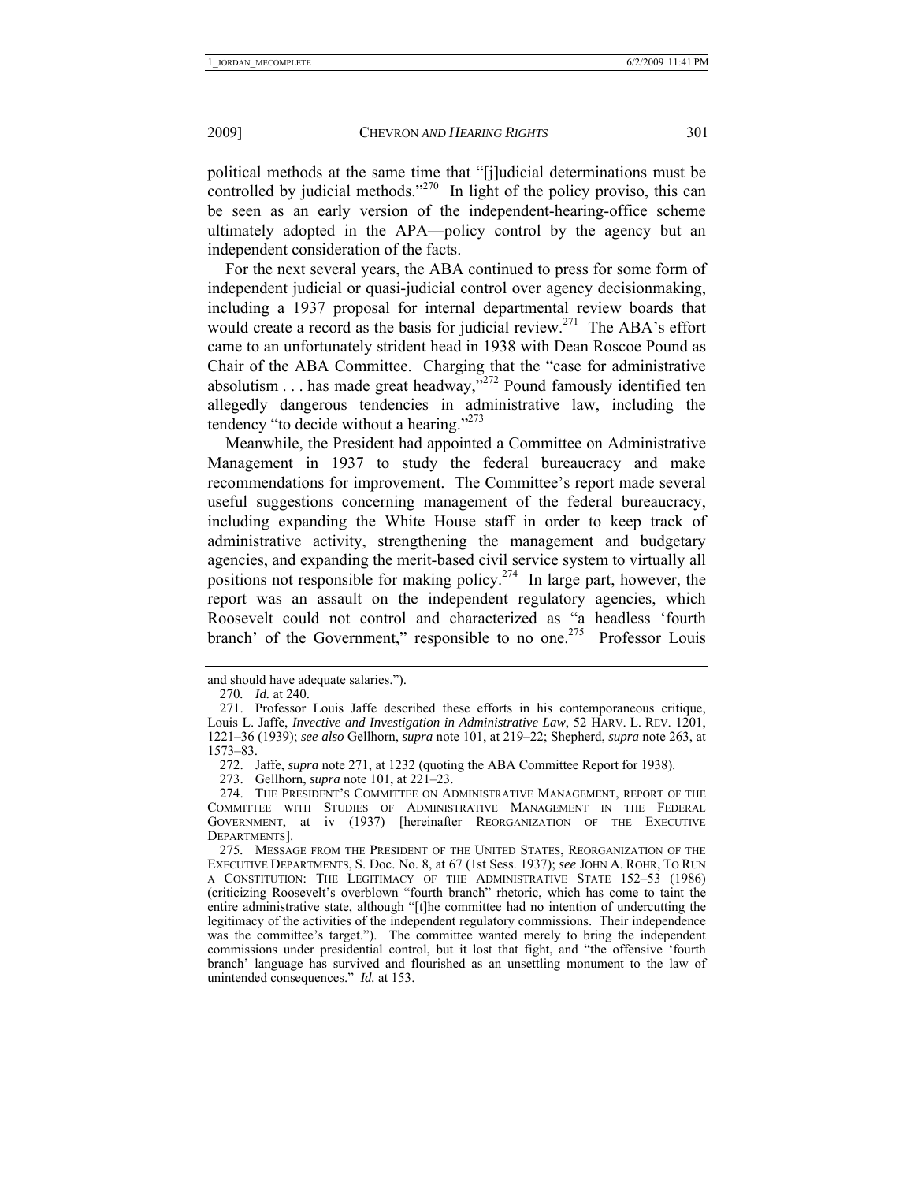political methods at the same time that "[j]udicial determinations must be controlled by judicial methods."[270] In light of the policy proviso, this can be seen as an early version of the independent-hearing-office scheme ultimately adopted in the APA—policy control by the agency but an independent consideration of the facts.

For the next several years, the ABA continued to press for some form of independent judicial or quasi-judicial control over agency decisionmaking, including a 1937 proposal for internal departmental review boards that would create a record as the basis for judicial review.[271] The ABA's effort came to an unfortunately strident head in 1938 with Dean Roscoe Pound as Chair of the ABA Committee. Charging that the "case for administrative absolutism . . . has made great headway,"[272] Pound famously identified ten allegedly dangerous tendencies in administrative law, including the tendency "to decide without a hearing."[273]

Meanwhile, the President had appointed a Committee on Administrative Management in 1937 to study the federal bureaucracy and make recommendations for improvement. The Committee's report made several useful suggestions concerning management of the federal bureaucracy, including expanding the White House staff in order to keep track of administrative activity, strengthening the management and budgetary agencies, and expanding the merit-based civil service system to virtually all positions not responsible for making policy.[274] In large part, however, the report was an assault on the independent regulatory agencies, which Roosevelt could not control and characterized as "a headless 'fourth branch' of the Government," responsible to no one.[275] Professor Louis

---

and should have adequate salaries.").

270. *Id.* at 240.

271. Professor Louis Jaffe described these efforts in his contemporaneous critique, Louis L. Jaffe, *Invective and Investigation in Administrative Law*, 52 HARV. L. REV. 1201, 1221–36 (1939); *see also* Gellhorn, *supra* note 101, at 219–22; Shepherd, *supra* note 263, at 1573–83.

272. Jaffe, *supra* note 271, at 1232 (quoting the ABA Committee Report for 1938).

273. Gellhorn, *supra* note 101, at 221–23.

274. THE PRESIDENT'S COMMITTEE ON ADMINISTRATIVE MANAGEMENT, REPORT OF THE COMMITTEE WITH STUDIES OF ADMINISTRATIVE MANAGEMENT IN THE FEDERAL GOVERNMENT, at iv (1937) [hereinafter REORGANIZATION OF THE EXECUTIVE DEPARTMENTS].

275. MESSAGE FROM THE PRESIDENT OF THE UNITED STATES, REORGANIZATION OF THE EXECUTIVE DEPARTMENTS, S. Doc. No. 8, at 67 (1st Sess. 1937); *see* JOHN A. ROHR, TO RUN A CONSTITUTION: THE LEGITIMACY OF THE ADMINISTRATIVE STATE 152–53 (1986) (criticizing Roosevelt's overblown "fourth branch" rhetoric, which has come to taint the entire administrative state, although "[t]he committee had no intention of undercutting the legitimacy of the activities of the independent regulatory commissions. Their independence was the committee's target."). The committee wanted merely to bring the independent commissions under presidential control, but it lost that fight, and "the offensive 'fourth branch' language has survived and flourished as an unsettling monument to the law of unintended consequences." *Id.* at 153.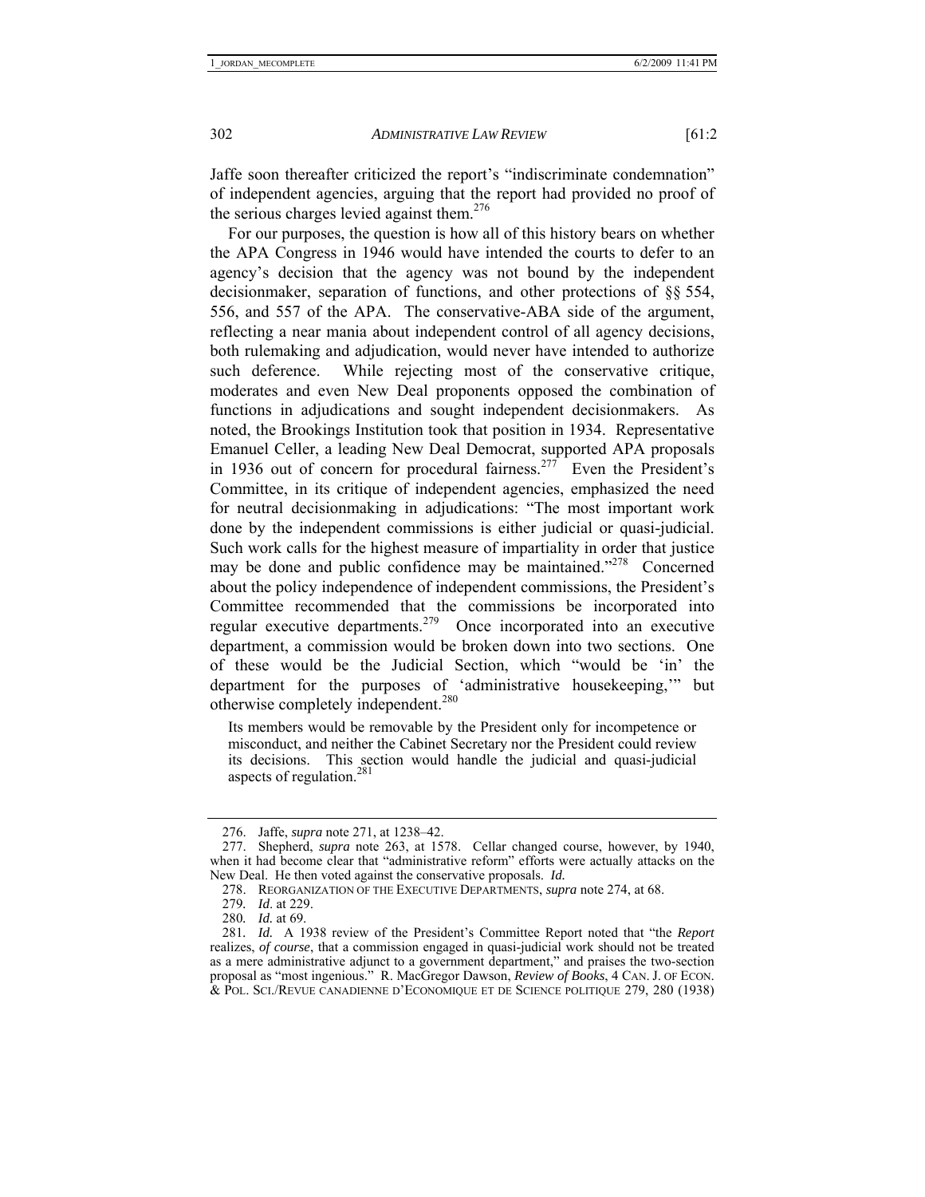Jaffe soon thereafter criticized the report's "indiscriminate condemnation" of independent agencies, arguing that the report had provided no proof of the serious charges levied against them.[276]

For our purposes, the question is how all of this history bears on whether the APA Congress in 1946 would have intended the courts to defer to an agency's decision that the agency was not bound by the independent decisionmaker, separation of functions, and other protections of §§ 554, 556, and 557 of the APA. The conservative-ABA side of the argument, reflecting a near mania about independent control of all agency decisions, both rulemaking and adjudication, would never have intended to authorize such deference. While rejecting most of the conservative critique, moderates and even New Deal proponents opposed the combination of functions in adjudications and sought independent decisionmakers. As noted, the Brookings Institution took that position in 1934. Representative Emanuel Celler, a leading New Deal Democrat, supported APA proposals in 1936 out of concern for procedural fairness.[277] Even the President's Committee, in its critique of independent agencies, emphasized the need for neutral decisionmaking in adjudications: "The most important work done by the independent commissions is either judicial or quasi-judicial. Such work calls for the highest measure of impartiality in order that justice may be done and public confidence may be maintained."[278] Concerned about the policy independence of independent commissions, the President's Committee recommended that the commissions be incorporated into regular executive departments.[279] Once incorporated into an executive department, a commission would be broken down into two sections. One of these would be the Judicial Section, which "would be 'in' the department for the purposes of 'administrative housekeeping,'" but otherwise completely independent.[280]

> Its members would be removable by the President only for incompetence or misconduct, and neither the Cabinet Secretary nor the President could review its decisions. This section would handle the judicial and quasi-judicial aspects of regulation.[281]

---

276. Jaffe, *supra* note 271, at 1238–42.

277. Shepherd, *supra* note 263, at 1578. Cellar changed course, however, by 1940, when it had become clear that "administrative reform" efforts were actually attacks on the New Deal. He then voted against the conservative proposals. *Id.*

278. REORGANIZATION OF THE EXECUTIVE DEPARTMENTS, *supra* note 274, at 68.

279. *Id*. at 229.

280. *Id.* at 69.

281. *Id.* A 1938 review of the President's Committee Report noted that "the *Report* realizes, *of course*, that a commission engaged in quasi-judicial work should not be treated as a mere administrative adjunct to a government department," and praises the two-section proposal as "most ingenious." R. MacGregor Dawson, *Review of Books*, 4 CAN. J. OF ECON. & POL. SCI./REVUE CANADIENNE D'ECONOMIQUE ET DE SCIENCE POLITIQUE 279, 280 (1938)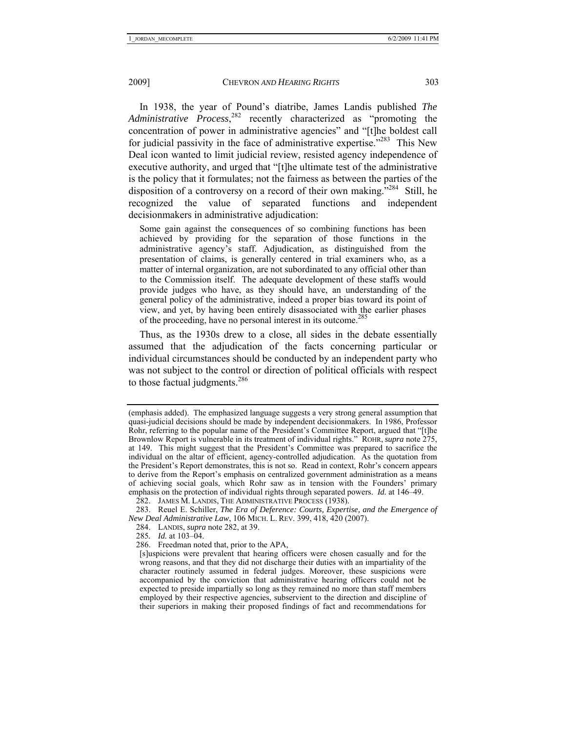In 1938, the year of Pound's diatribe, James Landis published *The Administrative Process*,[282] recently characterized as "promoting the concentration of power in administrative agencies" and "[t]he boldest call for judicial passivity in the face of administrative expertise."[283] This New Deal icon wanted to limit judicial review, resisted agency independence of executive authority, and urged that "[t]he ultimate test of the administrative is the policy that it formulates; not the fairness as between the parties of the disposition of a controversy on a record of their own making."[284] Still, he recognized the value of separated functions and independent decisionmakers in administrative adjudication:

> Some gain against the consequences of so combining functions has been achieved by providing for the separation of those functions in the administrative agency's staff. Adjudication, as distinguished from the presentation of claims, is generally centered in trial examiners who, as a matter of internal organization, are not subordinated to any official other than to the Commission itself. The adequate development of these staffs would provide judges who have, as they should have, an understanding of the general policy of the administrative, indeed a proper bias toward its point of view, and yet, by having been entirely disassociated with the earlier phases of the proceeding, have no personal interest in its outcome.[285]

Thus, as the 1930s drew to a close, all sides in the debate essentially assumed that the adjudication of the facts concerning particular or individual circumstances should be conducted by an independent party who was not subject to the control or direction of political officials with respect to those factual judgments.[286]

---

(emphasis added). The emphasized language suggests a very strong general assumption that quasi-judicial decisions should be made by independent decisionmakers. In 1986, Professor Rohr, referring to the popular name of the President's Committee Report, argued that "[t]he Brownlow Report is vulnerable in its treatment of individual rights." ROHR, *supra* note 275, at 149. This might suggest that the President's Committee was prepared to sacrifice the individual on the altar of efficient, agency-controlled adjudication. As the quotation from the President's Report demonstrates, this is not so. Read in context, Rohr's concern appears to derive from the Report's emphasis on centralized government administration as a means of achieving social goals, which Rohr saw as in tension with the Founders' primary emphasis on the protection of individual rights through separated powers. *Id.* at 146–49.

282. JAMES M. LANDIS, THE ADMINISTRATIVE PROCESS (1938).

283. Reuel E. Schiller, *The Era of Deference: Courts, Expertise, and the Emergence of New Deal Administrative Law*, 106 MICH. L. REV. 399, 418, 420 (2007).

284. LANDIS, *supra* note 282, at 39.

285. *Id.* at 103–04.

286. Freedman noted that, prior to the APA,

> [s]uspicions were prevalent that hearing officers were chosen casually and for the wrong reasons, and that they did not discharge their duties with an impartiality of the character routinely assumed in federal judges. Moreover, these suspicions were accompanied by the conviction that administrative hearing officers could not be expected to preside impartially so long as they remained no more than staff members employed by their respective agencies, subservient to the direction and discipline of their superiors in making their proposed findings of fact and recommendations for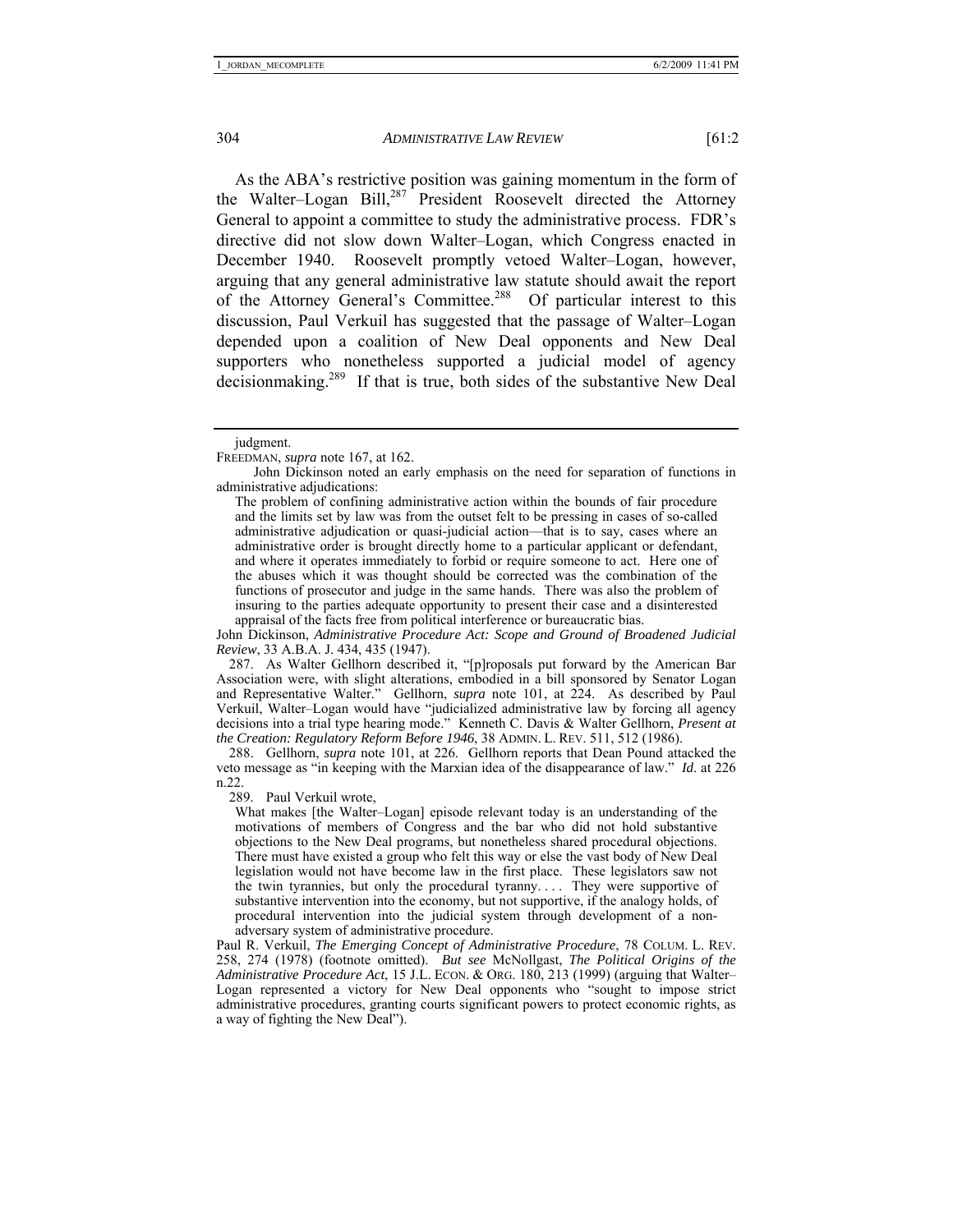As the ABA's restrictive position was gaining momentum in the form of the Walter–Logan Bill,[287] President Roosevelt directed the Attorney General to appoint a committee to study the administrative process. FDR's directive did not slow down Walter–Logan, which Congress enacted in December 1940. Roosevelt promptly vetoed Walter–Logan, however, arguing that any general administrative law statute should await the report of the Attorney General's Committee.[288] Of particular interest to this discussion, Paul Verkuil has suggested that the passage of Walter–Logan depended upon a coalition of New Deal opponents and New Deal supporters who nonetheless supported a judicial model of agency decisionmaking.[289] If that is true, both sides of the substantive New Deal

---

judgment.

FREEDMAN, *supra* note 167, at 162.

John Dickinson noted an early emphasis on the need for separation of functions in administrative adjudications:

> The problem of confining administrative action within the bounds of fair procedure and the limits set by law was from the outset felt to be pressing in cases of so-called administrative adjudication or quasi-judicial action—that is to say, cases where an administrative order is brought directly home to a particular applicant or defendant, and where it operates immediately to forbid or require someone to act. Here one of the abuses which it was thought should be corrected was the combination of the functions of prosecutor and judge in the same hands. There was also the problem of insuring to the parties adequate opportunity to present their case and a disinterested appraisal of the facts free from political interference or bureaucratic bias.

John Dickinson, *Administrative Procedure Act: Scope and Ground of Broadened Judicial Review*, 33 A.B.A. J. 434, 435 (1947).

287. As Walter Gellhorn described it, "[p]roposals put forward by the American Bar Association were, with slight alterations, embodied in a bill sponsored by Senator Logan and Representative Walter." Gellhorn, *supra* note 101, at 224. As described by Paul Verkuil, Walter–Logan would have "judicialized administrative law by forcing all agency decisions into a trial type hearing mode." Kenneth C. Davis & Walter Gellhorn, *Present at the Creation: Regulatory Reform Before 1946*, 38 ADMIN. L. REV. 511, 512 (1986).

288. Gellhorn, *supra* note 101, at 226. Gellhorn reports that Dean Pound attacked the veto message as "in keeping with the Marxian idea of the disappearance of law." *Id*. at 226 n.22.

289. Paul Verkuil wrote,

> What makes [the Walter–Logan] episode relevant today is an understanding of the motivations of members of Congress and the bar who did not hold substantive objections to the New Deal programs, but nonetheless shared procedural objections. There must have existed a group who felt this way or else the vast body of New Deal legislation would not have become law in the first place. These legislators saw not the twin tyrannies, but only the procedural tyranny. . . . They were supportive of substantive intervention into the economy, but not supportive, if the analogy holds, of procedural intervention into the judicial system through development of a non-adversary system of administrative procedure.

Paul R. Verkuil, *The Emerging Concept of Administrative Procedure*, 78 COLUM. L. REV. 258, 274 (1978) (footnote omitted). *But see* McNollgast, *The Political Origins of the Administrative Procedure Act*, 15 J.L. ECON. & ORG. 180, 213 (1999) (arguing that Walter–Logan represented a victory for New Deal opponents who "sought to impose strict administrative procedures, granting courts significant powers to protect economic rights, as a way of fighting the New Deal").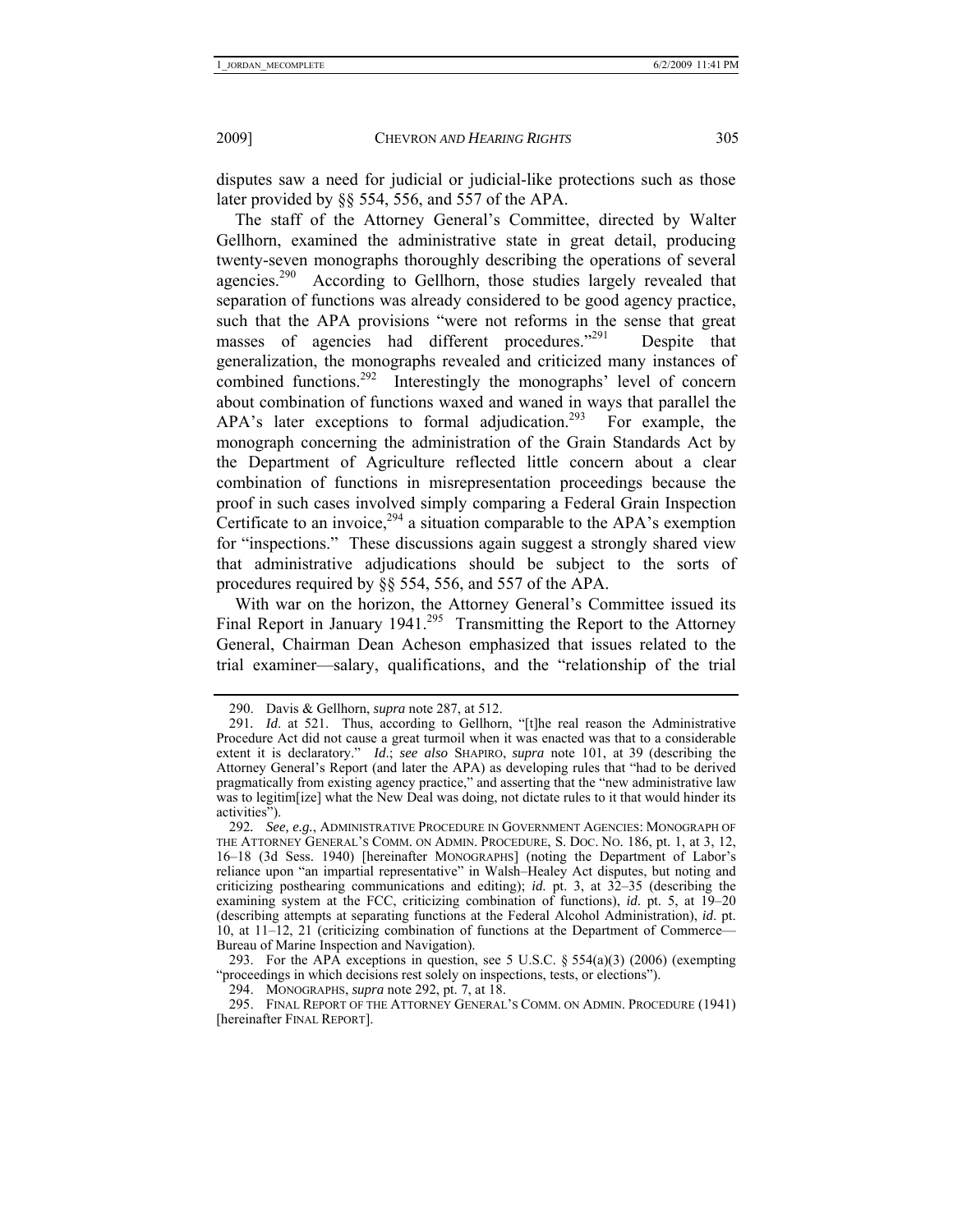disputes saw a need for judicial or judicial-like protections such as those later provided by §§ 554, 556, and 557 of the APA.

The staff of the Attorney General's Committee, directed by Walter Gellhorn, examined the administrative state in great detail, producing twenty-seven monographs thoroughly describing the operations of several agencies.[290] According to Gellhorn, those studies largely revealed that separation of functions was already considered to be good agency practice, such that the APA provisions "were not reforms in the sense that great masses of agencies had different procedures."[291] Despite that generalization, the monographs revealed and criticized many instances of combined functions.[292] Interestingly the monographs' level of concern about combination of functions waxed and waned in ways that parallel the APA's later exceptions to formal adjudication.[293] For example, the monograph concerning the administration of the Grain Standards Act by the Department of Agriculture reflected little concern about a clear combination of functions in misrepresentation proceedings because the proof in such cases involved simply comparing a Federal Grain Inspection Certificate to an invoice,[294] a situation comparable to the APA's exemption for "inspections." These discussions again suggest a strongly shared view that administrative adjudications should be subject to the sorts of procedures required by §§ 554, 556, and 557 of the APA.

With war on the horizon, the Attorney General's Committee issued its Final Report in January 1941.[295] Transmitting the Report to the Attorney General, Chairman Dean Acheson emphasized that issues related to the trial examiner—salary, qualifications, and the "relationship of the trial

---

290. Davis & Gellhorn, *supra* note 287, at 512.

291. *Id.* at 521. Thus, according to Gellhorn, "[t]he real reason the Administrative Procedure Act did not cause a great turmoil when it was enacted was that to a considerable extent it is declaratory." *Id.*; *see also* SHAPIRO, *supra* note 101, at 39 (describing the Attorney General's Report (and later the APA) as developing rules that "had to be derived pragmatically from existing agency practice," and asserting that the "new administrative law was to legitim[ize] what the New Deal was doing, not dictate rules to it that would hinder its activities").

292. *See, e.g.*, ADMINISTRATIVE PROCEDURE IN GOVERNMENT AGENCIES: MONOGRAPH OF THE ATTORNEY GENERAL'S COMM. ON ADMIN. PROCEDURE, S. DOC. NO. 186, pt. 1, at 3, 12, 16–18 (3d Sess. 1940) [hereinafter MONOGRAPHS] (noting the Department of Labor's reliance upon "an impartial representative" in Walsh–Healey Act disputes, but noting and criticizing posthearing communications and editing); *id.* pt. 3, at 32–35 (describing the examining system at the FCC, criticizing combination of functions), *id.* pt. 5, at 19–20 (describing attempts at separating functions at the Federal Alcohol Administration), *id.* pt. 10, at 11–12, 21 (criticizing combination of functions at the Department of Commerce—Bureau of Marine Inspection and Navigation).

293. For the APA exceptions in question, see 5 U.S.C. § 554(a)(3) (2006) (exempting "proceedings in which decisions rest solely on inspections, tests, or elections").

294. MONOGRAPHS, *supra* note 292, pt. 7, at 18.

295. FINAL REPORT OF THE ATTORNEY GENERAL'S COMM. ON ADMIN. PROCEDURE (1941) [hereinafter FINAL REPORT].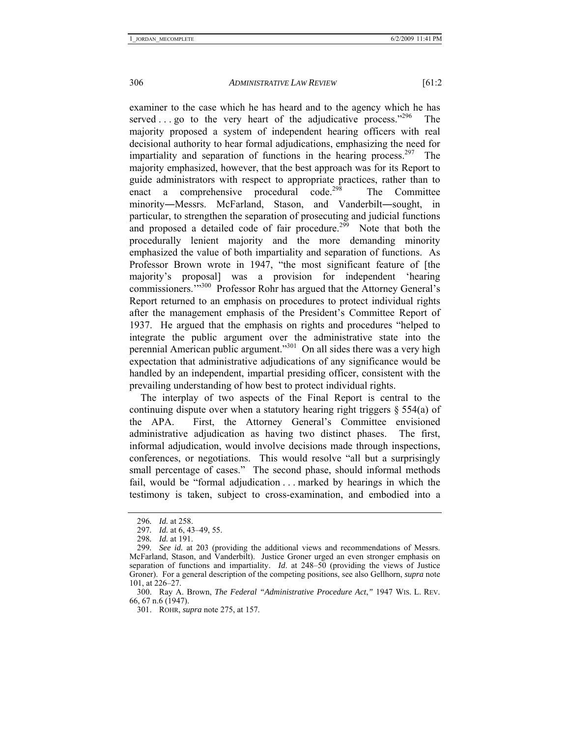examiner to the case which he has heard and to the agency which he has served . . . go to the very heart of the adjudicative process."[296] The majority proposed a system of independent hearing officers with real decisional authority to hear formal adjudications, emphasizing the need for impartiality and separation of functions in the hearing process.[297] The majority emphasized, however, that the best approach was for its Report to guide administrators with respect to appropriate practices, rather than to enact a comprehensive procedural code.[298] The Committee minority―Messrs. McFarland, Stason, and Vanderbilt―sought, in particular, to strengthen the separation of prosecuting and judicial functions and proposed a detailed code of fair procedure.[299] Note that both the procedurally lenient majority and the more demanding minority emphasized the value of both impartiality and separation of functions. As Professor Brown wrote in 1947, "the most significant feature of [the majority's proposal] was a provision for independent 'hearing commissioners.'"[300] Professor Rohr has argued that the Attorney General's Report returned to an emphasis on procedures to protect individual rights after the management emphasis of the President's Committee Report of 1937. He argued that the emphasis on rights and procedures "helped to integrate the public argument over the administrative state into the perennial American public argument."[301] On all sides there was a very high expectation that administrative adjudications of any significance would be handled by an independent, impartial presiding officer, consistent with the prevailing understanding of how best to protect individual rights.

The interplay of two aspects of the Final Report is central to the continuing dispute over when a statutory hearing right triggers § 554(a) of the APA. First, the Attorney General's Committee envisioned administrative adjudication as having two distinct phases. The first, informal adjudication, would involve decisions made through inspections, conferences, or negotiations. This would resolve "all but a surprisingly small percentage of cases." The second phase, should informal methods fail, would be "formal adjudication . . . marked by hearings in which the testimony is taken, subject to cross-examination, and embodied into a

---

296. *Id.* at 258.

297. *Id.* at 6, 43–49, 55.

298. *Id.* at 191.

299. *See id.* at 203 (providing the additional views and recommendations of Messrs. McFarland, Stason, and Vanderbilt). Justice Groner urged an even stronger emphasis on separation of functions and impartiality. *Id*. at 248–50 (providing the views of Justice Groner). For a general description of the competing positions, see also Gellhorn, *supra* note 101, at 226–27.

300. Ray A. Brown, *The Federal "Administrative Procedure Act*,*"* 1947 WIS. L. REV. 66, 67 n.6 (1947).

301. ROHR, *supra* note 275, at 157.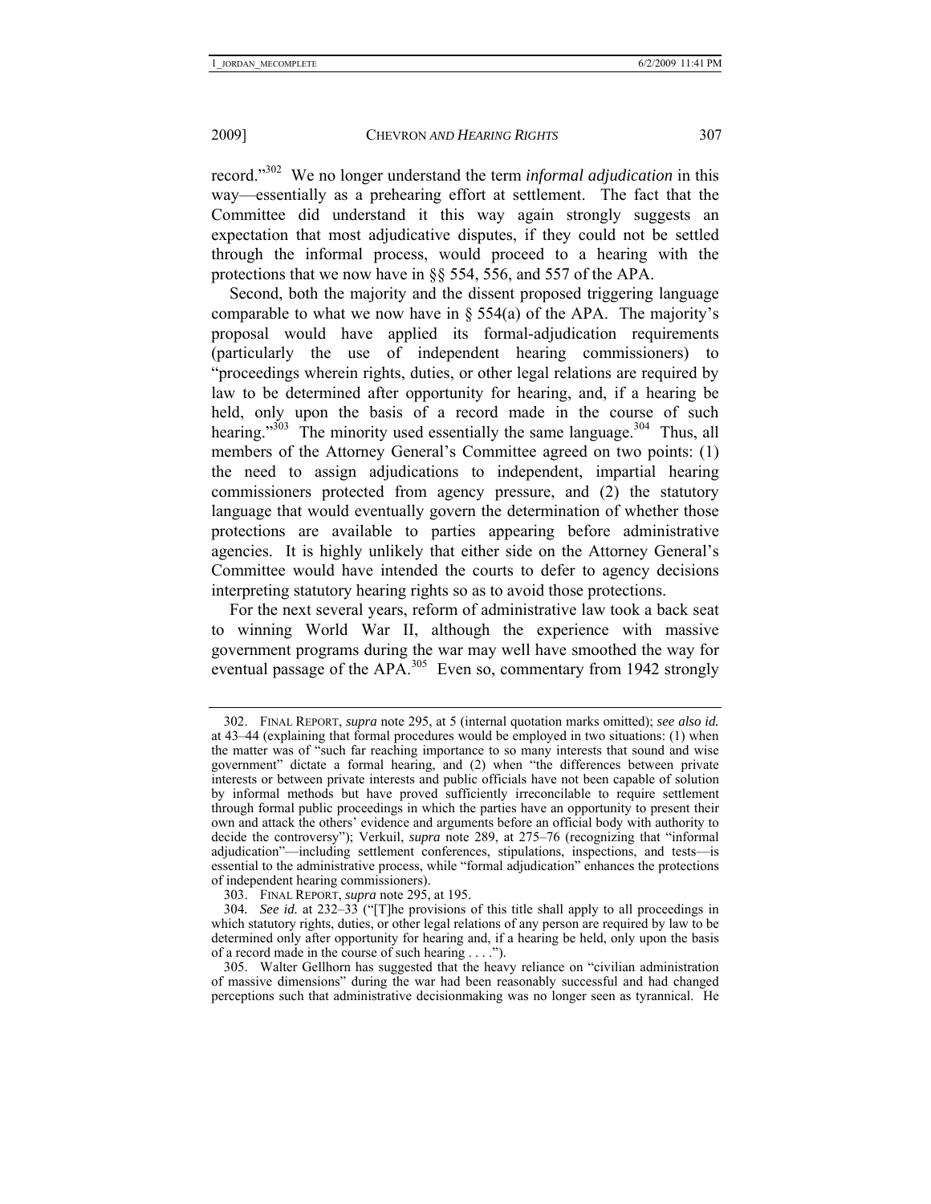record."[302] We no longer understand the term *informal adjudication* in this way—essentially as a prehearing effort at settlement. The fact that the Committee did understand it this way again strongly suggests an expectation that most adjudicative disputes, if they could not be settled through the informal process, would proceed to a hearing with the protections that we now have in §§ 554, 556, and 557 of the APA.

Second, both the majority and the dissent proposed triggering language comparable to what we now have in § 554(a) of the APA. The majority's proposal would have applied its formal-adjudication requirements (particularly the use of independent hearing commissioners) to "proceedings wherein rights, duties, or other legal relations are required by law to be determined after opportunity for hearing, and, if a hearing be held, only upon the basis of a record made in the course of such hearing."[303] The minority used essentially the same language.[304] Thus, all members of the Attorney General's Committee agreed on two points: (1) the need to assign adjudications to independent, impartial hearing commissioners protected from agency pressure, and (2) the statutory language that would eventually govern the determination of whether those protections are available to parties appearing before administrative agencies. It is highly unlikely that either side on the Attorney General's Committee would have intended the courts to defer to agency decisions interpreting statutory hearing rights so as to avoid those protections.

For the next several years, reform of administrative law took a back seat to winning World War II, although the experience with massive government programs during the war may well have smoothed the way for eventual passage of the APA.[305] Even so, commentary from 1942 strongly

---

302. FINAL REPORT, *supra* note 295, at 5 (internal quotation marks omitted); *see also id.* at 43–44 (explaining that formal procedures would be employed in two situations: (1) when the matter was of "such far reaching importance to so many interests that sound and wise government" dictate a formal hearing, and (2) when "the differences between private interests or between private interests and public officials have not been capable of solution by informal methods but have proved sufficiently irreconcilable to require settlement through formal public proceedings in which the parties have an opportunity to present their own and attack the others' evidence and arguments before an official body with authority to decide the controversy"); Verkuil, *supra* note 289, at 275–76 (recognizing that "informal adjudication"—including settlement conferences, stipulations, inspections, and tests—is essential to the administrative process, while "formal adjudication" enhances the protections of independent hearing commissioners).

303. FINAL REPORT, *supra* note 295, at 195.

304. *See id.* at 232–33 ("[T]he provisions of this title shall apply to all proceedings in which statutory rights, duties, or other legal relations of any person are required by law to be determined only after opportunity for hearing and, if a hearing be held, only upon the basis of a record made in the course of such hearing . . . .").

305. Walter Gellhorn has suggested that the heavy reliance on "civilian administration of massive dimensions" during the war had been reasonably successful and had changed perceptions such that administrative decisionmaking was no longer seen as tyrannical. He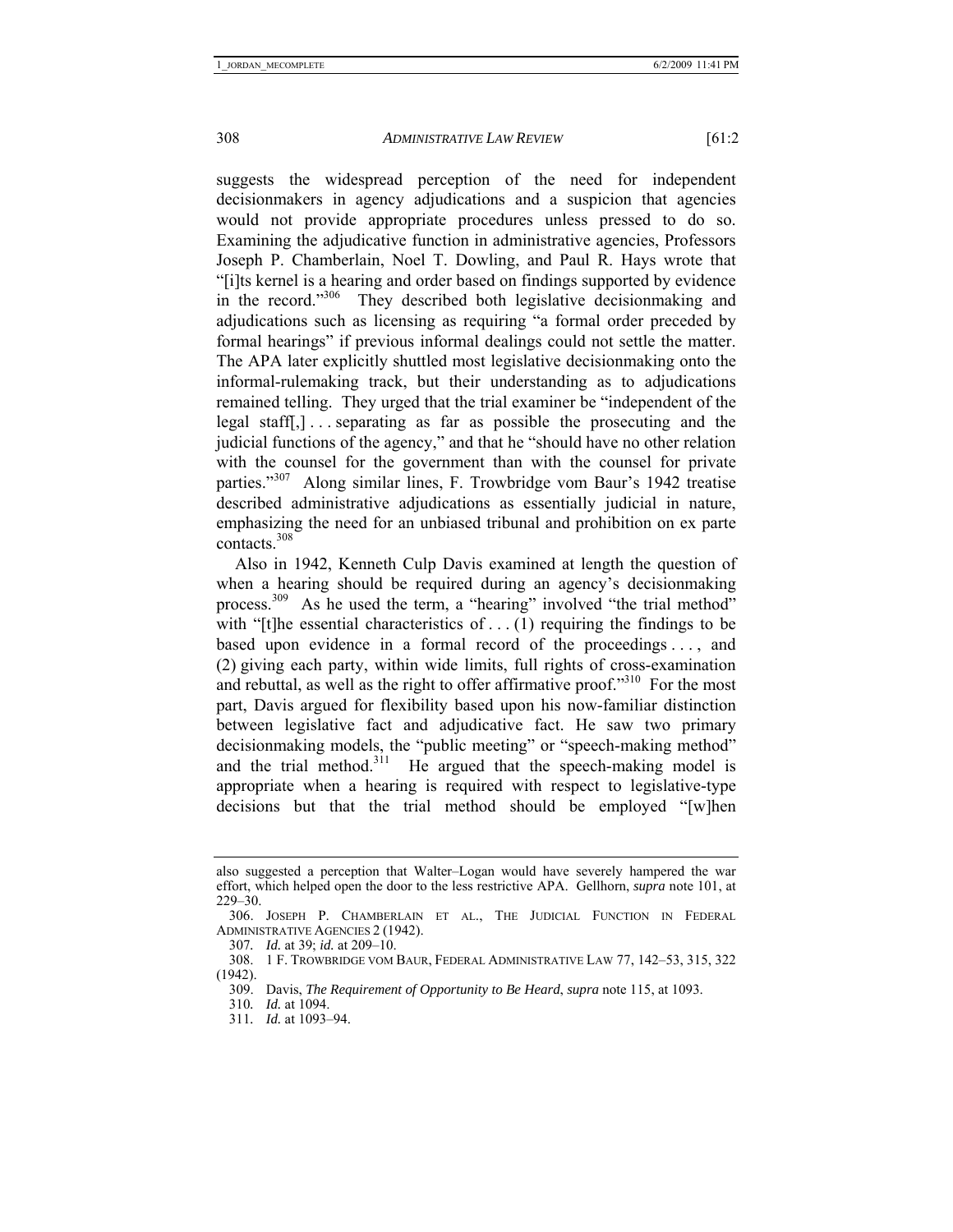suggests the widespread perception of the need for independent decisionmakers in agency adjudications and a suspicion that agencies would not provide appropriate procedures unless pressed to do so. Examining the adjudicative function in administrative agencies, Professors Joseph P. Chamberlain, Noel T. Dowling, and Paul R. Hays wrote that "[i]ts kernel is a hearing and order based on findings supported by evidence in the record."[306] They described both legislative decisionmaking and adjudications such as licensing as requiring "a formal order preceded by formal hearings" if previous informal dealings could not settle the matter. The APA later explicitly shuttled most legislative decisionmaking onto the informal-rulemaking track, but their understanding as to adjudications remained telling. They urged that the trial examiner be "independent of the legal staff[,] . . . separating as far as possible the prosecuting and the judicial functions of the agency," and that he "should have no other relation with the counsel for the government than with the counsel for private parties."[307] Along similar lines, F. Trowbridge vom Baur's 1942 treatise described administrative adjudications as essentially judicial in nature, emphasizing the need for an unbiased tribunal and prohibition on ex parte contacts.[308]

Also in 1942, Kenneth Culp Davis examined at length the question of when a hearing should be required during an agency's decisionmaking process.[309] As he used the term, a "hearing" involved "the trial method" with "[t]he essential characteristics of . . . (1) requiring the findings to be based upon evidence in a formal record of the proceedings . . . , and (2) giving each party, within wide limits, full rights of cross-examination and rebuttal, as well as the right to offer affirmative proof."[310] For the most part, Davis argued for flexibility based upon his now-familiar distinction between legislative fact and adjudicative fact. He saw two primary decisionmaking models, the "public meeting" or "speech-making method" and the trial method.[311] He argued that the speech-making model is appropriate when a hearing is required with respect to legislative-type decisions but that the trial method should be employed "[w]hen

---

also suggested a perception that Walter–Logan would have severely hampered the war effort, which helped open the door to the less restrictive APA. Gellhorn, *supra* note 101, at 229–30.

306. JOSEPH P. CHAMBERLAIN ET AL., THE JUDICIAL FUNCTION IN FEDERAL ADMINISTRATIVE AGENCIES 2 (1942).

307. *Id.* at 39; *id.* at 209–10.

308. 1 F. TROWBRIDGE VOM BAUR, FEDERAL ADMINISTRATIVE LAW 77, 142–53, 315, 322 (1942).

309. Davis, *The Requirement of Opportunity to Be Heard*, *supra* note 115, at 1093.

310. *Id.* at 1094.

311. *Id.* at 1093–94.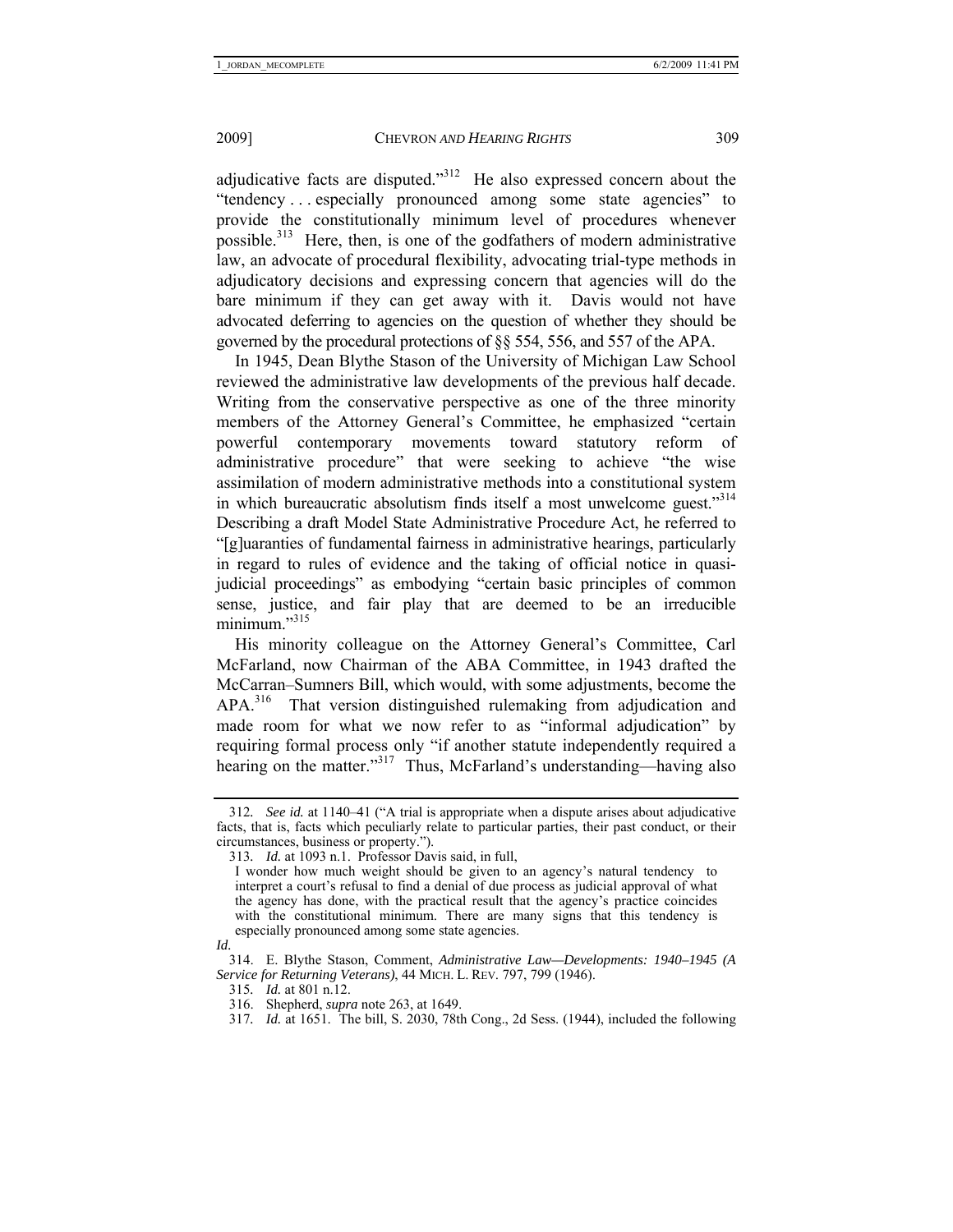adjudicative facts are disputed."[312] He also expressed concern about the "tendency . . . especially pronounced among some state agencies" to provide the constitutionally minimum level of procedures whenever possible.[313] Here, then, is one of the godfathers of modern administrative law, an advocate of procedural flexibility, advocating trial-type methods in adjudicatory decisions and expressing concern that agencies will do the bare minimum if they can get away with it. Davis would not have advocated deferring to agencies on the question of whether they should be governed by the procedural protections of §§ 554, 556, and 557 of the APA.

In 1945, Dean Blythe Stason of the University of Michigan Law School reviewed the administrative law developments of the previous half decade. Writing from the conservative perspective as one of the three minority members of the Attorney General's Committee, he emphasized "certain powerful contemporary movements toward statutory reform of administrative procedure" that were seeking to achieve "the wise assimilation of modern administrative methods into a constitutional system in which bureaucratic absolutism finds itself a most unwelcome guest."[314] Describing a draft Model State Administrative Procedure Act, he referred to "[g]uaranties of fundamental fairness in administrative hearings, particularly in regard to rules of evidence and the taking of official notice in quasi-judicial proceedings" as embodying "certain basic principles of common sense, justice, and fair play that are deemed to be an irreducible minimum."[315]

His minority colleague on the Attorney General's Committee, Carl McFarland, now Chairman of the ABA Committee, in 1943 drafted the McCarran–Sumners Bill, which would, with some adjustments, become the APA.[316] That version distinguished rulemaking from adjudication and made room for what we now refer to as "informal adjudication" by requiring formal process only "if another statute independently required a hearing on the matter."[317] Thus, McFarland's understanding—having also

---

312. *See id.* at 1140–41 ("A trial is appropriate when a dispute arises about adjudicative facts, that is, facts which peculiarly relate to particular parties, their past conduct, or their circumstances, business or property.").

313. *Id.* at 1093 n.1. Professor Davis said, in full,

> I wonder how much weight should be given to an agency's natural tendency to interpret a court's refusal to find a denial of due process as judicial approval of what the agency has done, with the practical result that the agency's practice coincides with the constitutional minimum. There are many signs that this tendency is especially pronounced among some state agencies.

*Id.*

314. E. Blythe Stason, Comment, *Administrative Law—Developments: 1940–1945 (A Service for Returning Veterans)*, 44 MICH. L. REV. 797, 799 (1946).

315. *Id.* at 801 n.12.

316. Shepherd, *supra* note 263, at 1649.

317. *Id.* at 1651. The bill, S. 2030, 78th Cong., 2d Sess. (1944), included the following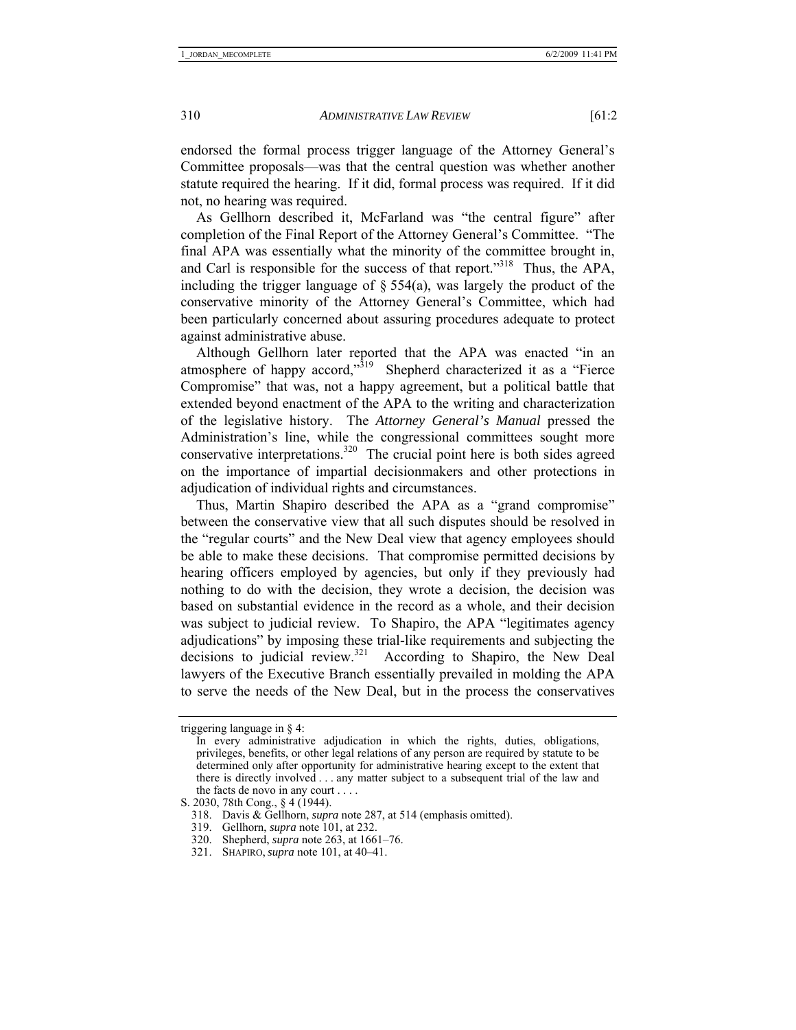endorsed the formal process trigger language of the Attorney General's Committee proposals—was that the central question was whether another statute required the hearing. If it did, formal process was required. If it did not, no hearing was required.

As Gellhorn described it, McFarland was "the central figure" after completion of the Final Report of the Attorney General's Committee. "The final APA was essentially what the minority of the committee brought in, and Carl is responsible for the success of that report."[318] Thus, the APA, including the trigger language of § 554(a), was largely the product of the conservative minority of the Attorney General's Committee, which had been particularly concerned about assuring procedures adequate to protect against administrative abuse.

Although Gellhorn later reported that the APA was enacted "in an atmosphere of happy accord,"[319] Shepherd characterized it as a "Fierce Compromise" that was, not a happy agreement, but a political battle that extended beyond enactment of the APA to the writing and characterization of the legislative history. The *Attorney General's Manual* pressed the Administration's line, while the congressional committees sought more conservative interpretations.[320] The crucial point here is both sides agreed on the importance of impartial decisionmakers and other protections in adjudication of individual rights and circumstances.

Thus, Martin Shapiro described the APA as a "grand compromise" between the conservative view that all such disputes should be resolved in the "regular courts" and the New Deal view that agency employees should be able to make these decisions. That compromise permitted decisions by hearing officers employed by agencies, but only if they previously had nothing to do with the decision, they wrote a decision, the decision was based on substantial evidence in the record as a whole, and their decision was subject to judicial review. To Shapiro, the APA "legitimates agency adjudications" by imposing these trial-like requirements and subjecting the decisions to judicial review.[321] According to Shapiro, the New Deal lawyers of the Executive Branch essentially prevailed in molding the APA to serve the needs of the New Deal, but in the process the conservatives

---

triggering language in § 4:

> In every administrative adjudication in which the rights, duties, obligations, privileges, benefits, or other legal relations of any person are required by statute to be determined only after opportunity for administrative hearing except to the extent that there is directly involved . . . any matter subject to a subsequent trial of the law and the facts de novo in any court . . . .

S. 2030, 78th Cong., § 4 (1944).

318. Davis & Gellhorn, *supra* note 287, at 514 (emphasis omitted).

319. Gellhorn, *supra* note 101, at 232.

320. Shepherd, *supra* note 263, at 1661–76.

321. SHAPIRO, *supra* note 101, at 40–41.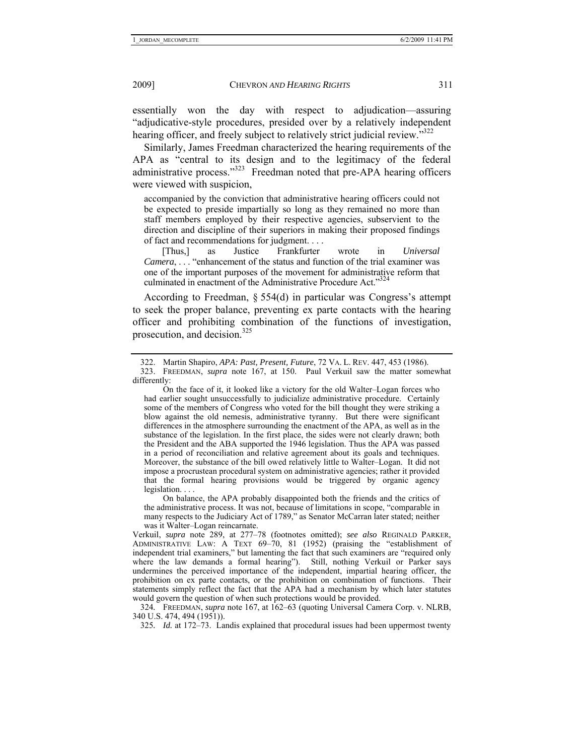essentially won the day with respect to adjudication—assuring "adjudicative-style procedures, presided over by a relatively independent hearing officer, and freely subject to relatively strict judicial review."[322]

Similarly, James Freedman characterized the hearing requirements of the APA as "central to its design and to the legitimacy of the federal administrative process."[323] Freedman noted that pre-APA hearing officers were viewed with suspicion,

> accompanied by the conviction that administrative hearing officers could not be expected to preside impartially so long as they remained no more than staff members employed by their respective agencies, subservient to the direction and discipline of their superiors in making their proposed findings of fact and recommendations for judgment. . . .
>
> [Thus,] as Justice Frankfurter wrote in *Universal Camera*, . . . "enhancement of the status and function of the trial examiner was one of the important purposes of the movement for administrative reform that culminated in enactment of the Administrative Procedure Act."[324]

According to Freedman, § 554(d) in particular was Congress's attempt to seek the proper balance, preventing ex parte contacts with the hearing officer and prohibiting combination of the functions of investigation, prosecution, and decision.[325]

---

322. Martin Shapiro, *APA: Past, Present, Future*, 72 VA. L. REV. 447, 453 (1986).

323. FREEDMAN, *supra* note 167, at 150. Paul Verkuil saw the matter somewhat differently:

> On the face of it, it looked like a victory for the old Walter–Logan forces who had earlier sought unsuccessfully to judicialize administrative procedure. Certainly some of the members of Congress who voted for the bill thought they were striking a blow against the old nemesis, administrative tyranny. But there were significant differences in the atmosphere surrounding the enactment of the APA, as well as in the substance of the legislation. In the first place, the sides were not clearly drawn; both the President and the ABA supported the 1946 legislation. Thus the APA was passed in a period of reconciliation and relative agreement about its goals and techniques. Moreover, the substance of the bill owed relatively little to Walter–Logan. It did not impose a procrustean procedural system on administrative agencies; rather it provided that the formal hearing provisions would be triggered by organic agency legislation. . . .
>
> On balance, the APA probably disappointed both the friends and the critics of the administrative process. It was not, because of limitations in scope, "comparable in many respects to the Judiciary Act of 1789," as Senator McCarran later stated; neither was it Walter–Logan reincarnate.

Verkuil, *supra* note 289, at 277–78 (footnotes omitted); *see also* REGINALD PARKER, ADMINISTRATIVE LAW: A TEXT 69–70, 81 (1952) (praising the "establishment of independent trial examiners," but lamenting the fact that such examiners are "required only where the law demands a formal hearing"). Still, nothing Verkuil or Parker says undermines the perceived importance of the independent, impartial hearing officer, the prohibition on ex parte contacts, or the prohibition on combination of functions. Their statements simply reflect the fact that the APA had a mechanism by which later statutes would govern the question of when such protections would be provided.

324. FREEDMAN, *supra* note 167, at 162–63 (quoting Universal Camera Corp. v. NLRB, 340 U.S. 474, 494 (1951)).

325. *Id.* at 172–73. Landis explained that procedural issues had been uppermost twenty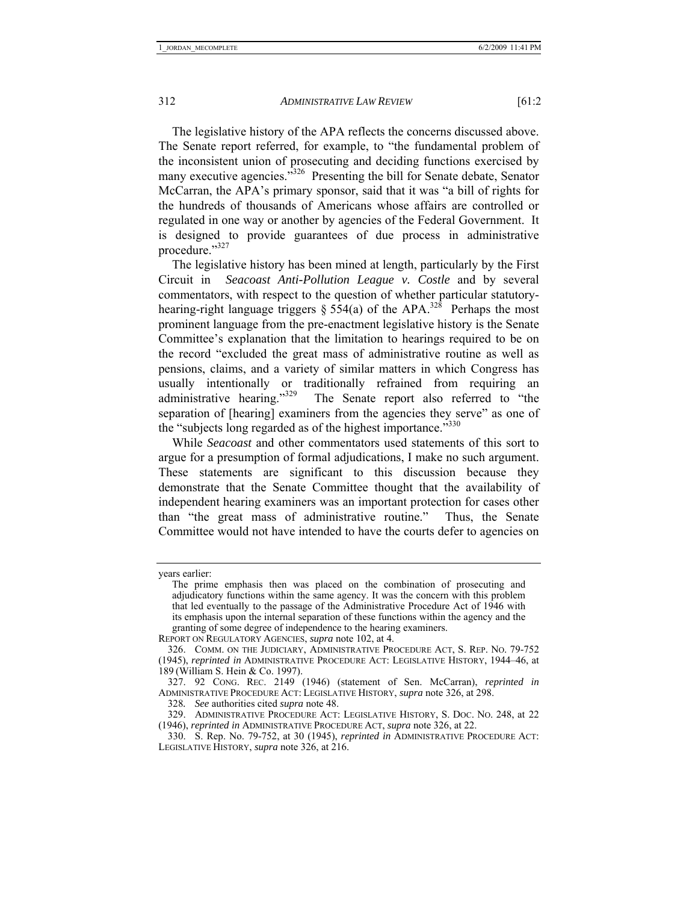The legislative history of the APA reflects the concerns discussed above. The Senate report referred, for example, to "the fundamental problem of the inconsistent union of prosecuting and deciding functions exercised by many executive agencies."[326] Presenting the bill for Senate debate, Senator McCarran, the APA's primary sponsor, said that it was "a bill of rights for the hundreds of thousands of Americans whose affairs are controlled or regulated in one way or another by agencies of the Federal Government. It is designed to provide guarantees of due process in administrative procedure."[327]

The legislative history has been mined at length, particularly by the First Circuit in *Seacoast Anti-Pollution League v. Costle* and by several commentators, with respect to the question of whether particular statutory-hearing-right language triggers § 554(a) of the APA.[328] Perhaps the most prominent language from the pre-enactment legislative history is the Senate Committee's explanation that the limitation to hearings required to be on the record "excluded the great mass of administrative routine as well as pensions, claims, and a variety of similar matters in which Congress has usually intentionally or traditionally refrained from requiring an administrative hearing."[329] The Senate report also referred to "the separation of [hearing] examiners from the agencies they serve" as one of the "subjects long regarded as of the highest importance."[330]

While *Seacoast* and other commentators used statements of this sort to argue for a presumption of formal adjudications, I make no such argument. These statements are significant to this discussion because they demonstrate that the Senate Committee thought that the availability of independent hearing examiners was an important protection for cases other than "the great mass of administrative routine." Thus, the Senate Committee would not have intended to have the courts defer to agencies on

---

years earlier:

> The prime emphasis then was placed on the combination of prosecuting and adjudicatory functions within the same agency. It was the concern with this problem that led eventually to the passage of the Administrative Procedure Act of 1946 with its emphasis upon the internal separation of these functions within the agency and the granting of some degree of independence to the hearing examiners.

REPORT ON REGULATORY AGENCIES, *supra* note 102, at 4.

326. COMM. ON THE JUDICIARY, ADMINISTRATIVE PROCEDURE ACT, S. REP. NO. 79-752 (1945), *reprinted in* ADMINISTRATIVE PROCEDURE ACT: LEGISLATIVE HISTORY, 1944–46, at 189 (William S. Hein & Co. 1997).

327. 92 CONG. REC. 2149 (1946) (statement of Sen. McCarran), *reprinted in* ADMINISTRATIVE PROCEDURE ACT: LEGISLATIVE HISTORY, *supra* note 326, at 298.

328. *See* authorities cited *supra* note 48.

329. ADMINISTRATIVE PROCEDURE ACT: LEGISLATIVE HISTORY, S. DOC. NO. 248, at 22 (1946), *reprinted in* ADMINISTRATIVE PROCEDURE ACT, *supra* note 326, at 22.

330. S. Rep. No. 79-752, at 30 (1945), *reprinted in* ADMINISTRATIVE PROCEDURE ACT: LEGISLATIVE HISTORY, *supra* note 326, at 216.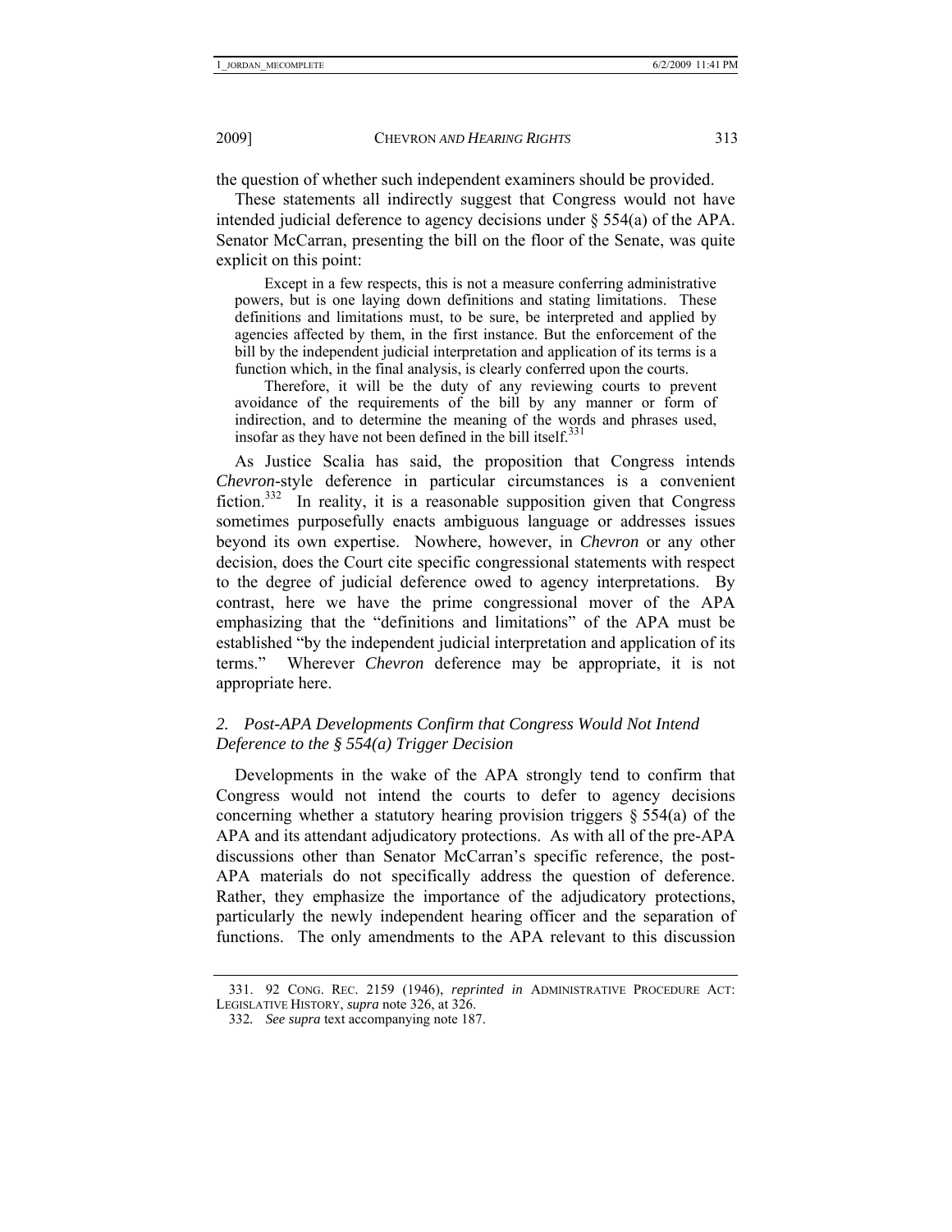the question of whether such independent examiners should be provided.

These statements all indirectly suggest that Congress would not have intended judicial deference to agency decisions under § 554(a) of the APA. Senator McCarran, presenting the bill on the floor of the Senate, was quite explicit on this point:

> Except in a few respects, this is not a measure conferring administrative powers, but is one laying down definitions and stating limitations. These definitions and limitations must, to be sure, be interpreted and applied by agencies affected by them, in the first instance. But the enforcement of the bill by the independent judicial interpretation and application of its terms is a function which, in the final analysis, is clearly conferred upon the courts.
>
> Therefore, it will be the duty of any reviewing courts to prevent avoidance of the requirements of the bill by any manner or form of indirection, and to determine the meaning of the words and phrases used, insofar as they have not been defined in the bill itself.[331]

As Justice Scalia has said, the proposition that Congress intends *Chevron*-style deference in particular circumstances is a convenient fiction.[332] In reality, it is a reasonable supposition given that Congress sometimes purposefully enacts ambiguous language or addresses issues beyond its own expertise. Nowhere, however, in *Chevron* or any other decision, does the Court cite specific congressional statements with respect to the degree of judicial deference owed to agency interpretations. By contrast, here we have the prime congressional mover of the APA emphasizing that the "definitions and limitations" of the APA must be established "by the independent judicial interpretation and application of its terms." Wherever *Chevron* deference may be appropriate, it is not appropriate here.

### *2. Post-APA Developments Confirm that Congress Would Not Intend Deference to the § 554(a) Trigger Decision*

Developments in the wake of the APA strongly tend to confirm that Congress would not intend the courts to defer to agency decisions concerning whether a statutory hearing provision triggers § 554(a) of the APA and its attendant adjudicatory protections. As with all of the pre-APA discussions other than Senator McCarran's specific reference, the post-APA materials do not specifically address the question of deference. Rather, they emphasize the importance of the adjudicatory protections, particularly the newly independent hearing officer and the separation of functions. The only amendments to the APA relevant to this discussion

331. 92 CONG. REC. 2159 (1946), *reprinted in* ADMINISTRATIVE PROCEDURE ACT: LEGISLATIVE HISTORY, *supra* note 326, at 326.

332. *See supra* text accompanying note 187.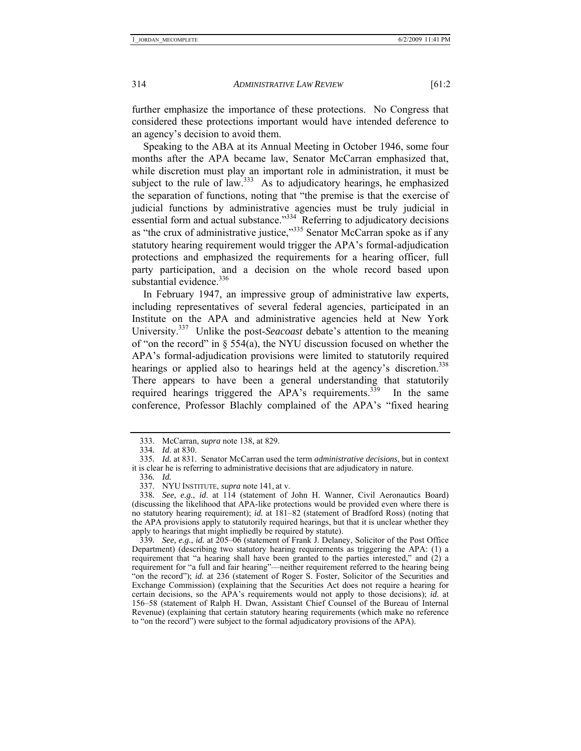further emphasize the importance of these protections. No Congress that considered these protections important would have intended deference to an agency's decision to avoid them.

Speaking to the ABA at its Annual Meeting in October 1946, some four months after the APA became law, Senator McCarran emphasized that, while discretion must play an important role in administration, it must be subject to the rule of law.[333] As to adjudicatory hearings, he emphasized the separation of functions, noting that "the premise is that the exercise of judicial functions by administrative agencies must be truly judicial in essential form and actual substance."[334] Referring to adjudicatory decisions as "the crux of administrative justice,"[335] Senator McCarran spoke as if any statutory hearing requirement would trigger the APA's formal-adjudication protections and emphasized the requirements for a hearing officer, full party participation, and a decision on the whole record based upon substantial evidence.[336]

In February 1947, an impressive group of administrative law experts, including representatives of several federal agencies, participated in an Institute on the APA and administrative agencies held at New York University.[337] Unlike the post-*Seacoast* debate's attention to the meaning of "on the record" in § 554(a), the NYU discussion focused on whether the APA's formal-adjudication provisions were limited to statutorily required hearings or applied also to hearings held at the agency's discretion.[338] There appears to have been a general understanding that statutorily required hearings triggered the APA's requirements.[339] In the same conference, Professor Blachly complained of the APA's "fixed hearing

---

333. McCarran, *supra* note 138, at 829.

334. *Id.* at 830.

335. *Id.* at 831. Senator McCarran used the term *administrative decisions*, but in context it is clear he is referring to administrative decisions that are adjudicatory in nature.

336. *Id.*

337. NYU INSTITUTE, *supra* note 141, at v.

338. *See, e.g.*, *id.* at 114 (statement of John H. Wanner, Civil Aeronautics Board) (discussing the likelihood that APA-like protections would be provided even where there is no statutory hearing requirement); *id.* at 181–82 (statement of Bradford Ross) (noting that the APA provisions apply to statutorily required hearings, but that it is unclear whether they apply to hearings that might impliedly be required by statute).

339. *See, e.g.*, *id.* at 205–06 (statement of Frank J. Delaney, Solicitor of the Post Office Department) (describing two statutory hearing requirements as triggering the APA: (1) a requirement that "a hearing shall have been granted to the parties interested," and (2) a requirement for "a full and fair hearing"—neither requirement referred to the hearing being "on the record"); *id.* at 236 (statement of Roger S. Foster, Solicitor of the Securities and Exchange Commission) (explaining that the Securities Act does not require a hearing for certain decisions, so the APA's requirements would not apply to those decisions); *id.* at 156–58 (statement of Ralph H. Dwan, Assistant Chief Counsel of the Bureau of Internal Revenue) (explaining that certain statutory hearing requirements (which make no reference to "on the record") were subject to the formal adjudicatory provisions of the APA).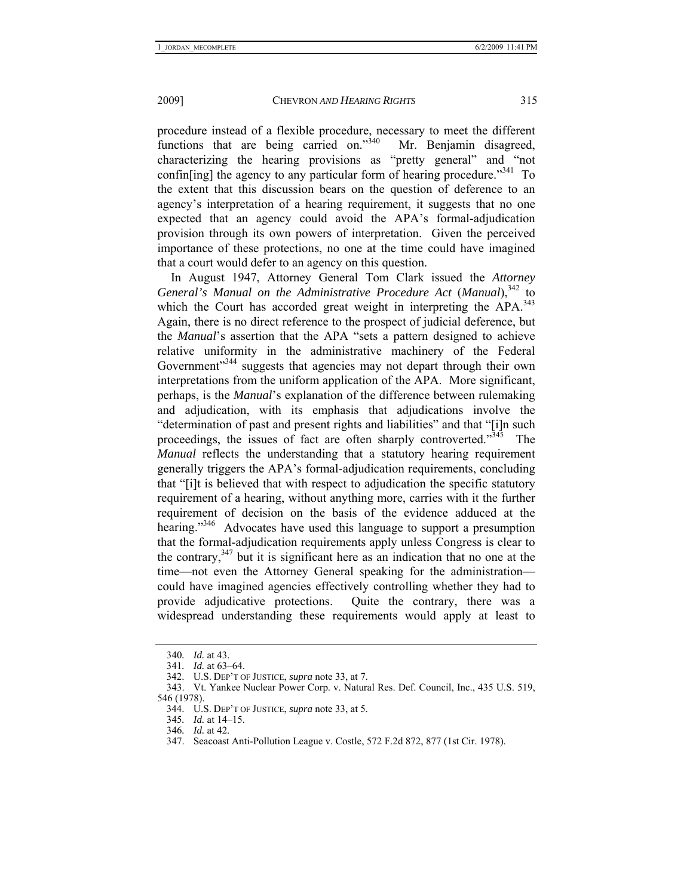procedure instead of a flexible procedure, necessary to meet the different functions that are being carried on."[340] Mr. Benjamin disagreed, characterizing the hearing provisions as "pretty general" and "not confin[ing] the agency to any particular form of hearing procedure."[341] To the extent that this discussion bears on the question of deference to an agency's interpretation of a hearing requirement, it suggests that no one expected that an agency could avoid the APA's formal-adjudication provision through its own powers of interpretation. Given the perceived importance of these protections, no one at the time could have imagined that a court would defer to an agency on this question.

In August 1947, Attorney General Tom Clark issued the *Attorney General's Manual on the Administrative Procedure Act* (*Manual*),[342] to which the Court has accorded great weight in interpreting the APA.[343] Again, there is no direct reference to the prospect of judicial deference, but the *Manual*'s assertion that the APA "sets a pattern designed to achieve relative uniformity in the administrative machinery of the Federal Government"[344] suggests that agencies may not depart through their own interpretations from the uniform application of the APA. More significant, perhaps, is the *Manual*'s explanation of the difference between rulemaking and adjudication, with its emphasis that adjudications involve the "determination of past and present rights and liabilities" and that "[i]n such proceedings, the issues of fact are often sharply controverted."[345] The *Manual* reflects the understanding that a statutory hearing requirement generally triggers the APA's formal-adjudication requirements, concluding that "[i]t is believed that with respect to adjudication the specific statutory requirement of a hearing, without anything more, carries with it the further requirement of decision on the basis of the evidence adduced at the hearing."[346] Advocates have used this language to support a presumption that the formal-adjudication requirements apply unless Congress is clear to the contrary,[347] but it is significant here as an indication that no one at the time—not even the Attorney General speaking for the administration—could have imagined agencies effectively controlling whether they had to provide adjudicative protections. Quite the contrary, there was a widespread understanding these requirements would apply at least to

---

340. *Id.* at 43.

341. *Id.* at 63–64.

342. U.S. DEP'T OF JUSTICE, *supra* note 33, at 7.

343. Vt. Yankee Nuclear Power Corp. v. Natural Res. Def. Council, Inc., 435 U.S. 519, 546 (1978).

344. U.S. DEP'T OF JUSTICE, *supra* note 33, at 5.

345. *Id.* at 14–15.

346. *Id.* at 42.

347. Seacoast Anti-Pollution League v. Costle, 572 F.2d 872, 877 (1st Cir. 1978).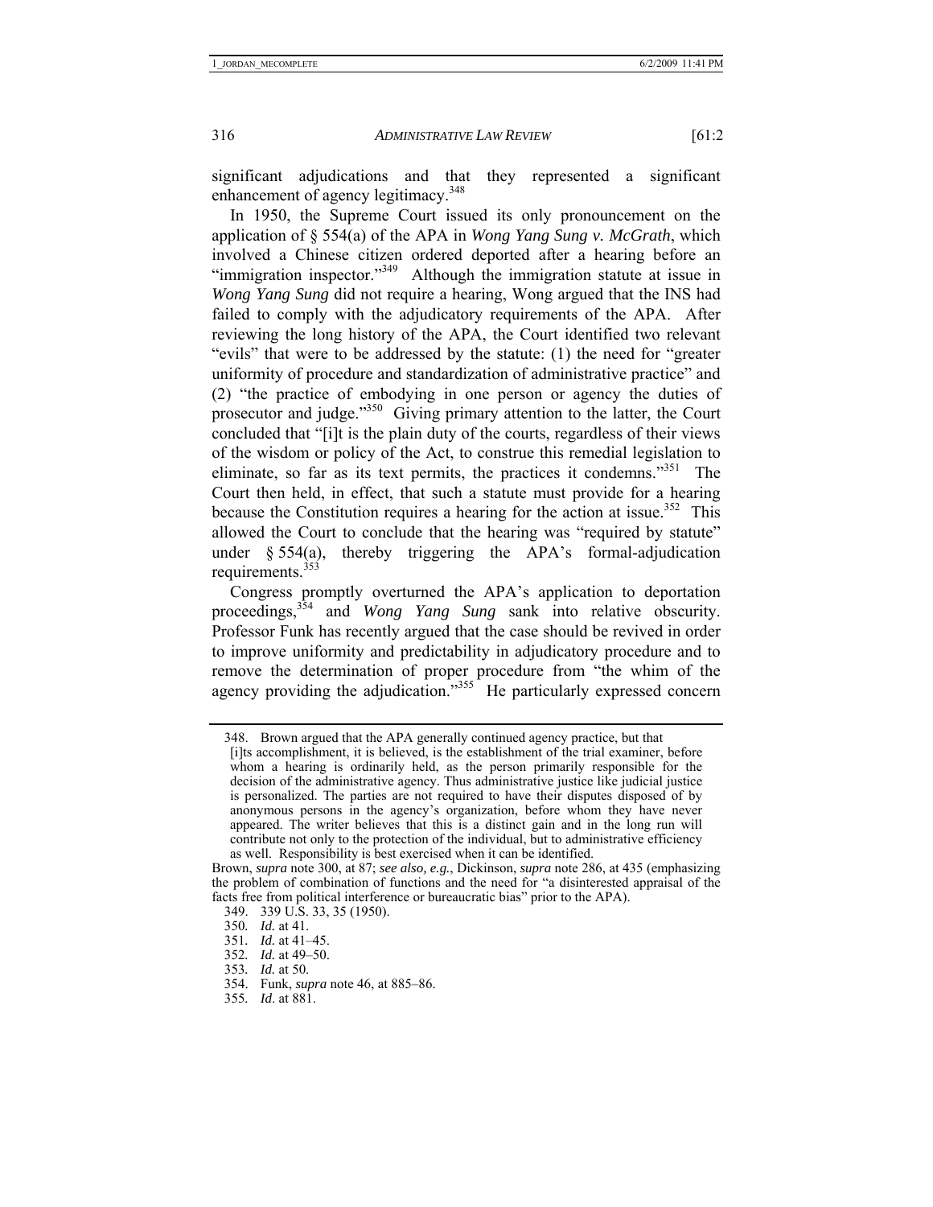significant adjudications and that they represented a significant enhancement of agency legitimacy.[348]

In 1950, the Supreme Court issued its only pronouncement on the application of § 554(a) of the APA in *Wong Yang Sung v. McGrath*, which involved a Chinese citizen ordered deported after a hearing before an "immigration inspector."[349] Although the immigration statute at issue in *Wong Yang Sung* did not require a hearing, Wong argued that the INS had failed to comply with the adjudicatory requirements of the APA. After reviewing the long history of the APA, the Court identified two relevant "evils" that were to be addressed by the statute: (1) the need for "greater uniformity of procedure and standardization of administrative practice" and (2) "the practice of embodying in one person or agency the duties of prosecutor and judge."[350] Giving primary attention to the latter, the Court concluded that "[i]t is the plain duty of the courts, regardless of their views of the wisdom or policy of the Act, to construe this remedial legislation to eliminate, so far as its text permits, the practices it condemns."[351] The Court then held, in effect, that such a statute must provide for a hearing because the Constitution requires a hearing for the action at issue.[352] This allowed the Court to conclude that the hearing was "required by statute" under § 554(a), thereby triggering the APA's formal-adjudication requirements.[353]

Congress promptly overturned the APA's application to deportation proceedings,[354] and *Wong Yang Sung* sank into relative obscurity. Professor Funk has recently argued that the case should be revived in order to improve uniformity and predictability in adjudicatory procedure and to remove the determination of proper procedure from "the whim of the agency providing the adjudication."[355] He particularly expressed concern

---

348. Brown argued that the APA generally continued agency practice, but that

> [i]ts accomplishment, it is believed, is the establishment of the trial examiner, before whom a hearing is ordinarily held, as the person primarily responsible for the decision of the administrative agency. Thus administrative justice like judicial justice is personalized. The parties are not required to have their disputes disposed of by anonymous persons in the agency's organization, before whom they have never appeared. The writer believes that this is a distinct gain and in the long run will contribute not only to the protection of the individual, but to administrative efficiency as well. Responsibility is best exercised when it can be identified.

Brown, *supra* note 300, at 87; *see also, e.g.*, Dickinson, *supra* note 286, at 435 (emphasizing the problem of combination of functions and the need for "a disinterested appraisal of the facts free from political interference or bureaucratic bias" prior to the APA).

349. 339 U.S. 33, 35 (1950).

350. *Id.* at 41.

351. *Id.* at 41–45.

352. *Id.* at 49–50.

353. *Id.* at 50.

354. Funk, *supra* note 46, at 885–86.

355. *Id*. at 881.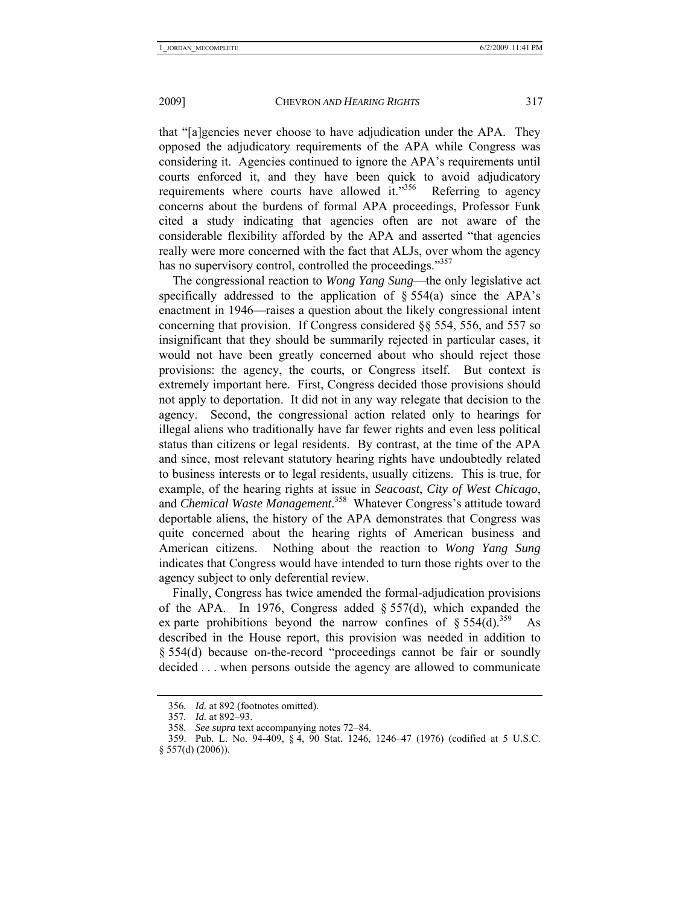that "[a]gencies never choose to have adjudication under the APA. They opposed the adjudicatory requirements of the APA while Congress was considering it. Agencies continued to ignore the APA's requirements until courts enforced it, and they have been quick to avoid adjudicatory requirements where courts have allowed it."[356] Referring to agency concerns about the burdens of formal APA proceedings, Professor Funk cited a study indicating that agencies often are not aware of the considerable flexibility afforded by the APA and asserted "that agencies really were more concerned with the fact that ALJs, over whom the agency has no supervisory control, controlled the proceedings."[357]

The congressional reaction to *Wong Yang Sung*—the only legislative act specifically addressed to the application of § 554(a) since the APA's enactment in 1946—raises a question about the likely congressional intent concerning that provision. If Congress considered §§ 554, 556, and 557 so insignificant that they should be summarily rejected in particular cases, it would not have been greatly concerned about who should reject those provisions: the agency, the courts, or Congress itself. But context is extremely important here. First, Congress decided those provisions should not apply to deportation. It did not in any way relegate that decision to the agency. Second, the congressional action related only to hearings for illegal aliens who traditionally have far fewer rights and even less political status than citizens or legal residents. By contrast, at the time of the APA and since, most relevant statutory hearing rights have undoubtedly related to business interests or to legal residents, usually citizens. This is true, for example, of the hearing rights at issue in *Seacoast*, *City of West Chicago*, and *Chemical Waste Management*.[358] Whatever Congress's attitude toward deportable aliens, the history of the APA demonstrates that Congress was quite concerned about the hearing rights of American business and American citizens. Nothing about the reaction to *Wong Yang Sung* indicates that Congress would have intended to turn those rights over to the agency subject to only deferential review.

Finally, Congress has twice amended the formal-adjudication provisions of the APA. In 1976, Congress added § 557(d), which expanded the ex parte prohibitions beyond the narrow confines of § 554(d).[359] As described in the House report, this provision was needed in addition to § 554(d) because on-the-record "proceedings cannot be fair or soundly decided . . . when persons outside the agency are allowed to communicate

---

356. *Id.* at 892 (footnotes omitted).

357. *Id.* at 892–93.

358. *See supra* text accompanying notes 72–84.

359. Pub. L. No. 94-409, § 4, 90 Stat. 1246, 1246–47 (1976) (codified at 5 U.S.C. § 557(d) (2006)).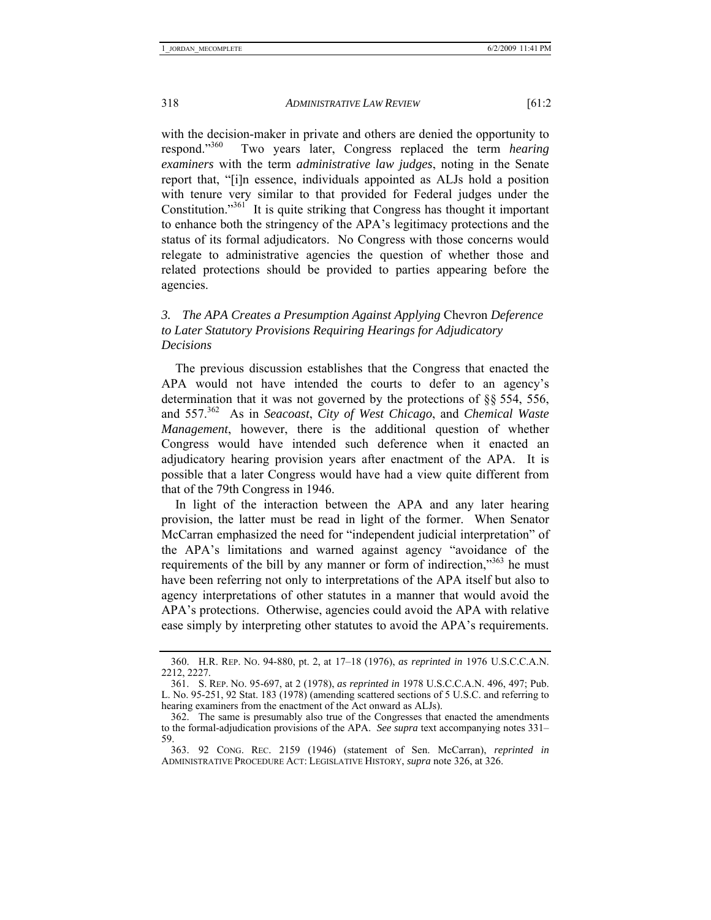with the decision-maker in private and others are denied the opportunity to respond."[360] Two years later, Congress replaced the term *hearing examiners* with the term *administrative law judges*, noting in the Senate report that, "[i]n essence, individuals appointed as ALJs hold a position with tenure very similar to that provided for Federal judges under the Constitution."[361] It is quite striking that Congress has thought it important to enhance both the stringency of the APA's legitimacy protections and the status of its formal adjudicators. No Congress with those concerns would relegate to administrative agencies the question of whether those and related protections should be provided to parties appearing before the agencies.

### 3. *The APA Creates a Presumption Against Applying* Chevron *Deference to Later Statutory Provisions Requiring Hearings for Adjudicatory Decisions*

The previous discussion establishes that the Congress that enacted the APA would not have intended the courts to defer to an agency's determination that it was not governed by the protections of §§ 554, 556, and 557.[362] As in *Seacoast*, *City of West Chicago*, and *Chemical Waste Management*, however, there is the additional question of whether Congress would have intended such deference when it enacted an adjudicatory hearing provision years after enactment of the APA. It is possible that a later Congress would have had a view quite different from that of the 79th Congress in 1946.

In light of the interaction between the APA and any later hearing provision, the latter must be read in light of the former. When Senator McCarran emphasized the need for "independent judicial interpretation" of the APA's limitations and warned against agency "avoidance of the requirements of the bill by any manner or form of indirection,"[363] he must have been referring not only to interpretations of the APA itself but also to agency interpretations of other statutes in a manner that would avoid the APA's protections. Otherwise, agencies could avoid the APA with relative ease simply by interpreting other statutes to avoid the APA's requirements.

---

360. H.R. REP. NO. 94-880, pt. 2, at 17–18 (1976), *as reprinted in* 1976 U.S.C.C.A.N. 2212, 2227.

361. S. REP. NO. 95-697, at 2 (1978), *as reprinted in* 1978 U.S.C.C.A.N. 496, 497; Pub. L. No. 95-251, 92 Stat. 183 (1978) (amending scattered sections of 5 U.S.C. and referring to hearing examiners from the enactment of the Act onward as ALJs).

362. The same is presumably also true of the Congresses that enacted the amendments to the formal-adjudication provisions of the APA. *See supra* text accompanying notes 331–59.

363. 92 CONG. REC. 2159 (1946) (statement of Sen. McCarran), *reprinted in* ADMINISTRATIVE PROCEDURE ACT: LEGISLATIVE HISTORY, *supra* note 326, at 326.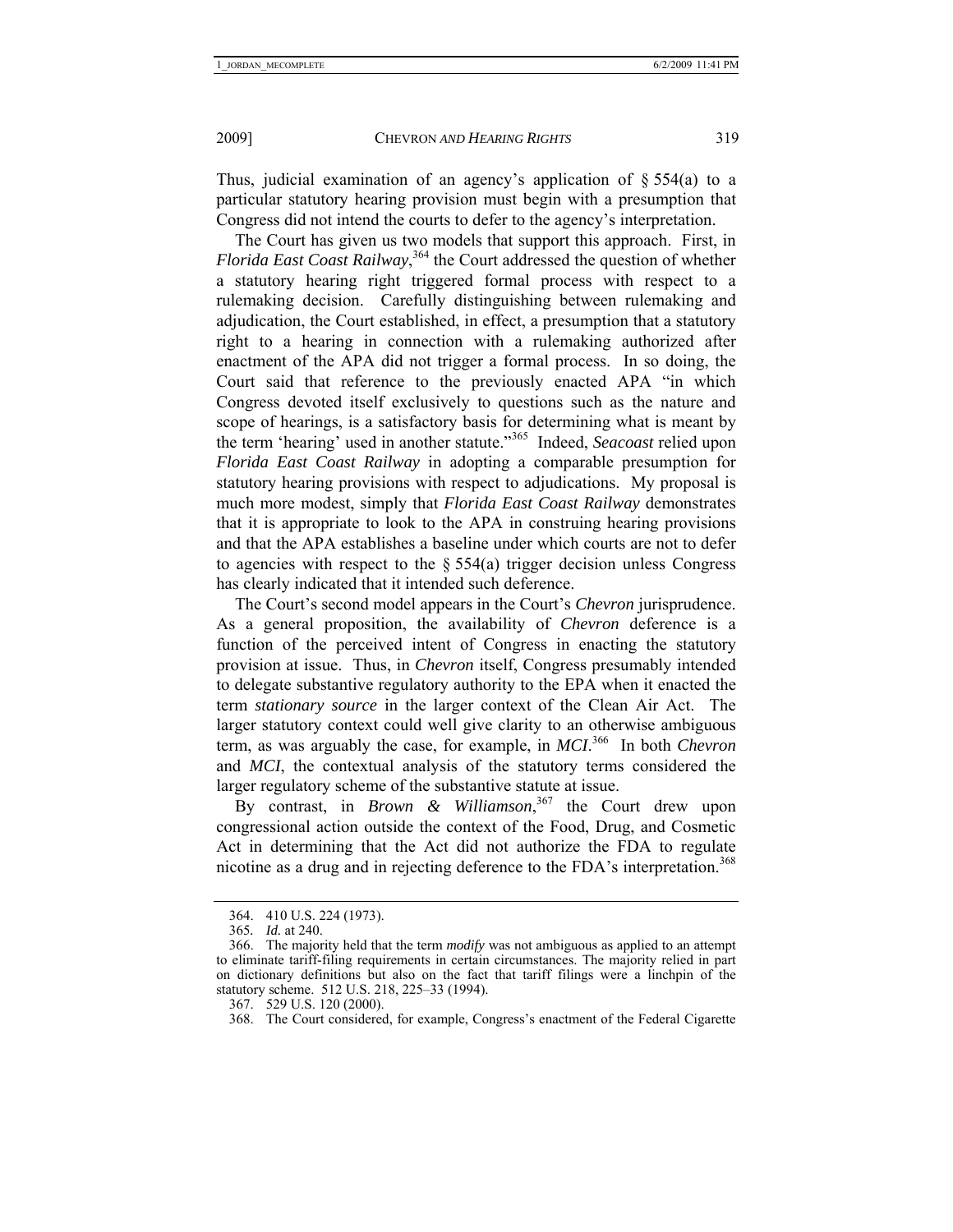Thus, judicial examination of an agency's application of § 554(a) to a particular statutory hearing provision must begin with a presumption that Congress did not intend the courts to defer to the agency's interpretation.

The Court has given us two models that support this approach. First, in *Florida East Coast Railway*,[364] the Court addressed the question of whether a statutory hearing right triggered formal process with respect to a rulemaking decision. Carefully distinguishing between rulemaking and adjudication, the Court established, in effect, a presumption that a statutory right to a hearing in connection with a rulemaking authorized after enactment of the APA did not trigger a formal process. In so doing, the Court said that reference to the previously enacted APA "in which Congress devoted itself exclusively to questions such as the nature and scope of hearings, is a satisfactory basis for determining what is meant by the term 'hearing' used in another statute."[365] Indeed, *Seacoast* relied upon *Florida East Coast Railway* in adopting a comparable presumption for statutory hearing provisions with respect to adjudications. My proposal is much more modest, simply that *Florida East Coast Railway* demonstrates that it is appropriate to look to the APA in construing hearing provisions and that the APA establishes a baseline under which courts are not to defer to agencies with respect to the § 554(a) trigger decision unless Congress has clearly indicated that it intended such deference.

The Court's second model appears in the Court's *Chevron* jurisprudence. As a general proposition, the availability of *Chevron* deference is a function of the perceived intent of Congress in enacting the statutory provision at issue. Thus, in *Chevron* itself, Congress presumably intended to delegate substantive regulatory authority to the EPA when it enacted the term *stationary source* in the larger context of the Clean Air Act. The larger statutory context could well give clarity to an otherwise ambiguous term, as was arguably the case, for example, in *MCI*.[366] In both *Chevron* and *MCI*, the contextual analysis of the statutory terms considered the larger regulatory scheme of the substantive statute at issue.

By contrast, in *Brown & Williamson*,[367] the Court drew upon congressional action outside the context of the Food, Drug, and Cosmetic Act in determining that the Act did not authorize the FDA to regulate nicotine as a drug and in rejecting deference to the FDA's interpretation.[368]

---

364. 410 U.S. 224 (1973).

365. *Id.* at 240.

366. The majority held that the term *modify* was not ambiguous as applied to an attempt to eliminate tariff-filing requirements in certain circumstances. The majority relied in part on dictionary definitions but also on the fact that tariff filings were a linchpin of the statutory scheme. 512 U.S. 218, 225–33 (1994).

367. 529 U.S. 120 (2000).

368. The Court considered, for example, Congress's enactment of the Federal Cigarette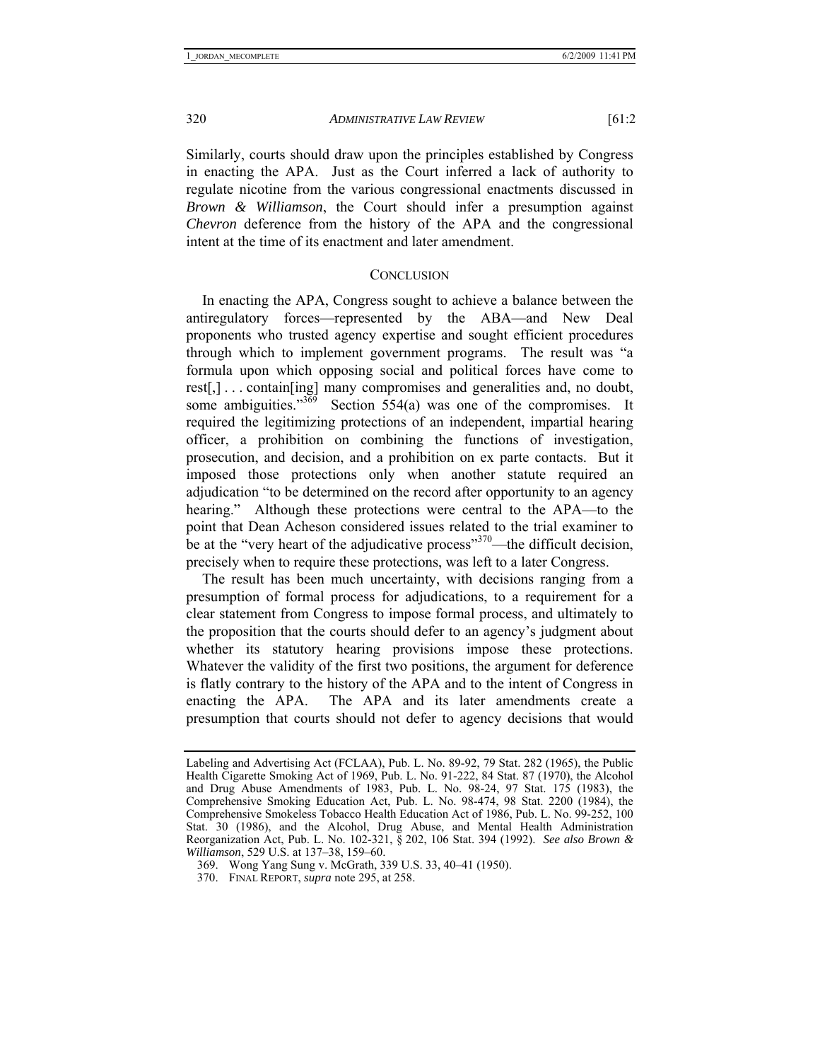Similarly, courts should draw upon the principles established by Congress in enacting the APA. Just as the Court inferred a lack of authority to regulate nicotine from the various congressional enactments discussed in *Brown & Williamson*, the Court should infer a presumption against *Chevron* deference from the history of the APA and the congressional intent at the time of its enactment and later amendment.

## CONCLUSION

In enacting the APA, Congress sought to achieve a balance between the antiregulatory forces—represented by the ABA—and New Deal proponents who trusted agency expertise and sought efficient procedures through which to implement government programs. The result was "a formula upon which opposing social and political forces have come to rest[,] . . . contain[ing] many compromises and generalities and, no doubt, some ambiguities."[369] Section 554(a) was one of the compromises. It required the legitimizing protections of an independent, impartial hearing officer, a prohibition on combining the functions of investigation, prosecution, and decision, and a prohibition on ex parte contacts. But it imposed those protections only when another statute required an adjudication "to be determined on the record after opportunity to an agency hearing." Although these protections were central to the APA—to the point that Dean Acheson considered issues related to the trial examiner to be at the "very heart of the adjudicative process"[370]—the difficult decision, precisely when to require these protections, was left to a later Congress.

The result has been much uncertainty, with decisions ranging from a presumption of formal process for adjudications, to a requirement for a clear statement from Congress to impose formal process, and ultimately to the proposition that the courts should defer to an agency's judgment about whether its statutory hearing provisions impose these protections. Whatever the validity of the first two positions, the argument for deference is flatly contrary to the history of the APA and to the intent of Congress in enacting the APA. The APA and its later amendments create a presumption that courts should not defer to agency decisions that would

---

Labeling and Advertising Act (FCLAA), Pub. L. No. 89-92, 79 Stat. 282 (1965), the Public Health Cigarette Smoking Act of 1969, Pub. L. No. 91-222, 84 Stat. 87 (1970), the Alcohol and Drug Abuse Amendments of 1983, Pub. L. No. 98-24, 97 Stat. 175 (1983), the Comprehensive Smoking Education Act, Pub. L. No. 98-474, 98 Stat. 2200 (1984), the Comprehensive Smokeless Tobacco Health Education Act of 1986, Pub. L. No. 99-252, 100 Stat. 30 (1986), and the Alcohol, Drug Abuse, and Mental Health Administration Reorganization Act, Pub. L. No. 102-321, § 202, 106 Stat. 394 (1992). *See also Brown & Williamson*, 529 U.S. at 137–38, 159–60.

369. Wong Yang Sung v. McGrath, 339 U.S. 33, 40–41 (1950).

370. FINAL REPORT, *supra* note 295, at 258.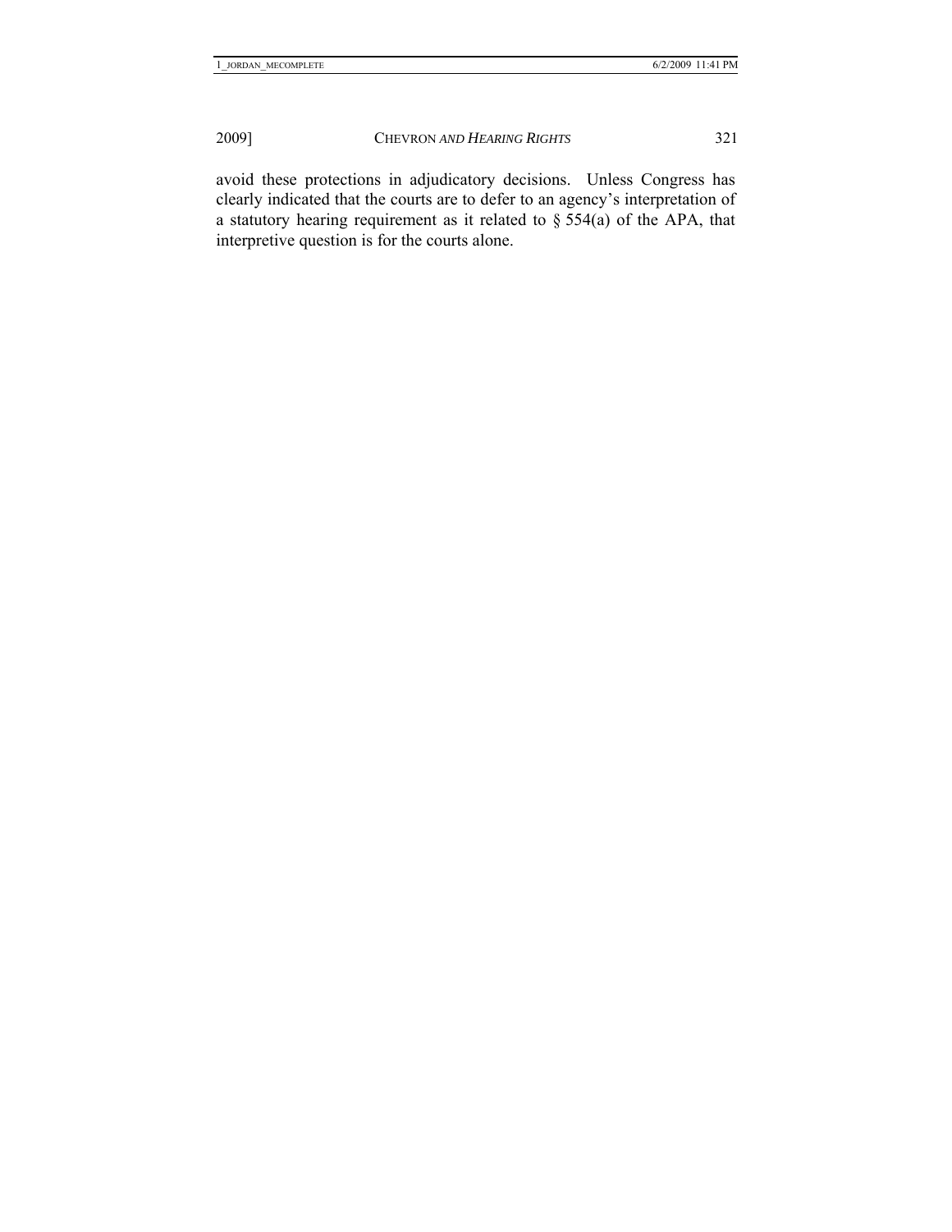avoid these protections in adjudicatory decisions. Unless Congress has clearly indicated that the courts are to defer to an agency's interpretation of a statutory hearing requirement as it related to § 554(a) of the APA, that interpretive question is for the courts alone.